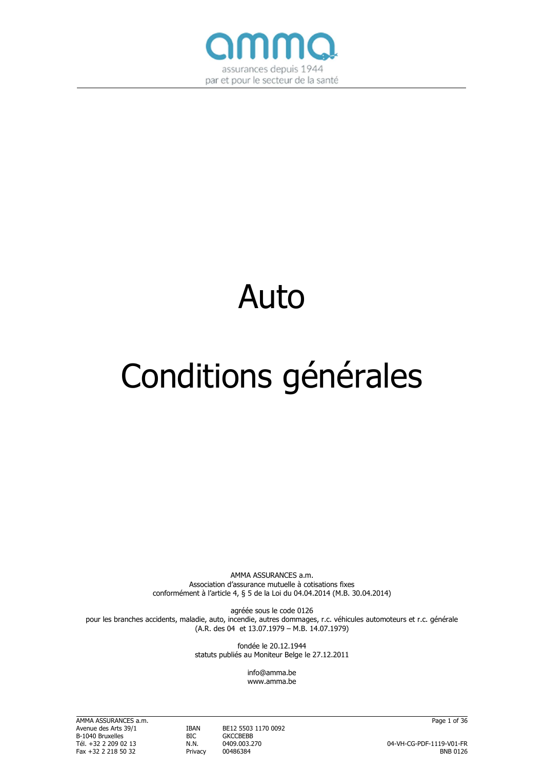amma

assurances depuis 1944
par et pour le secteur de la santé

# Auto

# Conditions générales

AMMA ASSURANCES a.m.
Association d'assurance mutuelle à cotisations fixes
conformément à l'article 4, § 5 de la Loi du 04.04.2014 (M.B. 30.04.2014)

agréée sous le code 0126
pour les branches accidents, maladie, auto, incendie, autres dommages, r.c. véhicules automoteurs et r.c. générale
(A.R. des 04 et 13.07.1979 – M.B. 14.07.1979)

fondée le 20.12.1944
statuts publiés au Moniteur Belge le 27.12.2011

info@amma.be
www.amma.be

AMMA ASSURANCES a.m.
Avenue des Arts 39/1
B-1040 Bruxelles
Tél. +32 2 209 02 13
Fax +32 2 218 50 32

IBAN BE12 5503 1170 0092
BIC GKCCBEBB
N.N. 0409.003.270
Privacy 00486384

04-VH-CG-PDF-1119-V01-FR
BNB 0126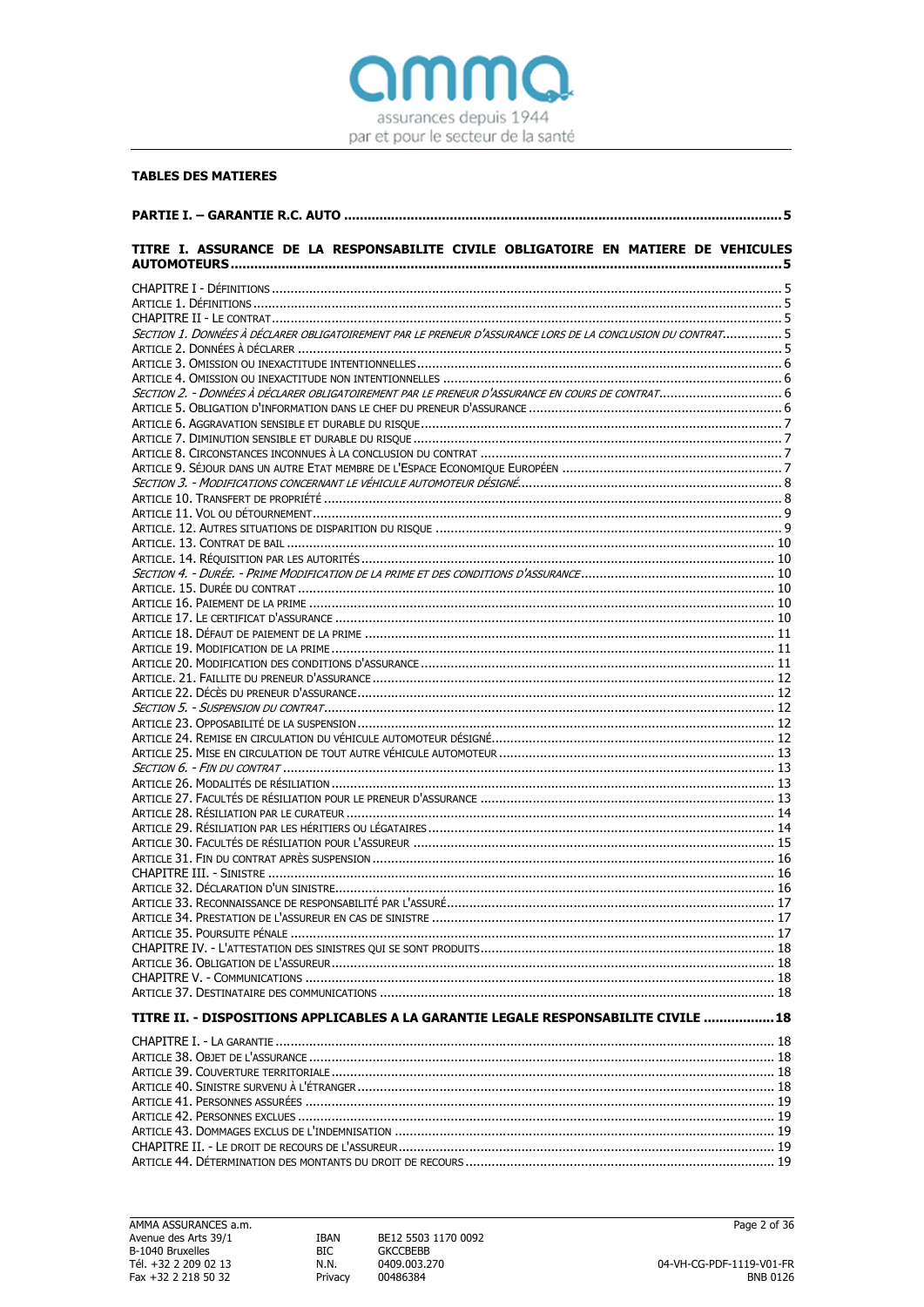**TABLES DES MATIERES**

**PARTIE I. – GARANTIE R.C. AUTO** ..... 5

**TITRE I. ASSURANCE DE LA RESPONSABILITE CIVILE OBLIGATOIRE EN MATIERE DE VEHICULES AUTOMOTEURS** ..... 5

CHAPITRE I - DÉFINITIONS ..... 5
ARTICLE 1. DÉFINITIONS ..... 5
CHAPITRE II - LE CONTRAT ..... 5
*SECTION 1. DONNÉES À DÉCLARER OBLIGATOIREMENT PAR LE PRENEUR D'ASSURANCE LORS DE LA CONCLUSION DU CONTRAT* ..... 5
ARTICLE 2. DONNÉES À DÉCLARER ..... 5
ARTICLE 3. OMISSION OU INEXACTITUDE INTENTIONNELLES ..... 6
ARTICLE 4. OMISSION OU INEXACTITUDE NON INTENTIONNELLES ..... 6
*SECTION 2. - DONNÉES À DÉCLARER OBLIGATOIREMENT PAR LE PRENEUR D'ASSURANCE EN COURS DE CONTRAT* ..... 6
ARTICLE 5. OBLIGATION D'INFORMATION DANS LE CHEF DU PRENEUR D'ASSURANCE ..... 6
ARTICLE 6. AGGRAVATION SENSIBLE ET DURABLE DU RISQUE ..... 7
ARTICLE 7. DIMINUTION SENSIBLE ET DURABLE DU RISQUE ..... 7
ARTICLE 8. CIRCONSTANCES INCONNUES À LA CONCLUSION DU CONTRAT ..... 7
ARTICLE 9. SÉJOUR DANS UN AUTRE ETAT MEMBRE DE L'ESPACE ECONOMIQUE EUROPÉEN ..... 7
*SECTION 3. - MODIFICATIONS CONCERNANT LE VÉHICULE AUTOMOTEUR DÉSIGNÉ* ..... 8
ARTICLE 10. TRANSFERT DE PROPRIÉTÉ ..... 8
ARTICLE 11. VOL OU DÉTOURNEMENT ..... 9
ARTICLE. 12. AUTRES SITUATIONS DE DISPARITION DU RISQUE ..... 9
ARTICLE. 13. CONTRAT DE BAIL ..... 10
ARTICLE. 14. RÉQUISITION PAR LES AUTORITÉS ..... 10
*SECTION 4. - DURÉE. - PRIME MODIFICATION DE LA PRIME ET DES CONDITIONS D'ASSURANCE* ..... 10
ARTICLE. 15. DURÉE DU CONTRAT ..... 10
ARTICLE 16. PAIEMENT DE LA PRIME ..... 10
ARTICLE 17. LE CERTIFICAT D'ASSURANCE ..... 10
ARTICLE 18. DÉFAUT DE PAIEMENT DE LA PRIME ..... 11
ARTICLE 19. MODIFICATION DE LA PRIME ..... 11
ARTICLE 20. MODIFICATION DES CONDITIONS D'ASSURANCE ..... 11
ARTICLE. 21. FAILLITE DU PRENEUR D'ASSURANCE ..... 12
ARTICLE 22. DÉCÈS DU PRENEUR D'ASSURANCE ..... 12
*SECTION 5. - SUSPENSION DU CONTRAT* ..... 12
ARTICLE 23. OPPOSABILITÉ DE LA SUSPENSION ..... 12
ARTICLE 24. REMISE EN CIRCULATION DU VÉHICULE AUTOMOTEUR DÉSIGNÉ ..... 12
ARTICLE 25. MISE EN CIRCULATION DE TOUT AUTRE VÉHICULE AUTOMOTEUR ..... 13
*SECTION 6. - FIN DU CONTRAT* ..... 13
ARTICLE 26. MODALITÉS DE RÉSILIATION ..... 13
ARTICLE 27. FACULTÉS DE RÉSILIATION POUR LE PRENEUR D'ASSURANCE ..... 13
ARTICLE 28. RÉSILIATION PAR LE CURATEUR ..... 14
ARTICLE 29. RÉSILIATION PAR LES HÉRITIERS OU LÉGATAIRES ..... 14
ARTICLE 30. FACULTÉS DE RÉSILIATION POUR L'ASSUREUR ..... 15
ARTICLE 31. FIN DU CONTRAT APRÈS SUSPENSION ..... 16
CHAPITRE III. - SINISTRE ..... 16
ARTICLE 32. DÉCLARATION D'UN SINISTRE ..... 16
ARTICLE 33. RECONNAISSANCE DE RESPONSABILITÉ PAR L'ASSURÉ ..... 17
ARTICLE 34. PRESTATION DE L'ASSUREUR EN CAS DE SINISTRE ..... 17
ARTICLE 35. POURSUITE PÉNALE ..... 17
CHAPITRE IV. - L'ATTESTATION DES SINISTRES QUI SE SONT PRODUITS ..... 18
ARTICLE 36. OBLIGATION DE L'ASSUREUR ..... 18
CHAPITRE V. - COMMUNICATIONS ..... 18
ARTICLE 37. DESTINATAIRE DES COMMUNICATIONS ..... 18

**TITRE II. - DISPOSITIONS APPLICABLES A LA GARANTIE LEGALE RESPONSABILITE CIVILE** ..... 18

CHAPITRE I. - LA GARANTIE ..... 18
ARTICLE 38. OBJET DE L'ASSURANCE ..... 18
ARTICLE 39. COUVERTURE TERRITORIALE ..... 18
ARTICLE 40. SINISTRE SURVENU À L'ÉTRANGER ..... 18
ARTICLE 41. PERSONNES ASSURÉES ..... 19
ARTICLE 42. PERSONNES EXCLUES ..... 19
ARTICLE 43. DOMMAGES EXCLUS DE L'INDEMNISATION ..... 19
CHAPITRE II. - LE DROIT DE RECOURS DE L'ASSUREUR ..... 19
ARTICLE 44. DÉTERMINATION DES MONTANTS DU DROIT DE RECOURS ..... 19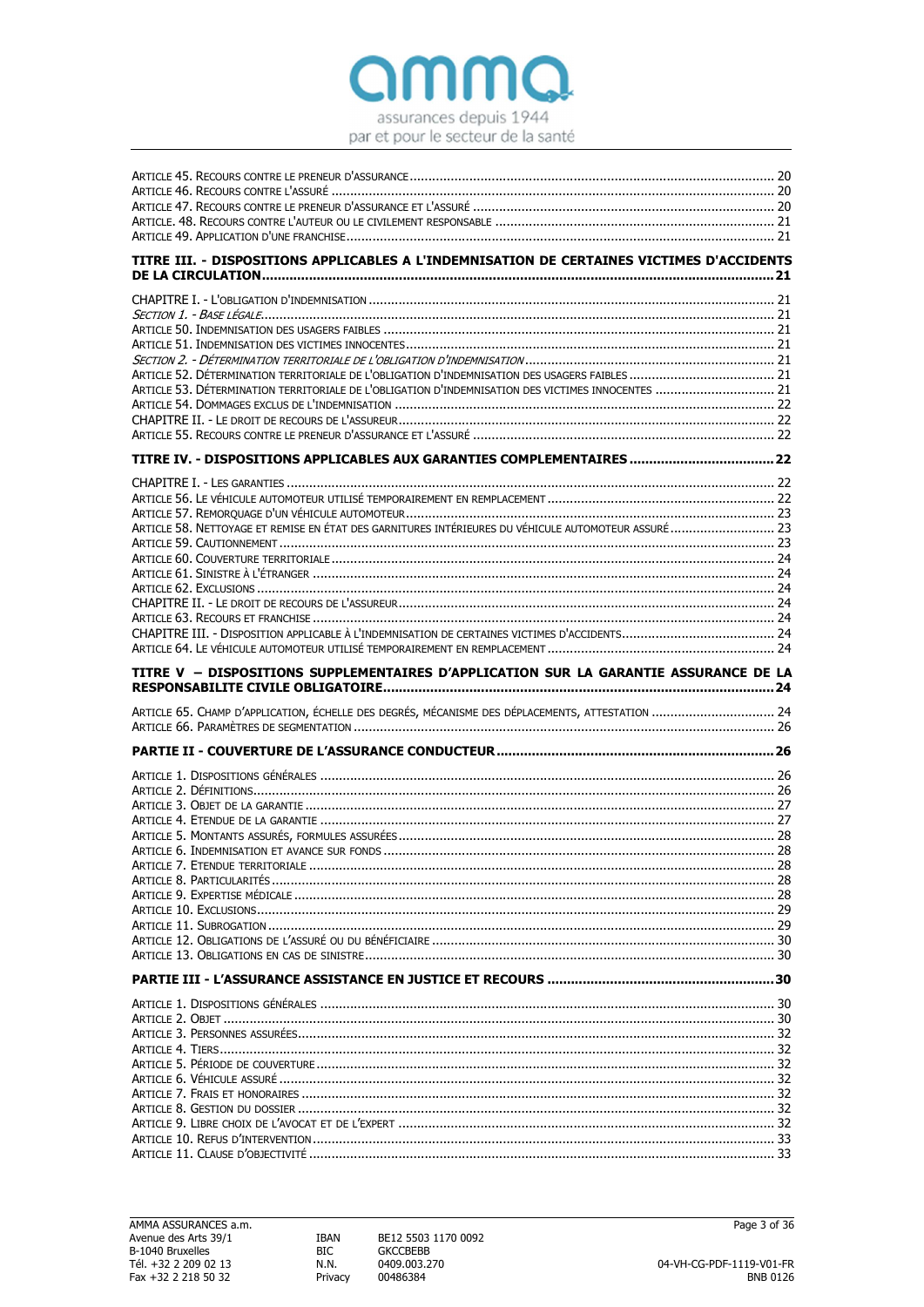ARTICLE 45. RECOURS CONTRE LE PRENEUR D'ASSURANCE .......... 20
ARTICLE 46. RECOURS CONTRE L'ASSURÉ .......... 20
ARTICLE 47. RECOURS CONTRE LE PRENEUR D'ASSURANCE ET L'ASSURÉ .......... 20
ARTICLE. 48. RECOURS CONTRE L'AUTEUR OU LE CIVILEMENT RESPONSABLE .......... 21
ARTICLE 49. APPLICATION D'UNE FRANCHISE .......... 21

**TITRE III. - DISPOSITIONS APPLICABLES A L'INDEMNISATION DE CERTAINES VICTIMES D'ACCIDENTS DE LA CIRCULATION .......... 21**

CHAPITRE I. - L'OBLIGATION D'INDEMNISATION .......... 21
*SECTION 1. - BASE LÉGALE* .......... 21
ARTICLE 50. INDEMNISATION DES USAGERS FAIBLES .......... 21
ARTICLE 51. INDEMNISATION DES VICTIMES INNOCENTES .......... 21
*SECTION 2. - DÉTERMINATION TERRITORIALE DE L'OBLIGATION D'INDEMNISATION* .......... 21
ARTICLE 52. DÉTERMINATION TERRITORIALE DE L'OBLIGATION D'INDEMNISATION DES USAGERS FAIBLES .......... 21
ARTICLE 53. DÉTERMINATION TERRITORIALE DE L'OBLIGATION D'INDEMNISATION DES VICTIMES INNOCENTES .......... 21
ARTICLE 54. DOMMAGES EXCLUS DE L'INDEMNISATION .......... 22
CHAPITRE II. - LE DROIT DE RECOURS DE L'ASSUREUR .......... 22
ARTICLE 55. RECOURS CONTRE LE PRENEUR D'ASSURANCE ET L'ASSURÉ .......... 22

**TITRE IV. - DISPOSITIONS APPLICABLES AUX GARANTIES COMPLEMENTAIRES .......... 22**

CHAPITRE I. - LES GARANTIES .......... 22
ARTICLE 56. LE VÉHICULE AUTOMOTEUR UTILISÉ TEMPORAIREMENT EN REMPLACEMENT .......... 22
ARTICLE 57. REMORQUAGE D'UN VÉHICULE AUTOMOTEUR .......... 23
ARTICLE 58. NETTOYAGE ET REMISE EN ÉTAT DES GARNITURES INTÉRIEURES DU VÉHICULE AUTOMOTEUR ASSURÉ .......... 23
ARTICLE 59. CAUTIONNEMENT .......... 23
ARTICLE 60. COUVERTURE TERRITORIALE .......... 24
ARTICLE 61. SINISTRE À L'ÉTRANGER .......... 24
ARTICLE 62. EXCLUSIONS .......... 24
CHAPITRE II. - LE DROIT DE RECOURS DE L'ASSUREUR .......... 24
ARTICLE 63. RECOURS ET FRANCHISE .......... 24
CHAPITRE III. - DISPOSITION APPLICABLE À L'INDEMNISATION DE CERTAINES VICTIMES D'ACCIDENTS .......... 24
ARTICLE 64. LE VÉHICULE AUTOMOTEUR UTILISÉ TEMPORAIREMENT EN REMPLACEMENT .......... 24

**TITRE V – DISPOSITIONS SUPPLEMENTAIRES D'APPLICATION SUR LA GARANTIE ASSURANCE DE LA RESPONSABILITE CIVILE OBLIGATOIRE .......... 24**

ARTICLE 65. CHAMP D'APPLICATION, ÉCHELLE DES DEGRÉS, MÉCANISME DES DÉPLACEMENTS, ATTESTATION .......... 24
ARTICLE 66. PARAMÈTRES DE SEGMENTATION .......... 26

**PARTIE II - COUVERTURE DE L'ASSURANCE CONDUCTEUR .......... 26**

ARTICLE 1. DISPOSITIONS GÉNÉRALES .......... 26
ARTICLE 2. DÉFINITIONS .......... 26
ARTICLE 3. OBJET DE LA GARANTIE .......... 27
ARTICLE 4. ETENDUE DE LA GARANTIE .......... 27
ARTICLE 5. MONTANTS ASSURÉS, FORMULES ASSURÉES .......... 28
ARTICLE 6. INDEMNISATION ET AVANCE SUR FONDS .......... 28
ARTICLE 7. ETENDUE TERRITORIALE .......... 28
ARTICLE 8. PARTICULARITÉS .......... 28
ARTICLE 9. EXPERTISE MÉDICALE .......... 28
ARTICLE 10. EXCLUSIONS .......... 29
ARTICLE 11. SUBROGATION .......... 29
ARTICLE 12. OBLIGATIONS DE L'ASSURÉ OU DU BÉNÉFICIAIRE .......... 30
ARTICLE 13. OBLIGATIONS EN CAS DE SINISTRE .......... 30

**PARTIE III - L'ASSURANCE ASSISTANCE EN JUSTICE ET RECOURS .......... 30**

ARTICLE 1. DISPOSITIONS GÉNÉRALES .......... 30
ARTICLE 2. OBJET .......... 30
ARTICLE 3. PERSONNES ASSURÉES .......... 32
ARTICLE 4. TIERS .......... 32
ARTICLE 5. PÉRIODE DE COUVERTURE .......... 32
ARTICLE 6. VÉHICULE ASSURÉ .......... 32
ARTICLE 7. FRAIS ET HONORAIRES .......... 32
ARTICLE 8. GESTION DU DOSSIER .......... 32
ARTICLE 9. LIBRE CHOIX DE L'AVOCAT ET DE L'EXPERT .......... 32
ARTICLE 10. REFUS D'INTERVENTION .......... 33
ARTICLE 11. CLAUSE D'OBJECTIVITÉ .......... 33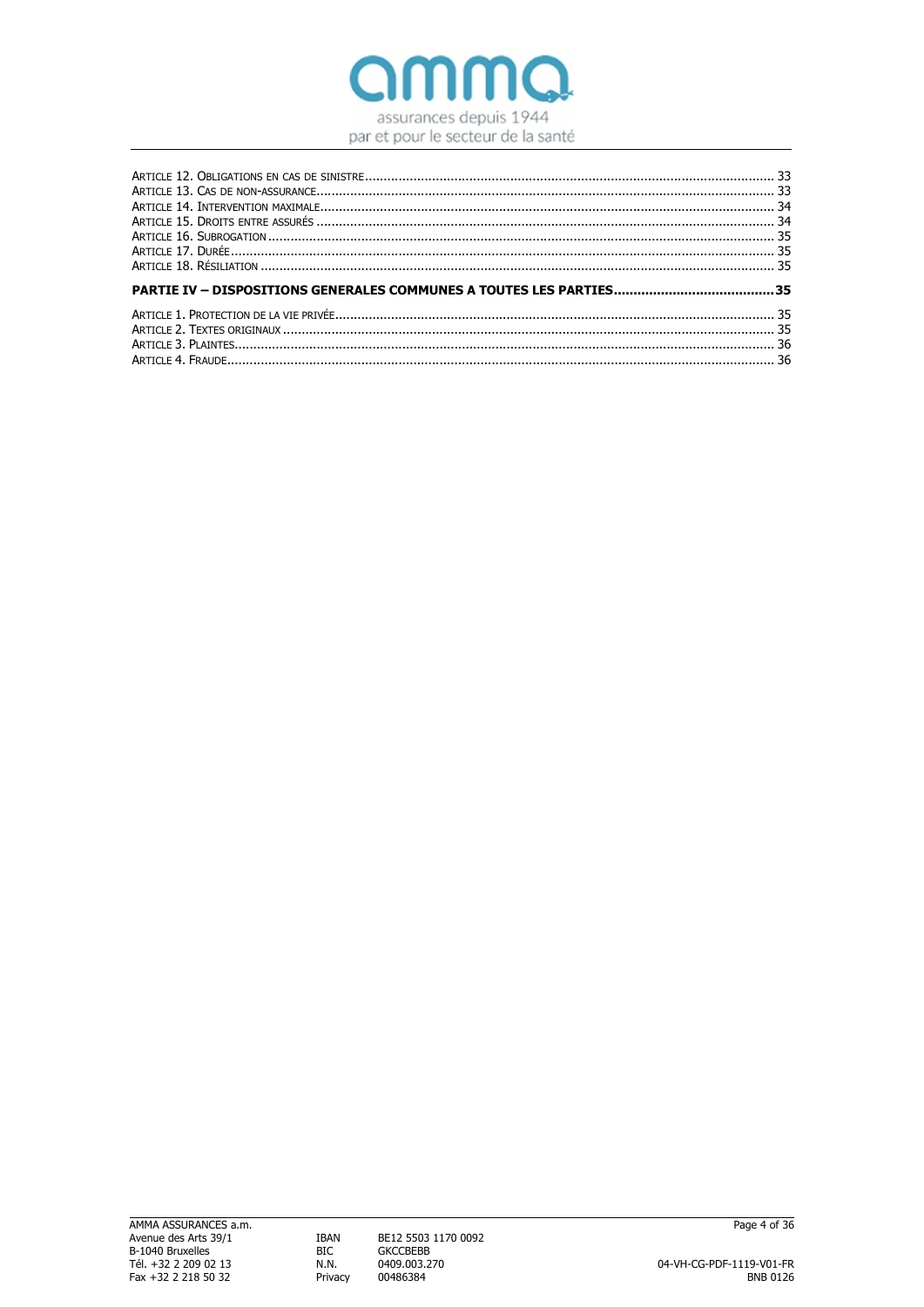Article 12. Obligations en cas de sinistre ........ 33
Article 13. Cas de non-assurance ........ 33
Article 14. Intervention maximale ........ 34
Article 15. Droits entre assurés ........ 34
Article 16. Subrogation ........ 35
Article 17. Durée ........ 35
Article 18. Résiliation ........ 35

**PARTIE IV – DISPOSITIONS GENERALES COMMUNES A TOUTES LES PARTIES ........ 35**

Article 1. Protection de la vie privée ........ 35
Article 2. Textes originaux ........ 35
Article 3. Plaintes ........ 36
Article 4. Fraude ........ 36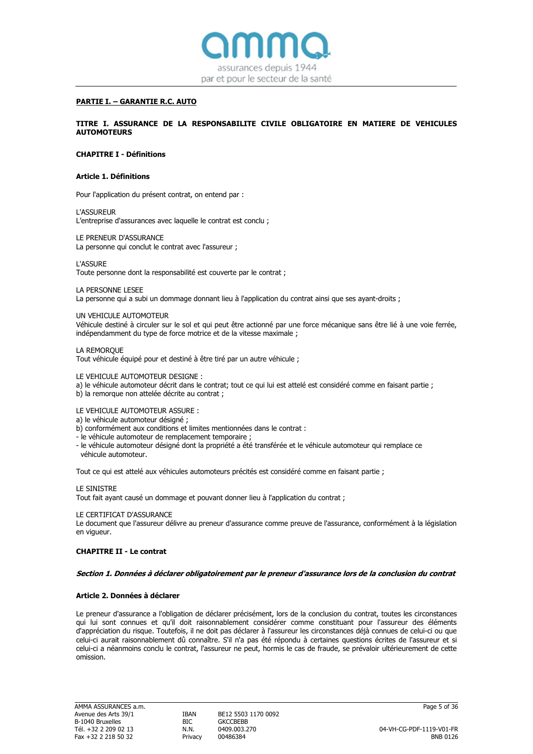## PARTIE I. – GARANTIE R.C. AUTO

### TITRE I. ASSURANCE DE LA RESPONSABILITE CIVILE OBLIGATOIRE EN MATIERE DE VEHICULES AUTOMOTEURS

### CHAPITRE I - Définitions

#### Article 1. Définitions

Pour l'application du présent contrat, on entend par :

L'ASSUREUR
L'entreprise d'assurances avec laquelle le contrat est conclu ;

LE PRENEUR D'ASSURANCE
La personne qui conclut le contrat avec l'assureur ;

L'ASSURE
Toute personne dont la responsabilité est couverte par le contrat ;

LA PERSONNE LESEE
La personne qui a subi un dommage donnant lieu à l'application du contrat ainsi que ses ayant-droits ;

UN VEHICULE AUTOMOTEUR
Véhicule destiné à circuler sur le sol et qui peut être actionné par une force mécanique sans être lié à une voie ferrée, indépendamment du type de force motrice et de la vitesse maximale ;

LA REMORQUE
Tout véhicule équipé pour et destiné à être tiré par un autre véhicule ;

LE VEHICULE AUTOMOTEUR DESIGNE :
a) le véhicule automoteur décrit dans le contrat; tout ce qui lui est attelé est considéré comme en faisant partie ;
b) la remorque non attelée décrite au contrat ;

LE VEHICULE AUTOMOTEUR ASSURE :
a) le véhicule automoteur désigné ;
b) conformément aux conditions et limites mentionnées dans le contrat :
- le véhicule automoteur de remplacement temporaire ;
- le véhicule automoteur désigné dont la propriété a été transférée et le véhicule automoteur qui remplace ce véhicule automoteur.

Tout ce qui est attelé aux véhicules automoteurs précités est considéré comme en faisant partie ;

LE SINISTRE
Tout fait ayant causé un dommage et pouvant donner lieu à l'application du contrat ;

LE CERTIFICAT D'ASSURANCE
Le document que l'assureur délivre au preneur d'assurance comme preuve de l'assurance, conformément à la législation en vigueur.

### CHAPITRE II - Le contrat

***Section 1. Données à déclarer obligatoirement par le preneur d'assurance lors de la conclusion du contrat***

#### Article 2. Données à déclarer

Le preneur d'assurance a l'obligation de déclarer précisément, lors de la conclusion du contrat, toutes les circonstances qui lui sont connues et qu'il doit raisonnablement considérer comme constituant pour l'assureur des éléments d'appréciation du risque. Toutefois, il ne doit pas déclarer à l'assureur les circonstances déjà connues de celui-ci ou que celui-ci aurait raisonnablement dû connaître. S'il n'a pas été répondu à certaines questions écrites de l'assureur et si celui-ci a néanmoins conclu le contrat, l'assureur ne peut, hormis le cas de fraude, se prévaloir ultérieurement de cette omission.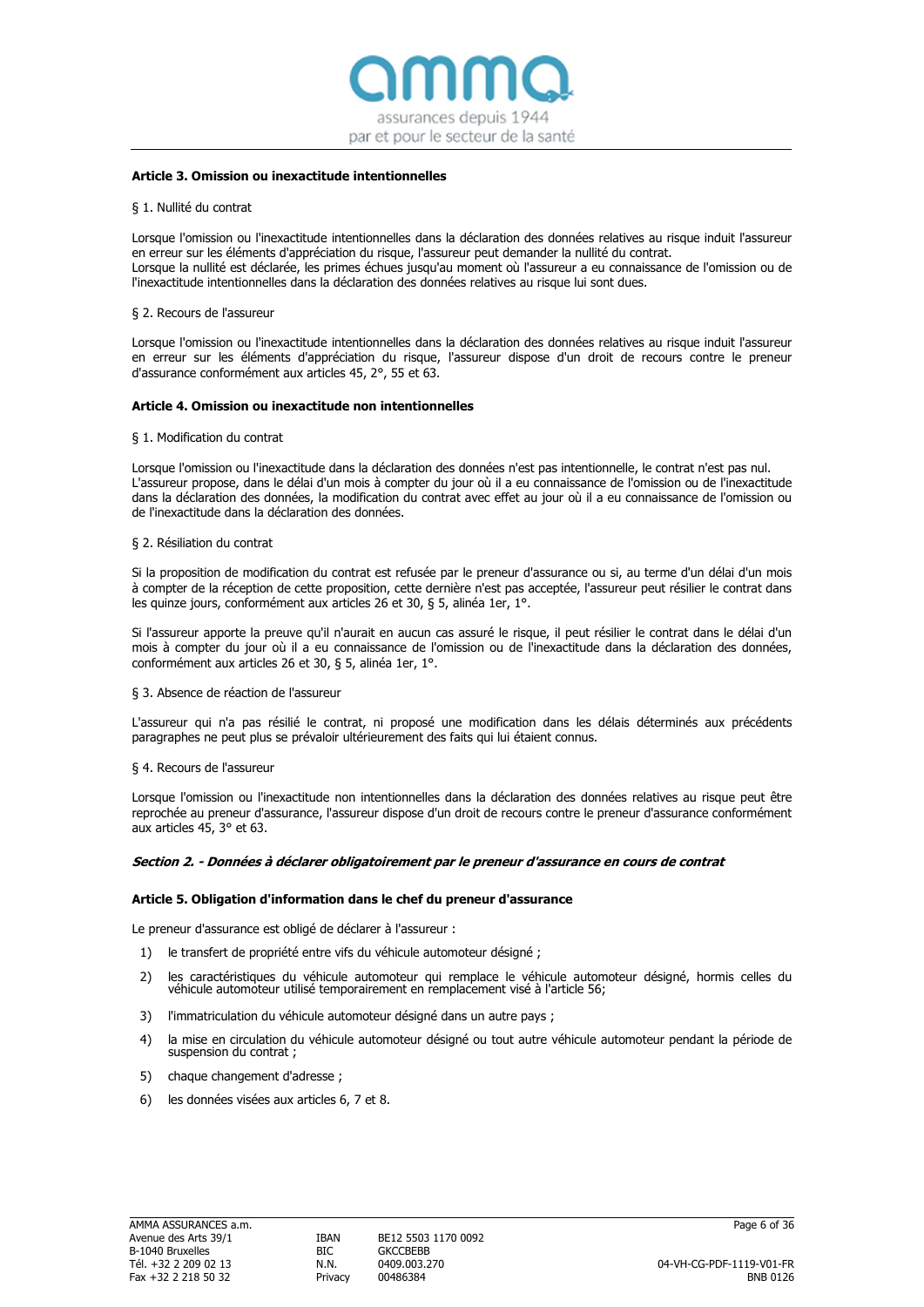### Article 3. Omission ou inexactitude intentionnelles

§ 1. Nullité du contrat

Lorsque l'omission ou l'inexactitude intentionnelles dans la déclaration des données relatives au risque induit l'assureur en erreur sur les éléments d'appréciation du risque, l'assureur peut demander la nullité du contrat.
Lorsque la nullité est déclarée, les primes échues jusqu'au moment où l'assureur a eu connaissance de l'omission ou de l'inexactitude intentionnelles dans la déclaration des données relatives au risque lui sont dues.

§ 2. Recours de l'assureur

Lorsque l'omission ou l'inexactitude intentionnelles dans la déclaration des données relatives au risque induit l'assureur en erreur sur les éléments d'appréciation du risque, l'assureur dispose d'un droit de recours contre le preneur d'assurance conformément aux articles 45, 2°, 55 et 63.

### Article 4. Omission ou inexactitude non intentionnelles

§ 1. Modification du contrat

Lorsque l'omission ou l'inexactitude dans la déclaration des données n'est pas intentionnelle, le contrat n'est pas nul.
L'assureur propose, dans le délai d'un mois à compter du jour où il a eu connaissance de l'omission ou de l'inexactitude dans la déclaration des données, la modification du contrat avec effet au jour où il a eu connaissance de l'omission ou de l'inexactitude dans la déclaration des données.

§ 2. Résiliation du contrat

Si la proposition de modification du contrat est refusée par le preneur d'assurance ou si, au terme d'un délai d'un mois à compter de la réception de cette proposition, cette dernière n'est pas acceptée, l'assureur peut résilier le contrat dans les quinze jours, conformément aux articles 26 et 30, § 5, alinéa 1er, 1°.

Si l'assureur apporte la preuve qu'il n'aurait en aucun cas assuré le risque, il peut résilier le contrat dans le délai d'un mois à compter du jour où il a eu connaissance de l'omission ou de l'inexactitude dans la déclaration des données, conformément aux articles 26 et 30, § 5, alinéa 1er, 1°.

§ 3. Absence de réaction de l'assureur

L'assureur qui n'a pas résilié le contrat, ni proposé une modification dans les délais déterminés aux précédents paragraphes ne peut plus se prévaloir ultérieurement des faits qui lui étaient connus.

§ 4. Recours de l'assureur

Lorsque l'omission ou l'inexactitude non intentionnelles dans la déclaration des données relatives au risque peut être reprochée au preneur d'assurance, l'assureur dispose d'un droit de recours contre le preneur d'assurance conformément aux articles 45, 3° et 63.

## *Section 2. - Données à déclarer obligatoirement par le preneur d'assurance en cours de contrat*

### Article 5. Obligation d'information dans le chef du preneur d'assurance

Le preneur d'assurance est obligé de déclarer à l'assureur :

1) le transfert de propriété entre vifs du véhicule automoteur désigné ;
2) les caractéristiques du véhicule automoteur qui remplace le véhicule automoteur désigné, hormis celles du véhicule automoteur utilisé temporairement en remplacement visé à l'article 56;
3) l'immatriculation du véhicule automoteur désigné dans un autre pays ;
4) la mise en circulation du véhicule automoteur désigné ou tout autre véhicule automoteur pendant la période de suspension du contrat ;
5) chaque changement d'adresse ;
6) les données visées aux articles 6, 7 et 8.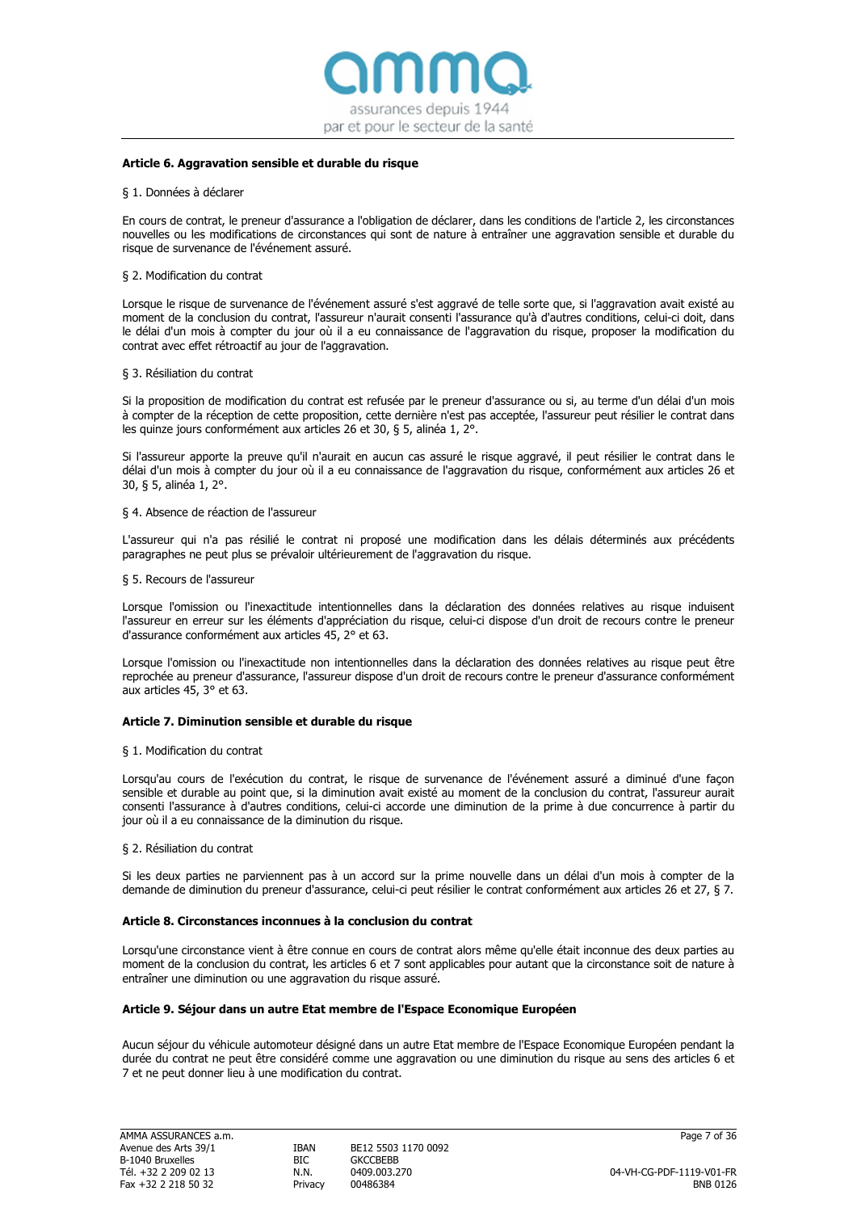## Article 6. Aggravation sensible et durable du risque

§ 1. Données à déclarer

En cours de contrat, le preneur d'assurance a l'obligation de déclarer, dans les conditions de l'article 2, les circonstances nouvelles ou les modifications de circonstances qui sont de nature à entraîner une aggravation sensible et durable du risque de survenance de l'événement assuré.

§ 2. Modification du contrat

Lorsque le risque de survenance de l'événement assuré s'est aggravé de telle sorte que, si l'aggravation avait existé au moment de la conclusion du contrat, l'assureur n'aurait consenti l'assurance qu'à d'autres conditions, celui-ci doit, dans le délai d'un mois à compter du jour où il a eu connaissance de l'aggravation du risque, proposer la modification du contrat avec effet rétroactif au jour de l'aggravation.

§ 3. Résiliation du contrat

Si la proposition de modification du contrat est refusée par le preneur d'assurance ou si, au terme d'un délai d'un mois à compter de la réception de cette proposition, cette dernière n'est pas acceptée, l'assureur peut résilier le contrat dans les quinze jours conformément aux articles 26 et 30, § 5, alinéa 1, 2°.

Si l'assureur apporte la preuve qu'il n'aurait en aucun cas assuré le risque aggravé, il peut résilier le contrat dans le délai d'un mois à compter du jour où il a eu connaissance de l'aggravation du risque, conformément aux articles 26 et 30, § 5, alinéa 1, 2°.

§ 4. Absence de réaction de l'assureur

L'assureur qui n'a pas résilié le contrat ni proposé une modification dans les délais déterminés aux précédents paragraphes ne peut plus se prévaloir ultérieurement de l'aggravation du risque.

§ 5. Recours de l'assureur

Lorsque l'omission ou l'inexactitude intentionnelles dans la déclaration des données relatives au risque induisent l'assureur en erreur sur les éléments d'appréciation du risque, celui-ci dispose d'un droit de recours contre le preneur d'assurance conformément aux articles 45, 2° et 63.

Lorsque l'omission ou l'inexactitude non intentionnelles dans la déclaration des données relatives au risque peut être reprochée au preneur d'assurance, l'assureur dispose d'un droit de recours contre le preneur d'assurance conformément aux articles 45, 3° et 63.

## Article 7. Diminution sensible et durable du risque

§ 1. Modification du contrat

Lorsqu'au cours de l'exécution du contrat, le risque de survenance de l'événement assuré a diminué d'une façon sensible et durable au point que, si la diminution avait existé au moment de la conclusion du contrat, l'assureur aurait consenti l'assurance à d'autres conditions, celui-ci accorde une diminution de la prime à due concurrence à partir du jour où il a eu connaissance de la diminution du risque.

§ 2. Résiliation du contrat

Si les deux parties ne parviennent pas à un accord sur la prime nouvelle dans un délai d'un mois à compter de la demande de diminution du preneur d'assurance, celui-ci peut résilier le contrat conformément aux articles 26 et 27, § 7.

## Article 8. Circonstances inconnues à la conclusion du contrat

Lorsqu'une circonstance vient à être connue en cours de contrat alors même qu'elle était inconnue des deux parties au moment de la conclusion du contrat, les articles 6 et 7 sont applicables pour autant que la circonstance soit de nature à entraîner une diminution ou une aggravation du risque assuré.

## Article 9. Séjour dans un autre Etat membre de l'Espace Economique Européen

Aucun séjour du véhicule automoteur désigné dans un autre Etat membre de l'Espace Economique Européen pendant la durée du contrat ne peut être considéré comme une aggravation ou une diminution du risque au sens des articles 6 et 7 et ne peut donner lieu à une modification du contrat.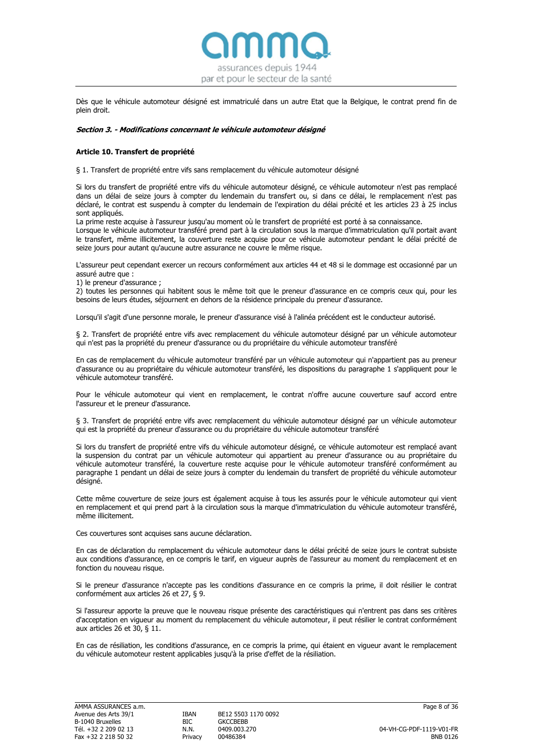Dès que le véhicule automoteur désigné est immatriculé dans un autre Etat que la Belgique, le contrat prend fin de plein droit.

### *Section 3. - Modifications concernant le véhicule automoteur désigné*

#### Article 10. Transfert de propriété

§ 1. Transfert de propriété entre vifs sans remplacement du véhicule automoteur désigné

Si lors du transfert de propriété entre vifs du véhicule automoteur désigné, ce véhicule automoteur n'est pas remplacé dans un délai de seize jours à compter du lendemain du transfert ou, si dans ce délai, le remplacement n'est pas déclaré, le contrat est suspendu à compter du lendemain de l'expiration du délai précité et les articles 23 à 25 inclus sont appliqués.
La prime reste acquise à l'assureur jusqu'au moment où le transfert de propriété est porté à sa connaissance.
Lorsque le véhicule automoteur transféré prend part à la circulation sous la marque d'immatriculation qu'il portait avant le transfert, même illicitement, la couverture reste acquise pour ce véhicule automoteur pendant le délai précité de seize jours pour autant qu'aucune autre assurance ne couvre le même risque.

L'assureur peut cependant exercer un recours conformément aux articles 44 et 48 si le dommage est occasionné par un assuré autre que :
1) le preneur d'assurance ;
2) toutes les personnes qui habitent sous le même toit que le preneur d'assurance en ce compris ceux qui, pour les besoins de leurs études, séjournent en dehors de la résidence principale du preneur d'assurance.

Lorsqu'il s'agit d'une personne morale, le preneur d'assurance visé à l'alinéa précédent est le conducteur autorisé.

§ 2. Transfert de propriété entre vifs avec remplacement du véhicule automoteur désigné par un véhicule automoteur qui n'est pas la propriété du preneur d'assurance ou du propriétaire du véhicule automoteur transféré

En cas de remplacement du véhicule automoteur transféré par un véhicule automoteur qui n'appartient pas au preneur d'assurance ou au propriétaire du véhicule automoteur transféré, les dispositions du paragraphe 1 s'appliquent pour le véhicule automoteur transféré.

Pour le véhicule automoteur qui vient en remplacement, le contrat n'offre aucune couverture sauf accord entre l'assureur et le preneur d'assurance.

§ 3. Transfert de propriété entre vifs avec remplacement du véhicule automoteur désigné par un véhicule automoteur qui est la propriété du preneur d'assurance ou du propriétaire du véhicule automoteur transféré

Si lors du transfert de propriété entre vifs du véhicule automoteur désigné, ce véhicule automoteur est remplacé avant la suspension du contrat par un véhicule automoteur qui appartient au preneur d'assurance ou au propriétaire du véhicule automoteur transféré, la couverture reste acquise pour le véhicule automoteur transféré conformément au paragraphe 1 pendant un délai de seize jours à compter du lendemain du transfert de propriété du véhicule automoteur désigné.

Cette même couverture de seize jours est également acquise à tous les assurés pour le véhicule automoteur qui vient en remplacement et qui prend part à la circulation sous la marque d'immatriculation du véhicule automoteur transféré, même illicitement.

Ces couvertures sont acquises sans aucune déclaration.

En cas de déclaration du remplacement du véhicule automoteur dans le délai précité de seize jours le contrat subsiste aux conditions d'assurance, en ce compris le tarif, en vigueur auprès de l'assureur au moment du remplacement et en fonction du nouveau risque.

Si le preneur d'assurance n'accepte pas les conditions d'assurance en ce compris la prime, il doit résilier le contrat conformément aux articles 26 et 27, § 9.

Si l'assureur apporte la preuve que le nouveau risque présente des caractéristiques qui n'entrent pas dans ses critères d'acceptation en vigueur au moment du remplacement du véhicule automoteur, il peut résilier le contrat conformément aux articles 26 et 30, § 11.

En cas de résiliation, les conditions d'assurance, en ce compris la prime, qui étaient en vigueur avant le remplacement du véhicule automoteur restent applicables jusqu'à la prise d'effet de la résiliation.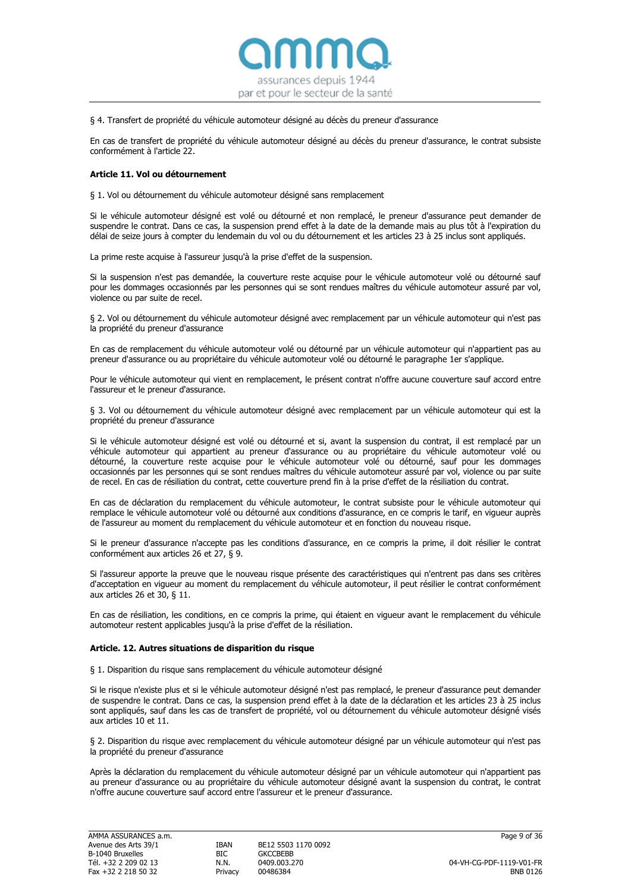§ 4. Transfert de propriété du véhicule automoteur désigné au décès du preneur d'assurance

En cas de transfert de propriété du véhicule automoteur désigné au décès du preneur d'assurance, le contrat subsiste conformément à l'article 22.

**Article 11. Vol ou détournement**

§ 1. Vol ou détournement du véhicule automoteur désigné sans remplacement

Si le véhicule automoteur désigné est volé ou détourné et non remplacé, le preneur d'assurance peut demander de suspendre le contrat. Dans ce cas, la suspension prend effet à la date de la demande mais au plus tôt à l'expiration du délai de seize jours à compter du lendemain du vol ou du détournement et les articles 23 à 25 inclus sont appliqués.

La prime reste acquise à l'assureur jusqu'à la prise d'effet de la suspension.

Si la suspension n'est pas demandée, la couverture reste acquise pour le véhicule automoteur volé ou détourné sauf pour les dommages occasionnés par les personnes qui se sont rendues maîtres du véhicule automoteur assuré par vol, violence ou par suite de recel.

§ 2. Vol ou détournement du véhicule automoteur désigné avec remplacement par un véhicule automoteur qui n'est pas la propriété du preneur d'assurance

En cas de remplacement du véhicule automoteur volé ou détourné par un véhicule automoteur qui n'appartient pas au preneur d'assurance ou au propriétaire du véhicule automoteur volé ou détourné le paragraphe 1er s'applique.

Pour le véhicule automoteur qui vient en remplacement, le présent contrat n'offre aucune couverture sauf accord entre l'assureur et le preneur d'assurance.

§ 3. Vol ou détournement du véhicule automoteur désigné avec remplacement par un véhicule automoteur qui est la propriété du preneur d'assurance

Si le véhicule automoteur désigné est volé ou détourné et si, avant la suspension du contrat, il est remplacé par un véhicule automoteur qui appartient au preneur d'assurance ou au propriétaire du véhicule automoteur volé ou détourné, la couverture reste acquise pour le véhicule automoteur volé ou détourné, sauf pour les dommages occasionnés par les personnes qui se sont rendues maîtres du véhicule automoteur assuré par vol, violence ou par suite de recel. En cas de résiliation du contrat, cette couverture prend fin à la prise d'effet de la résiliation du contrat.

En cas de déclaration du remplacement du véhicule automoteur, le contrat subsiste pour le véhicule automoteur qui remplace le véhicule automoteur volé ou détourné aux conditions d'assurance, en ce compris le tarif, en vigueur auprès de l'assureur au moment du remplacement du véhicule automoteur et en fonction du nouveau risque.

Si le preneur d'assurance n'accepte pas les conditions d'assurance, en ce compris la prime, il doit résilier le contrat conformément aux articles 26 et 27, § 9.

Si l'assureur apporte la preuve que le nouveau risque présente des caractéristiques qui n'entrent pas dans ses critères d'acceptation en vigueur au moment du remplacement du véhicule automoteur, il peut résilier le contrat conformément aux articles 26 et 30, § 11.

En cas de résiliation, les conditions, en ce compris la prime, qui étaient en vigueur avant le remplacement du véhicule automoteur restent applicables jusqu'à la prise d'effet de la résiliation.

**Article. 12. Autres situations de disparition du risque**

§ 1. Disparition du risque sans remplacement du véhicule automoteur désigné

Si le risque n'existe plus et si le véhicule automoteur désigné n'est pas remplacé, le preneur d'assurance peut demander de suspendre le contrat. Dans ce cas, la suspension prend effet à la date de la déclaration et les articles 23 à 25 inclus sont appliqués, sauf dans les cas de transfert de propriété, vol ou détournement du véhicule automoteur désigné visés aux articles 10 et 11.

§ 2. Disparition du risque avec remplacement du véhicule automoteur désigné par un véhicule automoteur qui n'est pas la propriété du preneur d'assurance

Après la déclaration du remplacement du véhicule automoteur désigné par un véhicule automoteur qui n'appartient pas au preneur d'assurance ou au propriétaire du véhicule automoteur désigné avant la suspension du contrat, le contrat n'offre aucune couverture sauf accord entre l'assureur et le preneur d'assurance.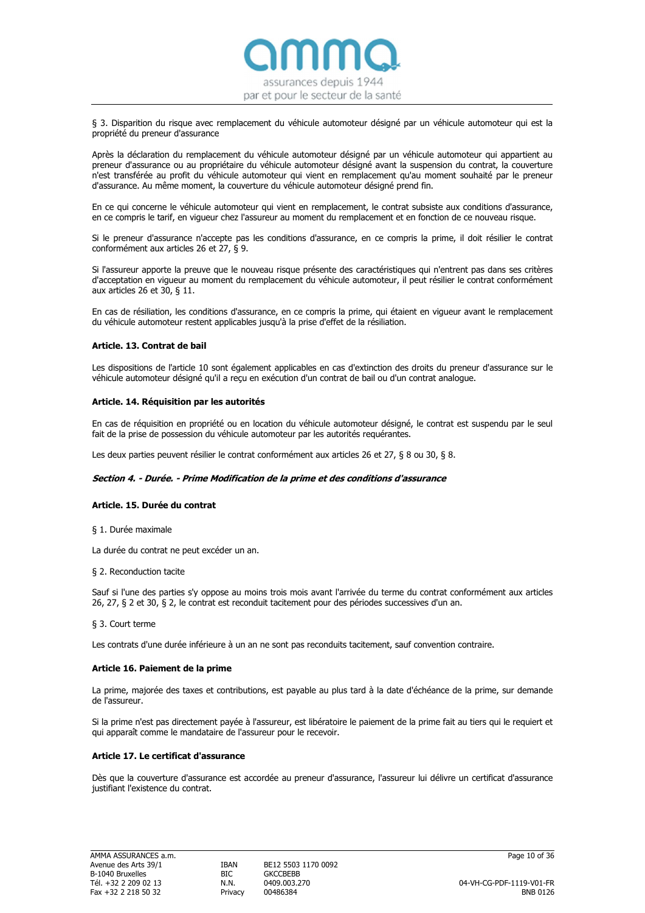§ 3. Disparition du risque avec remplacement du véhicule automoteur désigné par un véhicule automoteur qui est la propriété du preneur d'assurance

Après la déclaration du remplacement du véhicule automoteur désigné par un véhicule automoteur qui appartient au preneur d'assurance ou au propriétaire du véhicule automoteur désigné avant la suspension du contrat, la couverture n'est transférée au profit du véhicule automoteur qui vient en remplacement qu'au moment souhaité par le preneur d'assurance. Au même moment, la couverture du véhicule automoteur désigné prend fin.

En ce qui concerne le véhicule automoteur qui vient en remplacement, le contrat subsiste aux conditions d'assurance, en ce compris le tarif, en vigueur chez l'assureur au moment du remplacement et en fonction de ce nouveau risque.

Si le preneur d'assurance n'accepte pas les conditions d'assurance, en ce compris la prime, il doit résilier le contrat conformément aux articles 26 et 27, § 9.

Si l'assureur apporte la preuve que le nouveau risque présente des caractéristiques qui n'entrent pas dans ses critères d'acceptation en vigueur au moment du remplacement du véhicule automoteur, il peut résilier le contrat conformément aux articles 26 et 30, § 11.

En cas de résiliation, les conditions d'assurance, en ce compris la prime, qui étaient en vigueur avant le remplacement du véhicule automoteur restent applicables jusqu'à la prise d'effet de la résiliation.

### Article. 13. Contrat de bail

Les dispositions de l'article 10 sont également applicables en cas d'extinction des droits du preneur d'assurance sur le véhicule automoteur désigné qu'il a reçu en exécution d'un contrat de bail ou d'un contrat analogue.

### Article. 14. Réquisition par les autorités

En cas de réquisition en propriété ou en location du véhicule automoteur désigné, le contrat est suspendu par le seul fait de la prise de possession du véhicule automoteur par les autorités requérantes.

Les deux parties peuvent résilier le contrat conformément aux articles 26 et 27, § 8 ou 30, § 8.

## *Section 4. - Durée. - Prime Modification de la prime et des conditions d'assurance*

### Article. 15. Durée du contrat

§ 1. Durée maximale

La durée du contrat ne peut excéder un an.

§ 2. Reconduction tacite

Sauf si l'une des parties s'y oppose au moins trois mois avant l'arrivée du terme du contrat conformément aux articles 26, 27, § 2 et 30, § 2, le contrat est reconduit tacitement pour des périodes successives d'un an.

§ 3. Court terme

Les contrats d'une durée inférieure à un an ne sont pas reconduits tacitement, sauf convention contraire.

### Article 16. Paiement de la prime

La prime, majorée des taxes et contributions, est payable au plus tard à la date d'échéance de la prime, sur demande de l'assureur.

Si la prime n'est pas directement payée à l'assureur, est libératoire le paiement de la prime fait au tiers qui le requiert et qui apparaît comme le mandataire de l'assureur pour le recevoir.

### Article 17. Le certificat d'assurance

Dès que la couverture d'assurance est accordée au preneur d'assurance, l'assureur lui délivre un certificat d'assurance justifiant l'existence du contrat.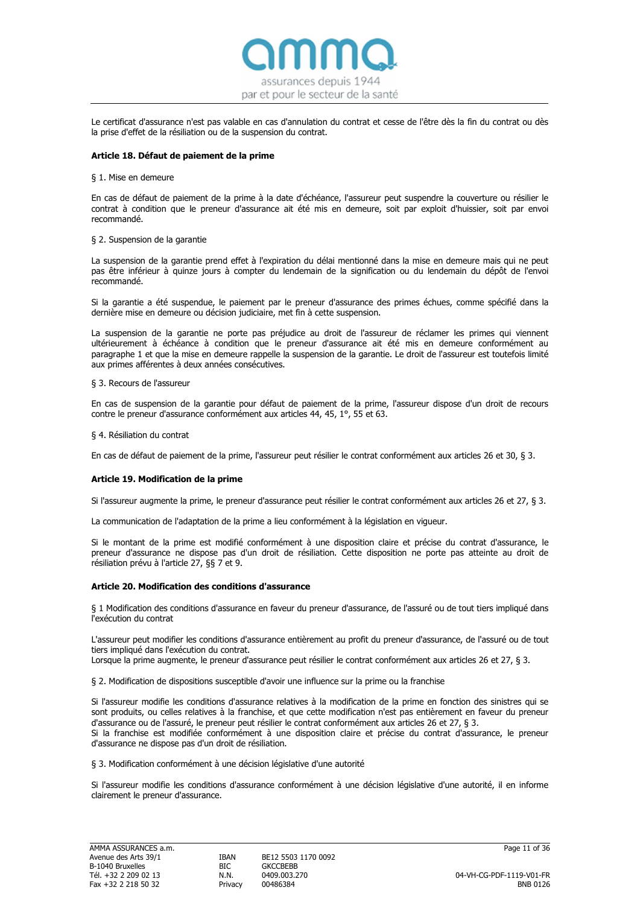Le certificat d'assurance n'est pas valable en cas d'annulation du contrat et cesse de l'être dès la fin du contrat ou dès la prise d'effet de la résiliation ou de la suspension du contrat.

### Article 18. Défaut de paiement de la prime

§ 1. Mise en demeure

En cas de défaut de paiement de la prime à la date d'échéance, l'assureur peut suspendre la couverture ou résilier le contrat à condition que le preneur d'assurance ait été mis en demeure, soit par exploit d'huissier, soit par envoi recommandé.

§ 2. Suspension de la garantie

La suspension de la garantie prend effet à l'expiration du délai mentionné dans la mise en demeure mais qui ne peut pas être inférieur à quinze jours à compter du lendemain de la signification ou du lendemain du dépôt de l'envoi recommandé.

Si la garantie a été suspendue, le paiement par le preneur d'assurance des primes échues, comme spécifié dans la dernière mise en demeure ou décision judiciaire, met fin à cette suspension.

La suspension de la garantie ne porte pas préjudice au droit de l'assureur de réclamer les primes qui viennent ultérieurement à échéance à condition que le preneur d'assurance ait été mis en demeure conformément au paragraphe 1 et que la mise en demeure rappelle la suspension de la garantie. Le droit de l'assureur est toutefois limité aux primes afférentes à deux années consécutives.

§ 3. Recours de l'assureur

En cas de suspension de la garantie pour défaut de paiement de la prime, l'assureur dispose d'un droit de recours contre le preneur d'assurance conformément aux articles 44, 45, 1°, 55 et 63.

§ 4. Résiliation du contrat

En cas de défaut de paiement de la prime, l'assureur peut résilier le contrat conformément aux articles 26 et 30, § 3.

### Article 19. Modification de la prime

Si l'assureur augmente la prime, le preneur d'assurance peut résilier le contrat conformément aux articles 26 et 27, § 3.

La communication de l'adaptation de la prime a lieu conformément à la législation en vigueur.

Si le montant de la prime est modifié conformément à une disposition claire et précise du contrat d'assurance, le preneur d'assurance ne dispose pas d'un droit de résiliation. Cette disposition ne porte pas atteinte au droit de résiliation prévu à l'article 27, §§ 7 et 9.

### Article 20. Modification des conditions d'assurance

§ 1 Modification des conditions d'assurance en faveur du preneur d'assurance, de l'assuré ou de tout tiers impliqué dans l'exécution du contrat

L'assureur peut modifier les conditions d'assurance entièrement au profit du preneur d'assurance, de l'assuré ou de tout tiers impliqué dans l'exécution du contrat.
Lorsque la prime augmente, le preneur d'assurance peut résilier le contrat conformément aux articles 26 et 27, § 3.

§ 2. Modification de dispositions susceptible d'avoir une influence sur la prime ou la franchise

Si l'assureur modifie les conditions d'assurance relatives à la modification de la prime en fonction des sinistres qui se sont produits, ou celles relatives à la franchise, et que cette modification n'est pas entièrement en faveur du preneur d'assurance ou de l'assuré, le preneur peut résilier le contrat conformément aux articles 26 et 27, § 3.
Si la franchise est modifiée conformément à une disposition claire et précise du contrat d'assurance, le preneur d'assurance ne dispose pas d'un droit de résiliation.

§ 3. Modification conformément à une décision législative d'une autorité

Si l'assureur modifie les conditions d'assurance conformément à une décision législative d'une autorité, il en informe clairement le preneur d'assurance.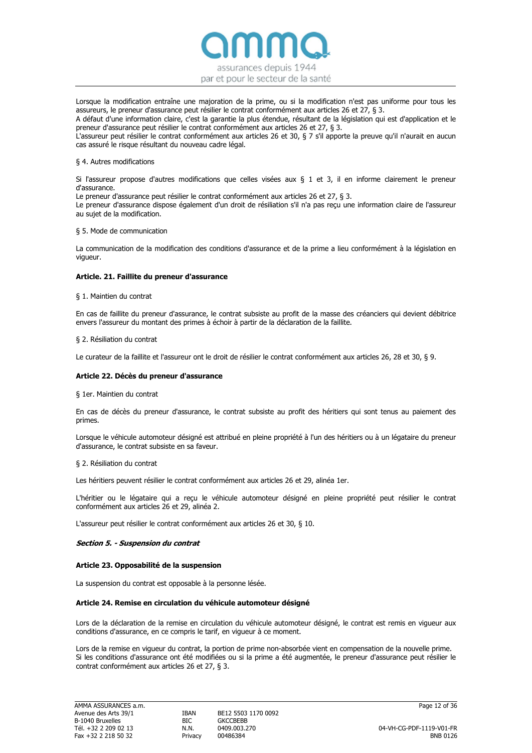Lorsque la modification entraîne une majoration de la prime, ou si la modification n'est pas uniforme pour tous les assureurs, le preneur d'assurance peut résilier le contrat conformément aux articles 26 et 27, § 3.
A défaut d'une information claire, c'est la garantie la plus étendue, résultant de la législation qui est d'application et le preneur d'assurance peut résilier le contrat conformément aux articles 26 et 27, § 3.
L'assureur peut résilier le contrat conformément aux articles 26 et 30, § 7 s'il apporte la preuve qu'il n'aurait en aucun cas assuré le risque résultant du nouveau cadre légal.

§ 4. Autres modifications

Si l'assureur propose d'autres modifications que celles visées aux § 1 et 3, il en informe clairement le preneur d'assurance.
Le preneur d'assurance peut résilier le contrat conformément aux articles 26 et 27, § 3.
Le preneur d'assurance dispose également d'un droit de résiliation s'il n'a pas reçu une information claire de l'assureur au sujet de la modification.

§ 5. Mode de communication

La communication de la modification des conditions d'assurance et de la prime a lieu conformément à la législation en vigueur.

**Article. 21. Faillite du preneur d'assurance**

§ 1. Maintien du contrat

En cas de faillite du preneur d'assurance, le contrat subsiste au profit de la masse des créanciers qui devient débitrice envers l'assureur du montant des primes à échoir à partir de la déclaration de la faillite.

§ 2. Résiliation du contrat

Le curateur de la faillite et l'assureur ont le droit de résilier le contrat conformément aux articles 26, 28 et 30, § 9.

**Article 22. Décès du preneur d'assurance**

§ 1er. Maintien du contrat

En cas de décès du preneur d'assurance, le contrat subsiste au profit des héritiers qui sont tenus au paiement des primes.

Lorsque le véhicule automoteur désigné est attribué en pleine propriété à l'un des héritiers ou à un légataire du preneur d'assurance, le contrat subsiste en sa faveur.

§ 2. Résiliation du contrat

Les héritiers peuvent résilier le contrat conformément aux articles 26 et 29, alinéa 1er.

L'héritier ou le légataire qui a reçu le véhicule automoteur désigné en pleine propriété peut résilier le contrat conformément aux articles 26 et 29, alinéa 2.

L'assureur peut résilier le contrat conformément aux articles 26 et 30, § 10.

***Section 5. - Suspension du contrat***

**Article 23. Opposabilité de la suspension**

La suspension du contrat est opposable à la personne lésée.

**Article 24. Remise en circulation du véhicule automoteur désigné**

Lors de la déclaration de la remise en circulation du véhicule automoteur désigné, le contrat est remis en vigueur aux conditions d'assurance, en ce compris le tarif, en vigueur à ce moment.

Lors de la remise en vigueur du contrat, la portion de prime non-absorbée vient en compensation de la nouvelle prime.
Si les conditions d'assurance ont été modifiées ou si la prime a été augmentée, le preneur d'assurance peut résilier le contrat conformément aux articles 26 et 27, § 3.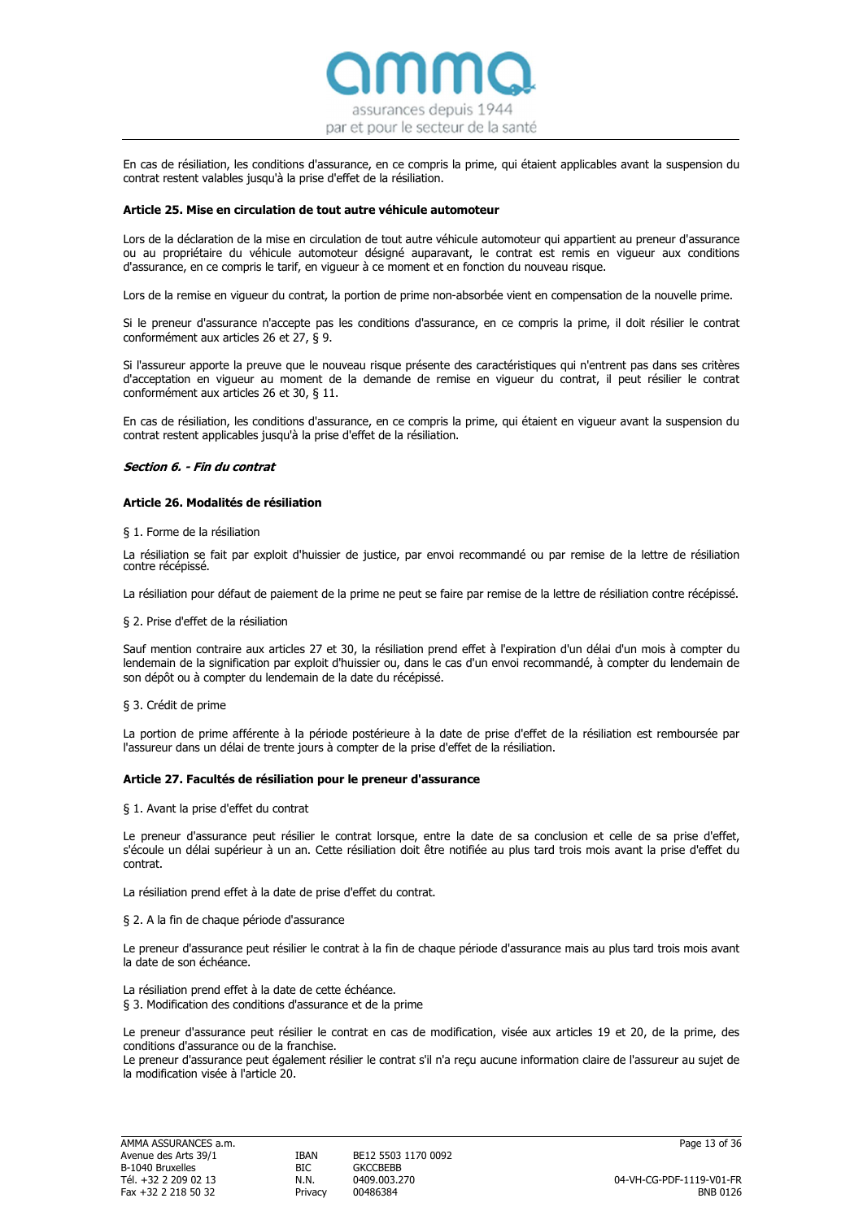En cas de résiliation, les conditions d'assurance, en ce compris la prime, qui étaient applicables avant la suspension du contrat restent valables jusqu'à la prise d'effet de la résiliation.

### Article 25. Mise en circulation de tout autre véhicule automoteur

Lors de la déclaration de la mise en circulation de tout autre véhicule automoteur qui appartient au preneur d'assurance ou au propriétaire du véhicule automoteur désigné auparavant, le contrat est remis en vigueur aux conditions d'assurance, en ce compris le tarif, en vigueur à ce moment et en fonction du nouveau risque.

Lors de la remise en vigueur du contrat, la portion de prime non-absorbée vient en compensation de la nouvelle prime.

Si le preneur d'assurance n'accepte pas les conditions d'assurance, en ce compris la prime, il doit résilier le contrat conformément aux articles 26 et 27, § 9.

Si l'assureur apporte la preuve que le nouveau risque présente des caractéristiques qui n'entrent pas dans ses critères d'acceptation en vigueur au moment de la demande de remise en vigueur du contrat, il peut résilier le contrat conformément aux articles 26 et 30, § 11.

En cas de résiliation, les conditions d'assurance, en ce compris la prime, qui étaient en vigueur avant la suspension du contrat restent applicables jusqu'à la prise d'effet de la résiliation.

## *Section 6. - Fin du contrat*

### Article 26. Modalités de résiliation

§ 1. Forme de la résiliation

La résiliation se fait par exploit d'huissier de justice, par envoi recommandé ou par remise de la lettre de résiliation contre récépissé.

La résiliation pour défaut de paiement de la prime ne peut se faire par remise de la lettre de résiliation contre récépissé.

§ 2. Prise d'effet de la résiliation

Sauf mention contraire aux articles 27 et 30, la résiliation prend effet à l'expiration d'un délai d'un mois à compter du lendemain de la signification par exploit d'huissier ou, dans le cas d'un envoi recommandé, à compter du lendemain de son dépôt ou à compter du lendemain de la date du récépissé.

§ 3. Crédit de prime

La portion de prime afférente à la période postérieure à la date de prise d'effet de la résiliation est remboursée par l'assureur dans un délai de trente jours à compter de la prise d'effet de la résiliation.

### Article 27. Facultés de résiliation pour le preneur d'assurance

§ 1. Avant la prise d'effet du contrat

Le preneur d'assurance peut résilier le contrat lorsque, entre la date de sa conclusion et celle de sa prise d'effet, s'écoule un délai supérieur à un an. Cette résiliation doit être notifiée au plus tard trois mois avant la prise d'effet du contrat.

La résiliation prend effet à la date de prise d'effet du contrat.

§ 2. A la fin de chaque période d'assurance

Le preneur d'assurance peut résilier le contrat à la fin de chaque période d'assurance mais au plus tard trois mois avant la date de son échéance.

La résiliation prend effet à la date de cette échéance.

§ 3. Modification des conditions d'assurance et de la prime

Le preneur d'assurance peut résilier le contrat en cas de modification, visée aux articles 19 et 20, de la prime, des conditions d'assurance ou de la franchise.
Le preneur d'assurance peut également résilier le contrat s'il n'a reçu aucune information claire de l'assureur au sujet de la modification visée à l'article 20.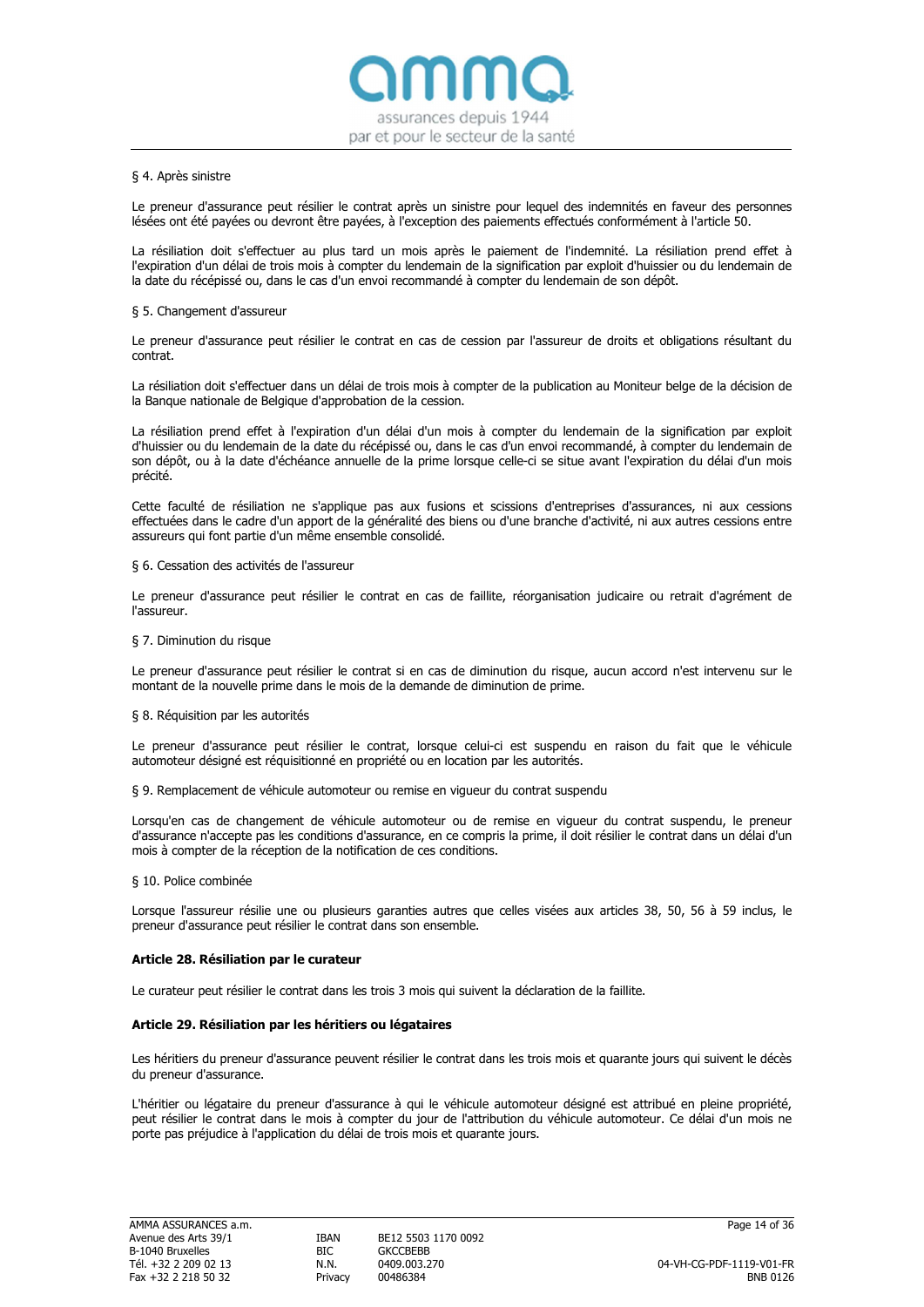§ 4. Après sinistre

Le preneur d'assurance peut résilier le contrat après un sinistre pour lequel des indemnités en faveur des personnes lésées ont été payées ou devront être payées, à l'exception des paiements effectués conformément à l'article 50.

La résiliation doit s'effectuer au plus tard un mois après le paiement de l'indemnité. La résiliation prend effet à l'expiration d'un délai de trois mois à compter du lendemain de la signification par exploit d'huissier ou du lendemain de la date du récépissé ou, dans le cas d'un envoi recommandé à compter du lendemain de son dépôt.

§ 5. Changement d'assureur

Le preneur d'assurance peut résilier le contrat en cas de cession par l'assureur de droits et obligations résultant du contrat.

La résiliation doit s'effectuer dans un délai de trois mois à compter de la publication au Moniteur belge de la décision de la Banque nationale de Belgique d'approbation de la cession.

La résiliation prend effet à l'expiration d'un délai d'un mois à compter du lendemain de la signification par exploit d'huissier ou du lendemain de la date du récépissé ou, dans le cas d'un envoi recommandé, à compter du lendemain de son dépôt, ou à la date d'échéance annuelle de la prime lorsque celle-ci se situe avant l'expiration du délai d'un mois précité.

Cette faculté de résiliation ne s'applique pas aux fusions et scissions d'entreprises d'assurances, ni aux cessions effectuées dans le cadre d'un apport de la généralité des biens ou d'une branche d'activité, ni aux autres cessions entre assureurs qui font partie d'un même ensemble consolidé.

§ 6. Cessation des activités de l'assureur

Le preneur d'assurance peut résilier le contrat en cas de faillite, réorganisation judicaire ou retrait d'agrément de l'assureur.

§ 7. Diminution du risque

Le preneur d'assurance peut résilier le contrat si en cas de diminution du risque, aucun accord n'est intervenu sur le montant de la nouvelle prime dans le mois de la demande de diminution de prime.

§ 8. Réquisition par les autorités

Le preneur d'assurance peut résilier le contrat, lorsque celui-ci est suspendu en raison du fait que le véhicule automoteur désigné est réquisitionné en propriété ou en location par les autorités.

§ 9. Remplacement de véhicule automoteur ou remise en vigueur du contrat suspendu

Lorsqu'en cas de changement de véhicule automoteur ou de remise en vigueur du contrat suspendu, le preneur d'assurance n'accepte pas les conditions d'assurance, en ce compris la prime, il doit résilier le contrat dans un délai d'un mois à compter de la réception de la notification de ces conditions.

§ 10. Police combinée

Lorsque l'assureur résilie une ou plusieurs garanties autres que celles visées aux articles 38, 50, 56 à 59 inclus, le preneur d'assurance peut résilier le contrat dans son ensemble.

**Article 28. Résiliation par le curateur**

Le curateur peut résilier le contrat dans les trois 3 mois qui suivent la déclaration de la faillite.

**Article 29. Résiliation par les héritiers ou légataires**

Les héritiers du preneur d'assurance peuvent résilier le contrat dans les trois mois et quarante jours qui suivent le décès du preneur d'assurance.

L'héritier ou légataire du preneur d'assurance à qui le véhicule automoteur désigné est attribué en pleine propriété, peut résilier le contrat dans le mois à compter du jour de l'attribution du véhicule automoteur. Ce délai d'un mois ne porte pas préjudice à l'application du délai de trois mois et quarante jours.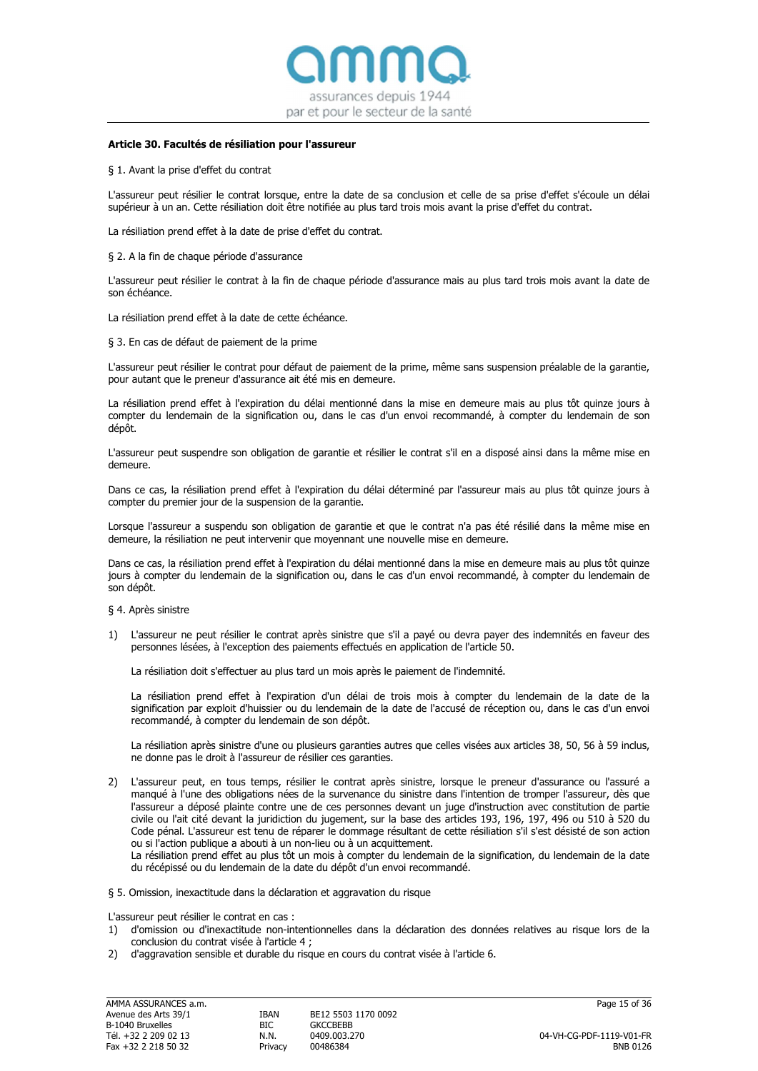### Article 30. Facultés de résiliation pour l'assureur

§ 1. Avant la prise d'effet du contrat

L'assureur peut résilier le contrat lorsque, entre la date de sa conclusion et celle de sa prise d'effet s'écoule un délai supérieur à un an. Cette résiliation doit être notifiée au plus tard trois mois avant la prise d'effet du contrat.

La résiliation prend effet à la date de prise d'effet du contrat.

§ 2. A la fin de chaque période d'assurance

L'assureur peut résilier le contrat à la fin de chaque période d'assurance mais au plus tard trois mois avant la date de son échéance.

La résiliation prend effet à la date de cette échéance.

§ 3. En cas de défaut de paiement de la prime

L'assureur peut résilier le contrat pour défaut de paiement de la prime, même sans suspension préalable de la garantie, pour autant que le preneur d'assurance ait été mis en demeure.

La résiliation prend effet à l'expiration du délai mentionné dans la mise en demeure mais au plus tôt quinze jours à compter du lendemain de la signification ou, dans le cas d'un envoi recommandé, à compter du lendemain de son dépôt.

L'assureur peut suspendre son obligation de garantie et résilier le contrat s'il en a disposé ainsi dans la même mise en demeure.

Dans ce cas, la résiliation prend effet à l'expiration du délai déterminé par l'assureur mais au plus tôt quinze jours à compter du premier jour de la suspension de la garantie.

Lorsque l'assureur a suspendu son obligation de garantie et que le contrat n'a pas été résilié dans la même mise en demeure, la résiliation ne peut intervenir que moyennant une nouvelle mise en demeure.

Dans ce cas, la résiliation prend effet à l'expiration du délai mentionné dans la mise en demeure mais au plus tôt quinze jours à compter du lendemain de la signification ou, dans le cas d'un envoi recommandé, à compter du lendemain de son dépôt.

§ 4. Après sinistre

1) L'assureur ne peut résilier le contrat après sinistre que s'il a payé ou devra payer des indemnités en faveur des personnes lésées, à l'exception des paiements effectués en application de l'article 50.

   La résiliation doit s'effectuer au plus tard un mois après le paiement de l'indemnité.

   La résiliation prend effet à l'expiration d'un délai de trois mois à compter du lendemain de la date de la signification par exploit d'huissier ou du lendemain de la date de l'accusé de réception ou, dans le cas d'un envoi recommandé, à compter du lendemain de son dépôt.

   La résiliation après sinistre d'une ou plusieurs garanties autres que celles visées aux articles 38, 50, 56 à 59 inclus, ne donne pas le droit à l'assureur de résilier ces garanties.

2) L'assureur peut, en tous temps, résilier le contrat après sinistre, lorsque le preneur d'assurance ou l'assuré a manqué à l'une des obligations nées de la survenance du sinistre dans l'intention de tromper l'assureur, dès que l'assureur a déposé plainte contre une de ces personnes devant un juge d'instruction avec constitution de partie civile ou l'ait cité devant la juridiction du jugement, sur la base des articles 193, 196, 197, 496 ou 510 à 520 du Code pénal. L'assureur est tenu de réparer le dommage résultant de cette résiliation s'il s'est désisté de son action ou si l'action publique a abouti à un non-lieu ou à un acquittement.
   La résiliation prend effet au plus tôt un mois à compter du lendemain de la signification, du lendemain de la date du récépissé ou du lendemain de la date du dépôt d'un envoi recommandé.

§ 5. Omission, inexactitude dans la déclaration et aggravation du risque

L'assureur peut résilier le contrat en cas :

1) d'omission ou d'inexactitude non-intentionnelles dans la déclaration des données relatives au risque lors de la conclusion du contrat visée à l'article 4 ;
2) d'aggravation sensible et durable du risque en cours du contrat visée à l'article 6.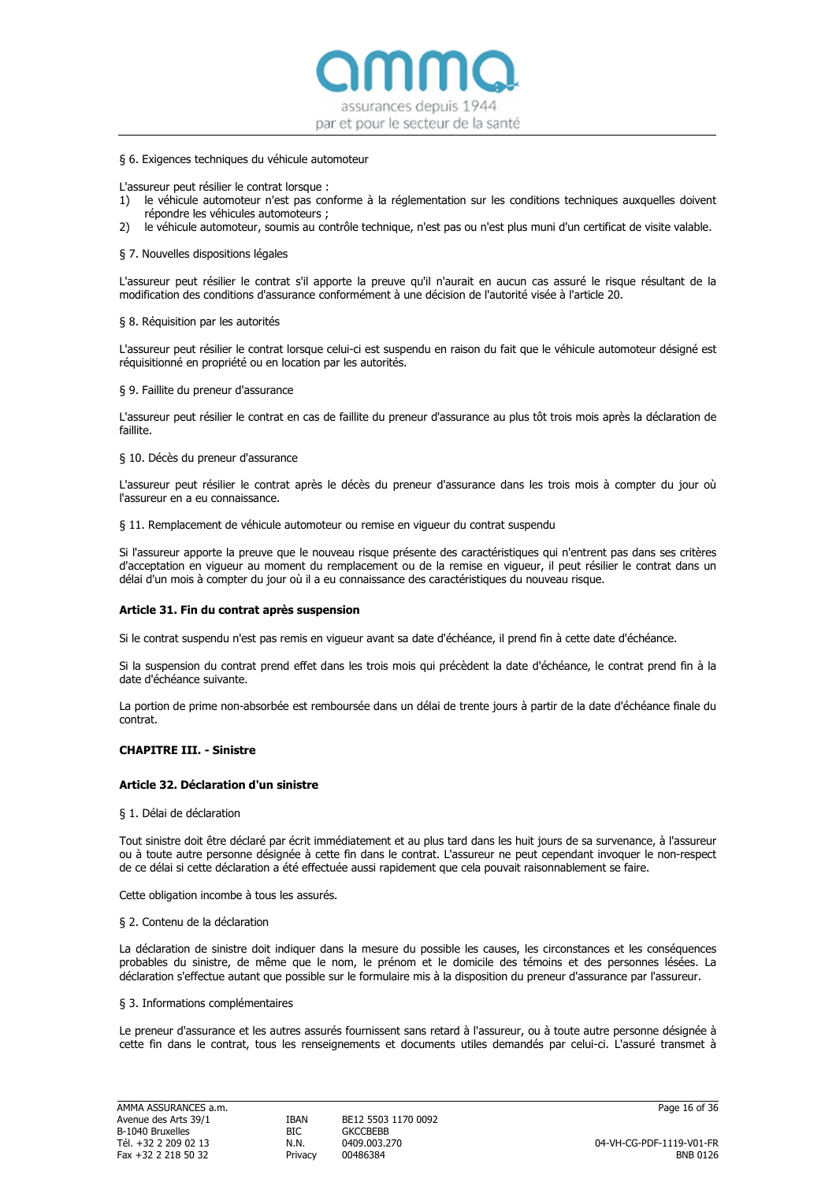§ 6. Exigences techniques du véhicule automoteur

L'assureur peut résilier le contrat lorsque :

1) le véhicule automoteur n'est pas conforme à la réglementation sur les conditions techniques auxquelles doivent répondre les véhicules automoteurs ;
2) le véhicule automoteur, soumis au contrôle technique, n'est pas ou n'est plus muni d'un certificat de visite valable.

§ 7. Nouvelles dispositions légales

L'assureur peut résilier le contrat s'il apporte la preuve qu'il n'aurait en aucun cas assuré le risque résultant de la modification des conditions d'assurance conformément à une décision de l'autorité visée à l'article 20.

§ 8. Réquisition par les autorités

L'assureur peut résilier le contrat lorsque celui-ci est suspendu en raison du fait que le véhicule automoteur désigné est réquisitionné en propriété ou en location par les autorités.

§ 9. Faillite du preneur d'assurance

L'assureur peut résilier le contrat en cas de faillite du preneur d'assurance au plus tôt trois mois après la déclaration de faillite.

§ 10. Décès du preneur d'assurance

L'assureur peut résilier le contrat après le décès du preneur d'assurance dans les trois mois à compter du jour où l'assureur en a eu connaissance.

§ 11. Remplacement de véhicule automoteur ou remise en vigueur du contrat suspendu

Si l'assureur apporte la preuve que le nouveau risque présente des caractéristiques qui n'entrent pas dans ses critères d'acceptation en vigueur au moment du remplacement ou de la remise en vigueur, il peut résilier le contrat dans un délai d'un mois à compter du jour où il a eu connaissance des caractéristiques du nouveau risque.

**Article 31. Fin du contrat après suspension**

Si le contrat suspendu n'est pas remis en vigueur avant sa date d'échéance, il prend fin à cette date d'échéance.

Si la suspension du contrat prend effet dans les trois mois qui précèdent la date d'échéance, le contrat prend fin à la date d'échéance suivante.

La portion de prime non-absorbée est remboursée dans un délai de trente jours à partir de la date d'échéance finale du contrat.

## CHAPITRE III. - Sinistre

**Article 32. Déclaration d'un sinistre**

§ 1. Délai de déclaration

Tout sinistre doit être déclaré par écrit immédiatement et au plus tard dans les huit jours de sa survenance, à l'assureur ou à toute autre personne désignée à cette fin dans le contrat. L'assureur ne peut cependant invoquer le non-respect de ce délai si cette déclaration a été effectuée aussi rapidement que cela pouvait raisonnablement se faire.

Cette obligation incombe à tous les assurés.

§ 2. Contenu de la déclaration

La déclaration de sinistre doit indiquer dans la mesure du possible les causes, les circonstances et les conséquences probables du sinistre, de même que le nom, le prénom et le domicile des témoins et des personnes lésées. La déclaration s'effectue autant que possible sur le formulaire mis à la disposition du preneur d'assurance par l'assureur.

§ 3. Informations complémentaires

Le preneur d'assurance et les autres assurés fournissent sans retard à l'assureur, ou à toute autre personne désignée à cette fin dans le contrat, tous les renseignements et documents utiles demandés par celui-ci. L'assuré transmet à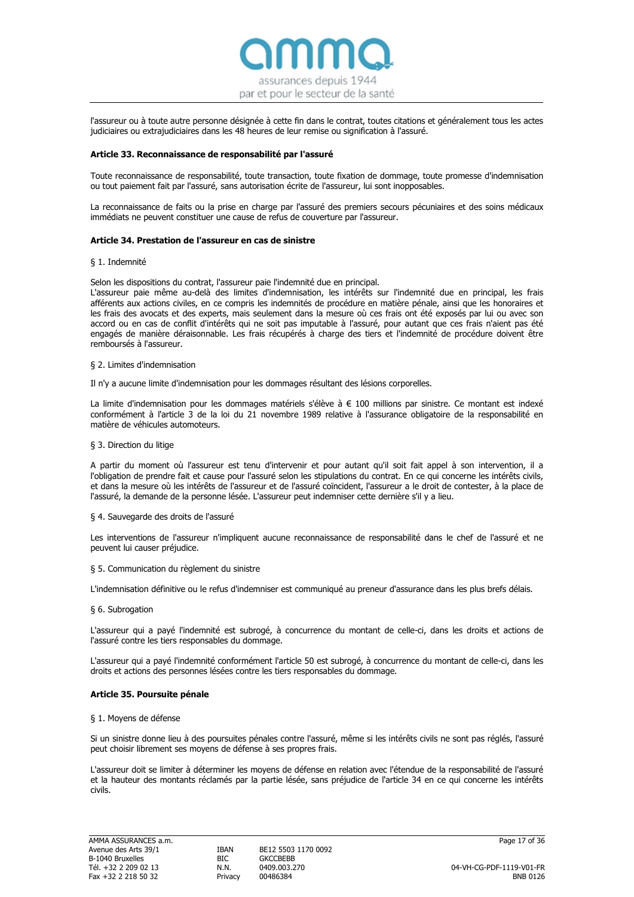l'assureur ou à toute autre personne désignée à cette fin dans le contrat, toutes citations et généralement tous les actes judiciaires ou extrajudiciaires dans les 48 heures de leur remise ou signification à l'assuré.

### Article 33. Reconnaissance de responsabilité par l'assuré

Toute reconnaissance de responsabilité, toute transaction, toute fixation de dommage, toute promesse d'indemnisation ou tout paiement fait par l'assuré, sans autorisation écrite de l'assureur, lui sont inopposables.

La reconnaissance de faits ou la prise en charge par l'assuré des premiers secours pécuniaires et des soins médicaux immédiats ne peuvent constituer une cause de refus de couverture par l'assureur.

### Article 34. Prestation de l'assureur en cas de sinistre

§ 1. Indemnité

Selon les dispositions du contrat, l'assureur paie l'indemnité due en principal.
L'assureur paie même au-delà des limites d'indemnisation, les intérêts sur l'indemnité due en principal, les frais afférents aux actions civiles, en ce compris les indemnités de procédure en matière pénale, ainsi que les honoraires et les frais des avocats et des experts, mais seulement dans la mesure où ces frais ont été exposés par lui ou avec son accord ou en cas de conflit d'intérêts qui ne soit pas imputable à l'assuré, pour autant que ces frais n'aient pas été engagés de manière déraisonnable. Les frais récupérés à charge des tiers et l'indemnité de procédure doivent être remboursés à l'assureur.

§ 2. Limites d'indemnisation

Il n'y a aucune limite d'indemnisation pour les dommages résultant des lésions corporelles.

La limite d'indemnisation pour les dommages matériels s'élève à € 100 millions par sinistre. Ce montant est indexé conformément à l'article 3 de la loi du 21 novembre 1989 relative à l'assurance obligatoire de la responsabilité en matière de véhicules automoteurs.

§ 3. Direction du litige

A partir du moment où l'assureur est tenu d'intervenir et pour autant qu'il soit fait appel à son intervention, il a l'obligation de prendre fait et cause pour l'assuré selon les stipulations du contrat. En ce qui concerne les intérêts civils, et dans la mesure où les intérêts de l'assureur et de l'assuré coïncident, l'assureur a le droit de contester, à la place de l'assuré, la demande de la personne lésée. L'assureur peut indemniser cette dernière s'il y a lieu.

§ 4. Sauvegarde des droits de l'assuré

Les interventions de l'assureur n'impliquent aucune reconnaissance de responsabilité dans le chef de l'assuré et ne peuvent lui causer préjudice.

§ 5. Communication du règlement du sinistre

L'indemnisation définitive ou le refus d'indemniser est communiqué au preneur d'assurance dans les plus brefs délais.

§ 6. Subrogation

L'assureur qui a payé l'indemnité est subrogé, à concurrence du montant de celle-ci, dans les droits et actions de l'assuré contre les tiers responsables du dommage.

L'assureur qui a payé l'indemnité conformément l'article 50 est subrogé, à concurrence du montant de celle-ci, dans les droits et actions des personnes lésées contre les tiers responsables du dommage.

### Article 35. Poursuite pénale

§ 1. Moyens de défense

Si un sinistre donne lieu à des poursuites pénales contre l'assuré, même si les intérêts civils ne sont pas réglés, l'assuré peut choisir librement ses moyens de défense à ses propres frais.

L'assureur doit se limiter à déterminer les moyens de défense en relation avec l'étendue de la responsabilité de l'assuré et la hauteur des montants réclamés par la partie lésée, sans préjudice de l'article 34 en ce qui concerne les intérêts civils.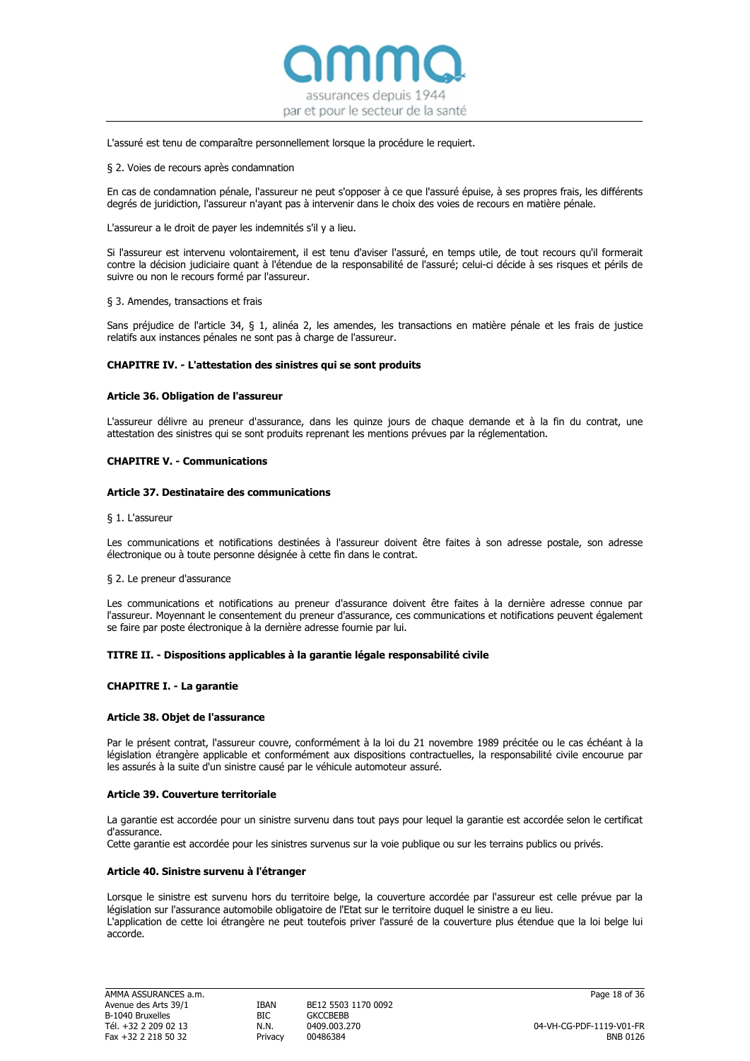L'assuré est tenu de comparaître personnellement lorsque la procédure le requiert.

§ 2. Voies de recours après condamnation

En cas de condamnation pénale, l'assureur ne peut s'opposer à ce que l'assuré épuise, à ses propres frais, les différents degrés de juridiction, l'assureur n'ayant pas à intervenir dans le choix des voies de recours en matière pénale.

L'assureur a le droit de payer les indemnités s'il y a lieu.

Si l'assureur est intervenu volontairement, il est tenu d'aviser l'assuré, en temps utile, de tout recours qu'il formerait contre la décision judiciaire quant à l'étendue de la responsabilité de l'assuré; celui-ci décide à ses risques et périls de suivre ou non le recours formé par l'assureur.

§ 3. Amendes, transactions et frais

Sans préjudice de l'article 34, § 1, alinéa 2, les amendes, les transactions en matière pénale et les frais de justice relatifs aux instances pénales ne sont pas à charge de l'assureur.

## CHAPITRE IV. - L'attestation des sinistres qui se sont produits

### Article 36. Obligation de l'assureur

L'assureur délivre au preneur d'assurance, dans les quinze jours de chaque demande et à la fin du contrat, une attestation des sinistres qui se sont produits reprenant les mentions prévues par la réglementation.

## CHAPITRE V. - Communications

### Article 37. Destinataire des communications

§ 1. L'assureur

Les communications et notifications destinées à l'assureur doivent être faites à son adresse postale, son adresse électronique ou à toute personne désignée à cette fin dans le contrat.

§ 2. Le preneur d'assurance

Les communications et notifications au preneur d'assurance doivent être faites à la dernière adresse connue par l'assureur. Moyennant le consentement du preneur d'assurance, ces communications et notifications peuvent également se faire par poste électronique à la dernière adresse fournie par lui.

# TITRE II. - Dispositions applicables à la garantie légale responsabilité civile

## CHAPITRE I. - La garantie

### Article 38. Objet de l'assurance

Par le présent contrat, l'assureur couvre, conformément à la loi du 21 novembre 1989 précitée ou le cas échéant à la législation étrangère applicable et conformément aux dispositions contractuelles, la responsabilité civile encourue par les assurés à la suite d'un sinistre causé par le véhicule automoteur assuré.

### Article 39. Couverture territoriale

La garantie est accordée pour un sinistre survenu dans tout pays pour lequel la garantie est accordée selon le certificat d'assurance.
Cette garantie est accordée pour les sinistres survenus sur la voie publique ou sur les terrains publics ou privés.

### Article 40. Sinistre survenu à l'étranger

Lorsque le sinistre est survenu hors du territoire belge, la couverture accordée par l'assureur est celle prévue par la législation sur l'assurance automobile obligatoire de l'Etat sur le territoire duquel le sinistre a eu lieu.
L'application de cette loi étrangère ne peut toutefois priver l'assuré de la couverture plus étendue que la loi belge lui accorde.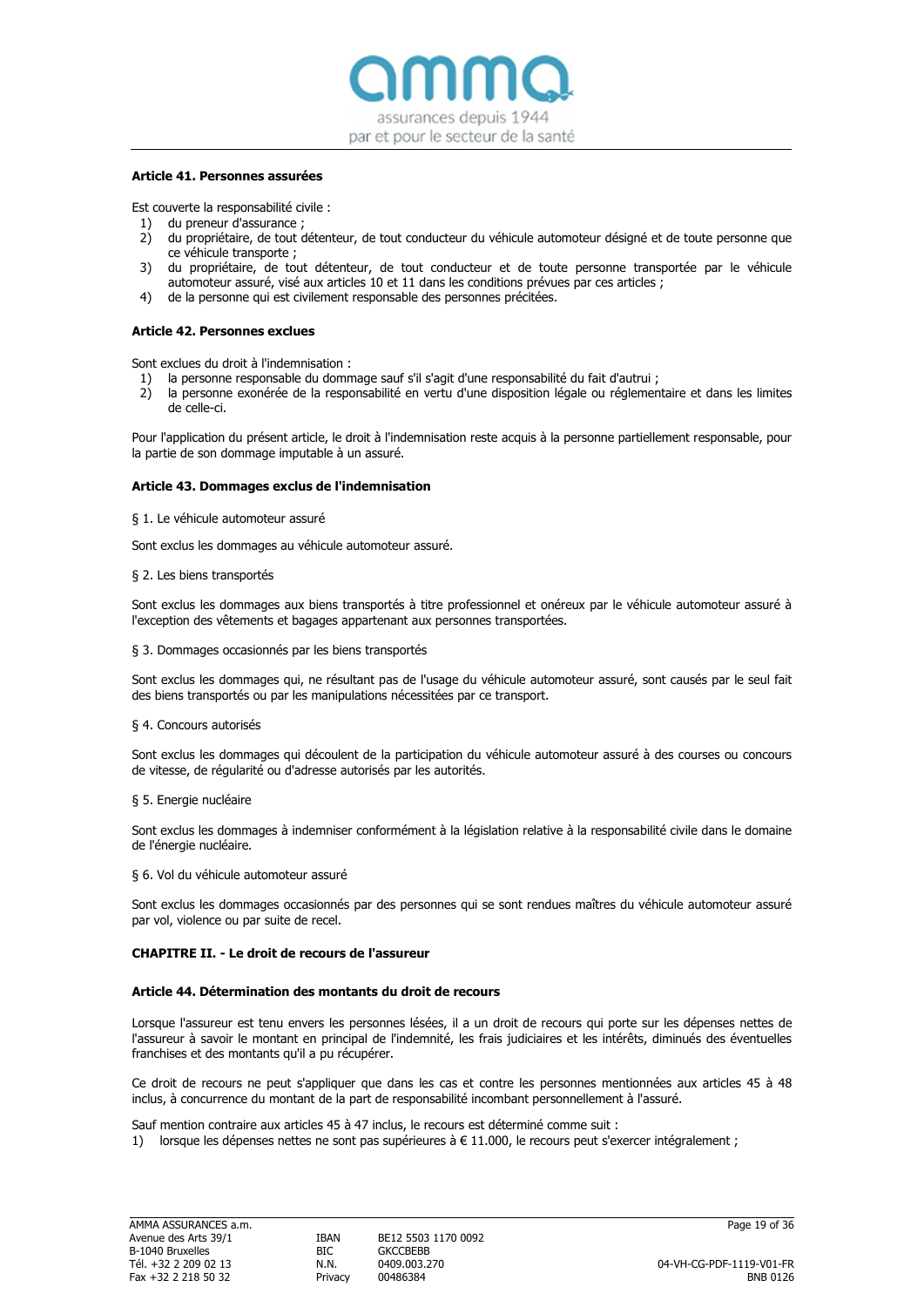**Article 41. Personnes assurées**

Est couverte la responsabilité civile :

1) du preneur d'assurance ;
2) du propriétaire, de tout détenteur, de tout conducteur du véhicule automoteur désigné et de toute personne que ce véhicule transporte ;
3) du propriétaire, de tout détenteur, de tout conducteur et de toute personne transportée par le véhicule automoteur assuré, visé aux articles 10 et 11 dans les conditions prévues par ces articles ;
4) de la personne qui est civilement responsable des personnes précitées.

**Article 42. Personnes exclues**

Sont exclues du droit à l'indemnisation :

1) la personne responsable du dommage sauf s'il s'agit d'une responsabilité du fait d'autrui ;
2) la personne exonérée de la responsabilité en vertu d'une disposition légale ou réglementaire et dans les limites de celle-ci.

Pour l'application du présent article, le droit à l'indemnisation reste acquis à la personne partiellement responsable, pour la partie de son dommage imputable à un assuré.

**Article 43. Dommages exclus de l'indemnisation**

§ 1. Le véhicule automoteur assuré

Sont exclus les dommages au véhicule automoteur assuré.

§ 2. Les biens transportés

Sont exclus les dommages aux biens transportés à titre professionnel et onéreux par le véhicule automoteur assuré à l'exception des vêtements et bagages appartenant aux personnes transportées.

§ 3. Dommages occasionnés par les biens transportés

Sont exclus les dommages qui, ne résultant pas de l'usage du véhicule automoteur assuré, sont causés par le seul fait des biens transportés ou par les manipulations nécessitées par ce transport.

§ 4. Concours autorisés

Sont exclus les dommages qui découlent de la participation du véhicule automoteur assuré à des courses ou concours de vitesse, de régularité ou d'adresse autorisés par les autorités.

§ 5. Energie nucléaire

Sont exclus les dommages à indemniser conformément à la législation relative à la responsabilité civile dans le domaine de l'énergie nucléaire.

§ 6. Vol du véhicule automoteur assuré

Sont exclus les dommages occasionnés par des personnes qui se sont rendues maîtres du véhicule automoteur assuré par vol, violence ou par suite de recel.

**CHAPITRE II. - Le droit de recours de l'assureur**

**Article 44. Détermination des montants du droit de recours**

Lorsque l'assureur est tenu envers les personnes lésées, il a un droit de recours qui porte sur les dépenses nettes de l'assureur à savoir le montant en principal de l'indemnité, les frais judiciaires et les intérêts, diminués des éventuelles franchises et des montants qu'il a pu récupérer.

Ce droit de recours ne peut s'appliquer que dans les cas et contre les personnes mentionnées aux articles 45 à 48 inclus, à concurrence du montant de la part de responsabilité incombant personnellement à l'assuré.

Sauf mention contraire aux articles 45 à 47 inclus, le recours est déterminé comme suit :

1) lorsque les dépenses nettes ne sont pas supérieures à € 11.000, le recours peut s'exercer intégralement ;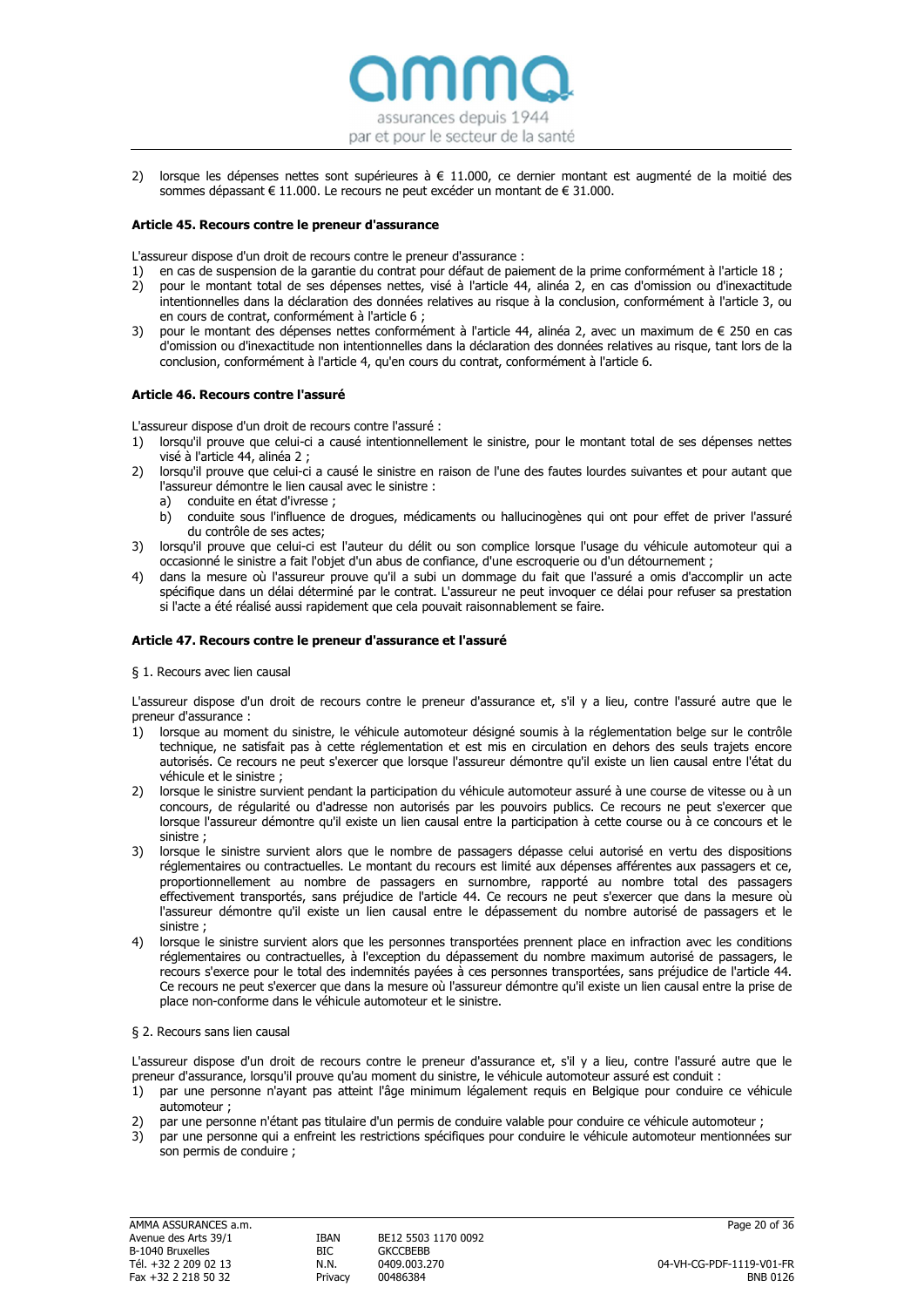2) lorsque les dépenses nettes sont supérieures à € 11.000, ce dernier montant est augmenté de la moitié des sommes dépassant € 11.000. Le recours ne peut excéder un montant de € 31.000.

### Article 45. Recours contre le preneur d'assurance

L'assureur dispose d'un droit de recours contre le preneur d'assurance :

1) en cas de suspension de la garantie du contrat pour défaut de paiement de la prime conformément à l'article 18 ;
2) pour le montant total de ses dépenses nettes, visé à l'article 44, alinéa 2, en cas d'omission ou d'inexactitude intentionnelles dans la déclaration des données relatives au risque à la conclusion, conformément à l'article 3, ou en cours de contrat, conformément à l'article 6 ;
3) pour le montant des dépenses nettes conformément à l'article 44, alinéa 2, avec un maximum de € 250 en cas d'omission ou d'inexactitude non intentionnelles dans la déclaration des données relatives au risque, tant lors de la conclusion, conformément à l'article 4, qu'en cours du contrat, conformément à l'article 6.

### Article 46. Recours contre l'assuré

L'assureur dispose d'un droit de recours contre l'assuré :

1) lorsqu'il prouve que celui-ci a causé intentionnellement le sinistre, pour le montant total de ses dépenses nettes visé à l'article 44, alinéa 2 ;
2) lorsqu'il prouve que celui-ci a causé le sinistre en raison de l'une des fautes lourdes suivantes et pour autant que l'assureur démontre le lien causal avec le sinistre :
   a) conduite en état d'ivresse ;
   b) conduite sous l'influence de drogues, médicaments ou hallucinogènes qui ont pour effet de priver l'assuré du contrôle de ses actes;
3) lorsqu'il prouve que celui-ci est l'auteur du délit ou son complice lorsque l'usage du véhicule automoteur qui a occasionné le sinistre a fait l'objet d'un abus de confiance, d'une escroquerie ou d'un détournement ;
4) dans la mesure où l'assureur prouve qu'il a subi un dommage du fait que l'assuré a omis d'accomplir un acte spécifique dans un délai déterminé par le contrat. L'assureur ne peut invoquer ce délai pour refuser sa prestation si l'acte a été réalisé aussi rapidement que cela pouvait raisonnablement se faire.

### Article 47. Recours contre le preneur d'assurance et l'assuré

§ 1. Recours avec lien causal

L'assureur dispose d'un droit de recours contre le preneur d'assurance et, s'il y a lieu, contre l'assuré autre que le preneur d'assurance :

1) lorsque au moment du sinistre, le véhicule automoteur désigné soumis à la réglementation belge sur le contrôle technique, ne satisfait pas à cette réglementation et est mis en circulation en dehors des seuls trajets encore autorisés. Ce recours ne peut s'exercer que lorsque l'assureur démontre qu'il existe un lien causal entre l'état du véhicule et le sinistre ;
2) lorsque le sinistre survient pendant la participation du véhicule automoteur assuré à une course de vitesse ou à un concours, de régularité ou d'adresse non autorisés par les pouvoirs publics. Ce recours ne peut s'exercer que lorsque l'assureur démontre qu'il existe un lien causal entre la participation à cette course ou à ce concours et le sinistre ;
3) lorsque le sinistre survient alors que le nombre de passagers dépasse celui autorisé en vertu des dispositions réglementaires ou contractuelles. Le montant du recours est limité aux dépenses afférentes aux passagers et ce, proportionnellement au nombre de passagers en surnombre, rapporté au nombre total des passagers effectivement transportés, sans préjudice de l'article 44. Ce recours ne peut s'exercer que dans la mesure où l'assureur démontre qu'il existe un lien causal entre le dépassement du nombre autorisé de passagers et le sinistre ;
4) lorsque le sinistre survient alors que les personnes transportées prennent place en infraction avec les conditions réglementaires ou contractuelles, à l'exception du dépassement du nombre maximum autorisé de passagers, le recours s'exerce pour le total des indemnités payées à ces personnes transportées, sans préjudice de l'article 44. Ce recours ne peut s'exercer que dans la mesure où l'assureur démontre qu'il existe un lien causal entre la prise de place non-conforme dans le véhicule automoteur et le sinistre.

§ 2. Recours sans lien causal

L'assureur dispose d'un droit de recours contre le preneur d'assurance et, s'il y a lieu, contre l'assuré autre que le preneur d'assurance, lorsqu'il prouve qu'au moment du sinistre, le véhicule automoteur assuré est conduit :

1) par une personne n'ayant pas atteint l'âge minimum légalement requis en Belgique pour conduire ce véhicule automoteur ;
2) par une personne n'étant pas titulaire d'un permis de conduire valable pour conduire ce véhicule automoteur ;
3) par une personne qui a enfreint les restrictions spécifiques pour conduire le véhicule automoteur mentionnées sur son permis de conduire ;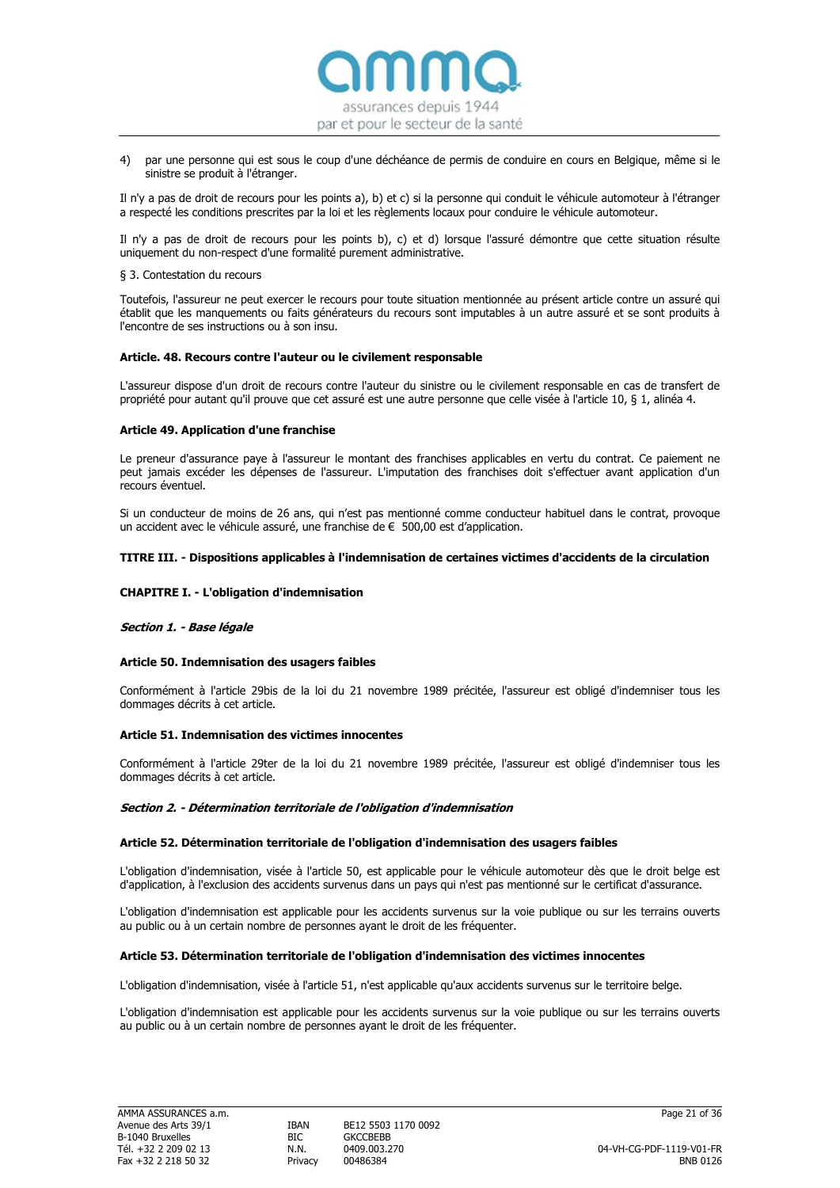4) par une personne qui est sous le coup d'une déchéance de permis de conduire en cours en Belgique, même si le sinistre se produit à l'étranger.

Il n'y a pas de droit de recours pour les points a), b) et c) si la personne qui conduit le véhicule automoteur à l'étranger a respecté les conditions prescrites par la loi et les règlements locaux pour conduire le véhicule automoteur.

Il n'y a pas de droit de recours pour les points b), c) et d) lorsque l'assuré démontre que cette situation résulte uniquement du non-respect d'une formalité purement administrative.

§ 3. Contestation du recours

Toutefois, l'assureur ne peut exercer le recours pour toute situation mentionnée au présent article contre un assuré qui établit que les manquements ou faits générateurs du recours sont imputables à un autre assuré et se sont produits à l'encontre de ses instructions ou à son insu.

**Article. 48. Recours contre l'auteur ou le civilement responsable**

L'assureur dispose d'un droit de recours contre l'auteur du sinistre ou le civilement responsable en cas de transfert de propriété pour autant qu'il prouve que cet assuré est une autre personne que celle visée à l'article 10, § 1, alinéa 4.

**Article 49. Application d'une franchise**

Le preneur d'assurance paye à l'assureur le montant des franchises applicables en vertu du contrat. Ce paiement ne peut jamais excéder les dépenses de l'assureur. L'imputation des franchises doit s'effectuer avant application d'un recours éventuel.

Si un conducteur de moins de 26 ans, qui n'est pas mentionné comme conducteur habituel dans le contrat, provoque un accident avec le véhicule assuré, une franchise de € 500,00 est d'application.

## TITRE III. - Dispositions applicables à l'indemnisation de certaines victimes d'accidents de la circulation

## CHAPITRE I. - L'obligation d'indemnisation

### *Section 1. - Base légale*

**Article 50. Indemnisation des usagers faibles**

Conformément à l'article 29bis de la loi du 21 novembre 1989 précitée, l'assureur est obligé d'indemniser tous les dommages décrits à cet article.

**Article 51. Indemnisation des victimes innocentes**

Conformément à l'article 29ter de la loi du 21 novembre 1989 précitée, l'assureur est obligé d'indemniser tous les dommages décrits à cet article.

### *Section 2. - Détermination territoriale de l'obligation d'indemnisation*

**Article 52. Détermination territoriale de l'obligation d'indemnisation des usagers faibles**

L'obligation d'indemnisation, visée à l'article 50, est applicable pour le véhicule automoteur dès que le droit belge est d'application, à l'exclusion des accidents survenus dans un pays qui n'est pas mentionné sur le certificat d'assurance.

L'obligation d'indemnisation est applicable pour les accidents survenus sur la voie publique ou sur les terrains ouverts au public ou à un certain nombre de personnes ayant le droit de les fréquenter.

**Article 53. Détermination territoriale de l'obligation d'indemnisation des victimes innocentes**

L'obligation d'indemnisation, visée à l'article 51, n'est applicable qu'aux accidents survenus sur le territoire belge.

L'obligation d'indemnisation est applicable pour les accidents survenus sur la voie publique ou sur les terrains ouverts au public ou à un certain nombre de personnes ayant le droit de les fréquenter.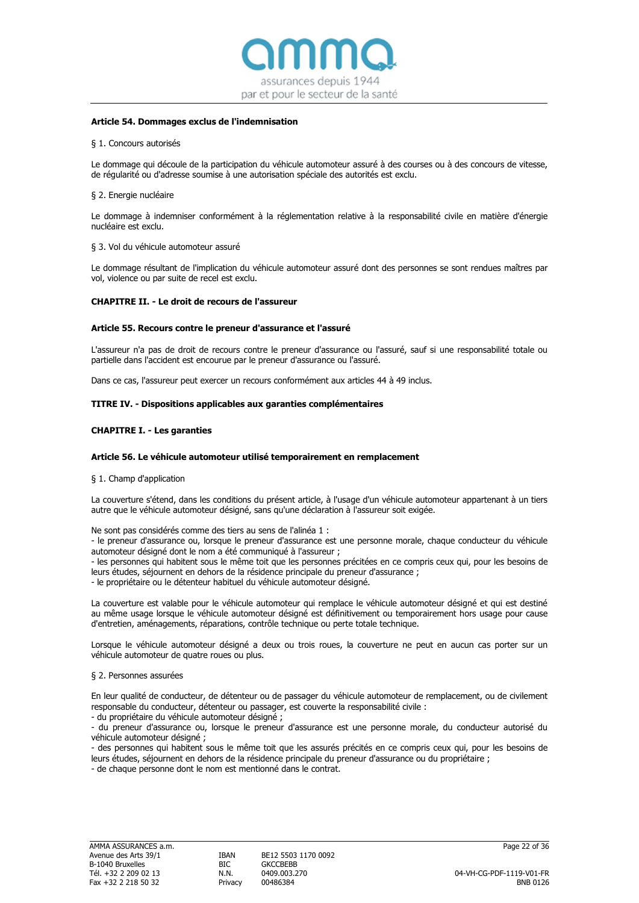### Article 54. Dommages exclus de l'indemnisation

§ 1. Concours autorisés

Le dommage qui découle de la participation du véhicule automoteur assuré à des courses ou à des concours de vitesse, de régularité ou d'adresse soumise à une autorisation spéciale des autorités est exclu.

§ 2. Energie nucléaire

Le dommage à indemniser conformément à la réglementation relative à la responsabilité civile en matière d'énergie nucléaire est exclu.

§ 3. Vol du véhicule automoteur assuré

Le dommage résultant de l'implication du véhicule automoteur assuré dont des personnes se sont rendues maîtres par vol, violence ou par suite de recel est exclu.

## CHAPITRE II. - Le droit de recours de l'assureur

### Article 55. Recours contre le preneur d'assurance et l'assuré

L'assureur n'a pas de droit de recours contre le preneur d'assurance ou l'assuré, sauf si une responsabilité totale ou partielle dans l'accident est encourue par le preneur d'assurance ou l'assuré.

Dans ce cas, l'assureur peut exercer un recours conformément aux articles 44 à 49 inclus.

# TITRE IV. - Dispositions applicables aux garanties complémentaires

## CHAPITRE I. - Les garanties

### Article 56. Le véhicule automoteur utilisé temporairement en remplacement

§ 1. Champ d'application

La couverture s'étend, dans les conditions du présent article, à l'usage d'un véhicule automoteur appartenant à un tiers autre que le véhicule automoteur désigné, sans qu'une déclaration à l'assureur soit exigée.

Ne sont pas considérés comme des tiers au sens de l'alinéa 1 :
- le preneur d'assurance ou, lorsque le preneur d'assurance est une personne morale, chaque conducteur du véhicule automoteur désigné dont le nom a été communiqué à l'assureur ;
- les personnes qui habitent sous le même toit que les personnes précitées en ce compris ceux qui, pour les besoins de leurs études, séjournent en dehors de la résidence principale du preneur d'assurance ;
- le propriétaire ou le détenteur habituel du véhicule automoteur désigné.

La couverture est valable pour le véhicule automoteur qui remplace le véhicule automoteur désigné et qui est destiné au même usage lorsque le véhicule automoteur désigné est définitivement ou temporairement hors usage pour cause d'entretien, aménagements, réparations, contrôle technique ou perte totale technique.

Lorsque le véhicule automoteur désigné a deux ou trois roues, la couverture ne peut en aucun cas porter sur un véhicule automoteur de quatre roues ou plus.

§ 2. Personnes assurées

En leur qualité de conducteur, de détenteur ou de passager du véhicule automoteur de remplacement, ou de civilement responsable du conducteur, détenteur ou passager, est couverte la responsabilité civile :
- du propriétaire du véhicule automoteur désigné ;
- du preneur d'assurance ou, lorsque le preneur d'assurance est une personne morale, du conducteur autorisé du véhicule automoteur désigné ;
- des personnes qui habitent sous le même toit que les assurés précités en ce compris ceux qui, pour les besoins de leurs études, séjournent en dehors de la résidence principale du preneur d'assurance ou du propriétaire ;
- de chaque personne dont le nom est mentionné dans le contrat.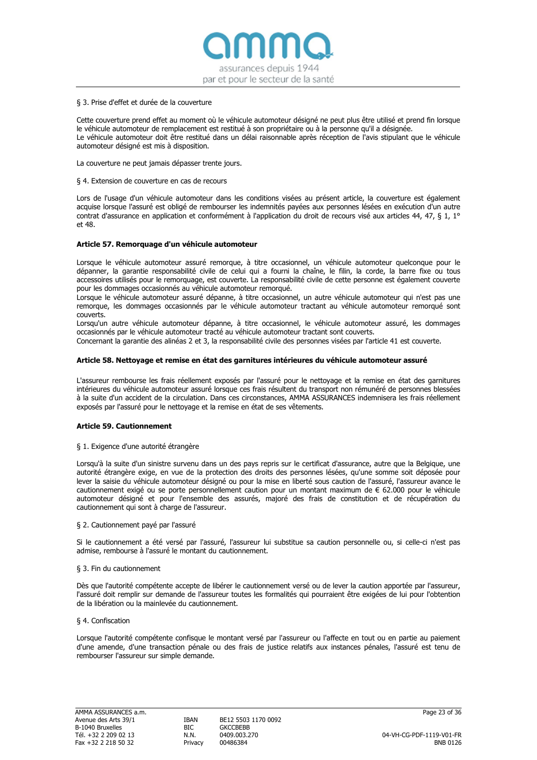§ 3. Prise d'effet et durée de la couverture

Cette couverture prend effet au moment où le véhicule automoteur désigné ne peut plus être utilisé et prend fin lorsque le véhicule automoteur de remplacement est restitué à son propriétaire ou à la personne qu'il a désignée.
Le véhicule automoteur doit être restitué dans un délai raisonnable après réception de l'avis stipulant que le véhicule automoteur désigné est mis à disposition.

La couverture ne peut jamais dépasser trente jours.

§ 4. Extension de couverture en cas de recours

Lors de l'usage d'un véhicule automoteur dans les conditions visées au présent article, la couverture est également acquise lorsque l'assuré est obligé de rembourser les indemnités payées aux personnes lésées en exécution d'un autre contrat d'assurance en application et conformément à l'application du droit de recours visé aux articles 44, 47, § 1, 1° et 48.

**Article 57. Remorquage d'un véhicule automoteur**

Lorsque le véhicule automoteur assuré remorque, à titre occasionnel, un véhicule automoteur quelconque pour le dépanner, la garantie responsabilité civile de celui qui a fourni la chaîne, le filin, la corde, la barre fixe ou tous accessoires utilisés pour le remorquage, est couverte. La responsabilité civile de cette personne est également couverte pour les dommages occasionnés au véhicule automoteur remorqué.
Lorsque le véhicule automoteur assuré dépanne, à titre occasionnel, un autre véhicule automoteur qui n'est pas une remorque, les dommages occasionnés par le véhicule automoteur tractant au véhicule automoteur remorqué sont couverts.
Lorsqu'un autre véhicule automoteur dépanne, à titre occasionnel, le véhicule automoteur assuré, les dommages occasionnés par le véhicule automoteur tracté au véhicule automoteur tractant sont couverts.
Concernant la garantie des alinéas 2 et 3, la responsabilité civile des personnes visées par l'article 41 est couverte.

**Article 58. Nettoyage et remise en état des garnitures intérieures du véhicule automoteur assuré**

L'assureur rembourse les frais réellement exposés par l'assuré pour le nettoyage et la remise en état des garnitures intérieures du véhicule automoteur assuré lorsque ces frais résultent du transport non rémunéré de personnes blessées à la suite d'un accident de la circulation. Dans ces circonstances, AMMA ASSURANCES indemnisera les frais réellement exposés par l'assuré pour le nettoyage et la remise en état de ses vêtements.

**Article 59. Cautionnement**

§ 1. Exigence d'une autorité étrangère

Lorsqu'à la suite d'un sinistre survenu dans un des pays repris sur le certificat d'assurance, autre que la Belgique, une autorité étrangère exige, en vue de la protection des droits des personnes lésées, qu'une somme soit déposée pour lever la saisie du véhicule automoteur désigné ou pour la mise en liberté sous caution de l'assuré, l'assureur avance le cautionnement exigé ou se porte personnellement caution pour un montant maximum de € 62.000 pour le véhicule automoteur désigné et pour l'ensemble des assurés, majoré des frais de constitution et de récupération du cautionnement qui sont à charge de l'assureur.

§ 2. Cautionnement payé par l'assuré

Si le cautionnement a été versé par l'assuré, l'assureur lui substitue sa caution personnelle ou, si celle-ci n'est pas admise, rembourse à l'assuré le montant du cautionnement.

§ 3. Fin du cautionnement

Dès que l'autorité compétente accepte de libérer le cautionnement versé ou de lever la caution apportée par l'assureur, l'assuré doit remplir sur demande de l'assureur toutes les formalités qui pourraient être exigées de lui pour l'obtention de la libération ou la mainlevée du cautionnement.

§ 4. Confiscation

Lorsque l'autorité compétente confisque le montant versé par l'assureur ou l'affecte en tout ou en partie au paiement d'une amende, d'une transaction pénale ou des frais de justice relatifs aux instances pénales, l'assuré est tenu de rembourser l'assureur sur simple demande.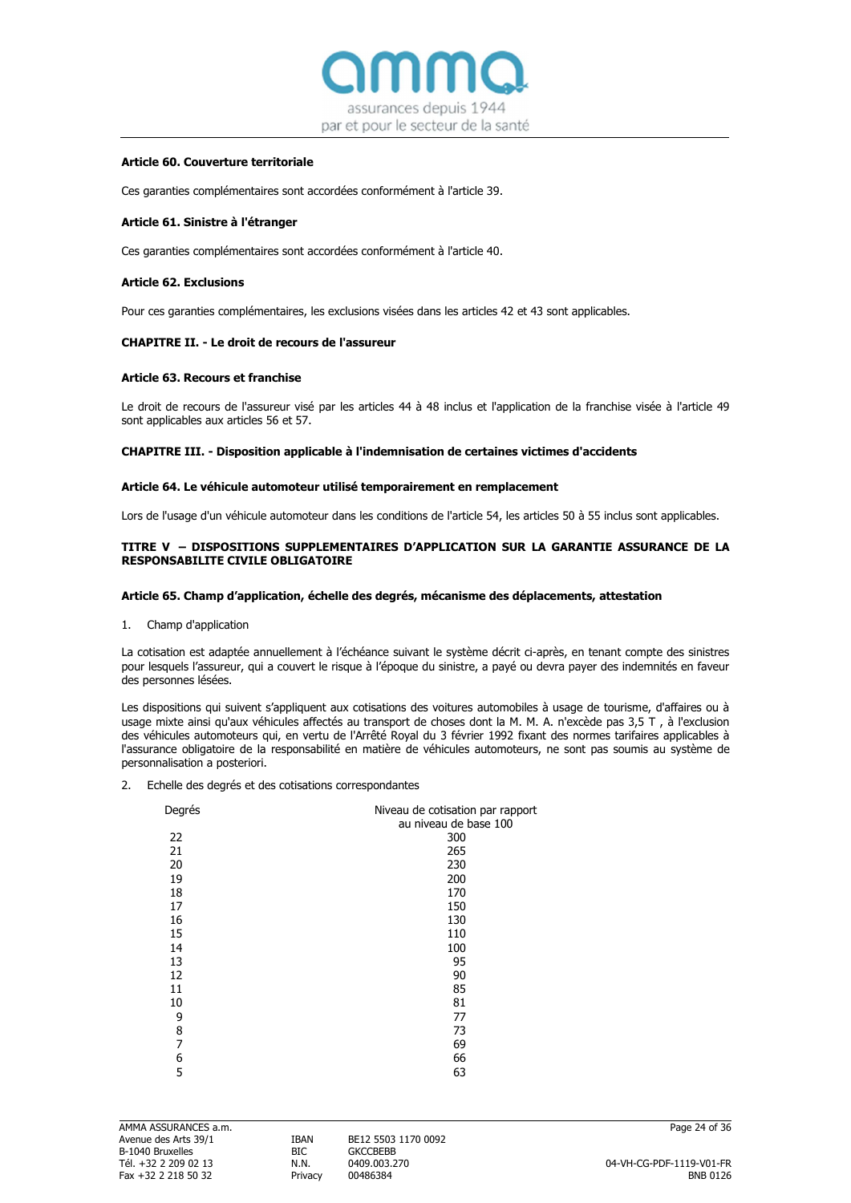### Article 60. Couverture territoriale

Ces garanties complémentaires sont accordées conformément à l'article 39.

### Article 61. Sinistre à l'étranger

Ces garanties complémentaires sont accordées conformément à l'article 40.

### Article 62. Exclusions

Pour ces garanties complémentaires, les exclusions visées dans les articles 42 et 43 sont applicables.

## CHAPITRE II. - Le droit de recours de l'assureur

### Article 63. Recours et franchise

Le droit de recours de l'assureur visé par les articles 44 à 48 inclus et l'application de la franchise visée à l'article 49 sont applicables aux articles 56 et 57.

## CHAPITRE III. - Disposition applicable à l'indemnisation de certaines victimes d'accidents

### Article 64. Le véhicule automoteur utilisé temporairement en remplacement

Lors de l'usage d'un véhicule automoteur dans les conditions de l'article 54, les articles 50 à 55 inclus sont applicables.

# TITRE V – DISPOSITIONS SUPPLEMENTAIRES D'APPLICATION SUR LA GARANTIE ASSURANCE DE LA RESPONSABILITE CIVILE OBLIGATOIRE

### Article 65. Champ d'application, échelle des degrés, mécanisme des déplacements, attestation

1. Champ d'application

La cotisation est adaptée annuellement à l'échéance suivant le système décrit ci-après, en tenant compte des sinistres pour lesquels l'assureur, qui a couvert le risque à l'époque du sinistre, a payé ou devra payer des indemnités en faveur des personnes lésées.

Les dispositions qui suivent s'appliquent aux cotisations des voitures automobiles à usage de tourisme, d'affaires ou à usage mixte ainsi qu'aux véhicules affectés au transport de choses dont la M. M. A. n'excède pas 3,5 T , à l'exclusion des véhicules automoteurs qui, en vertu de l'Arrêté Royal du 3 février 1992 fixant des normes tarifaires applicables à l'assurance obligatoire de la responsabilité en matière de véhicules automoteurs, ne sont pas soumis au système de personnalisation a posteriori.

2. Echelle des degrés et des cotisations correspondantes

| Degrés | Niveau de cotisation par rapport au niveau de base 100 |
|---|---|
| 22 | 300 |
| 21 | 265 |
| 20 | 230 |
| 19 | 200 |
| 18 | 170 |
| 17 | 150 |
| 16 | 130 |
| 15 | 110 |
| 14 | 100 |
| 13 | 95 |
| 12 | 90 |
| 11 | 85 |
| 10 | 81 |
| 9 | 77 |
| 8 | 73 |
| 7 | 69 |
| 6 | 66 |
| 5 | 63 |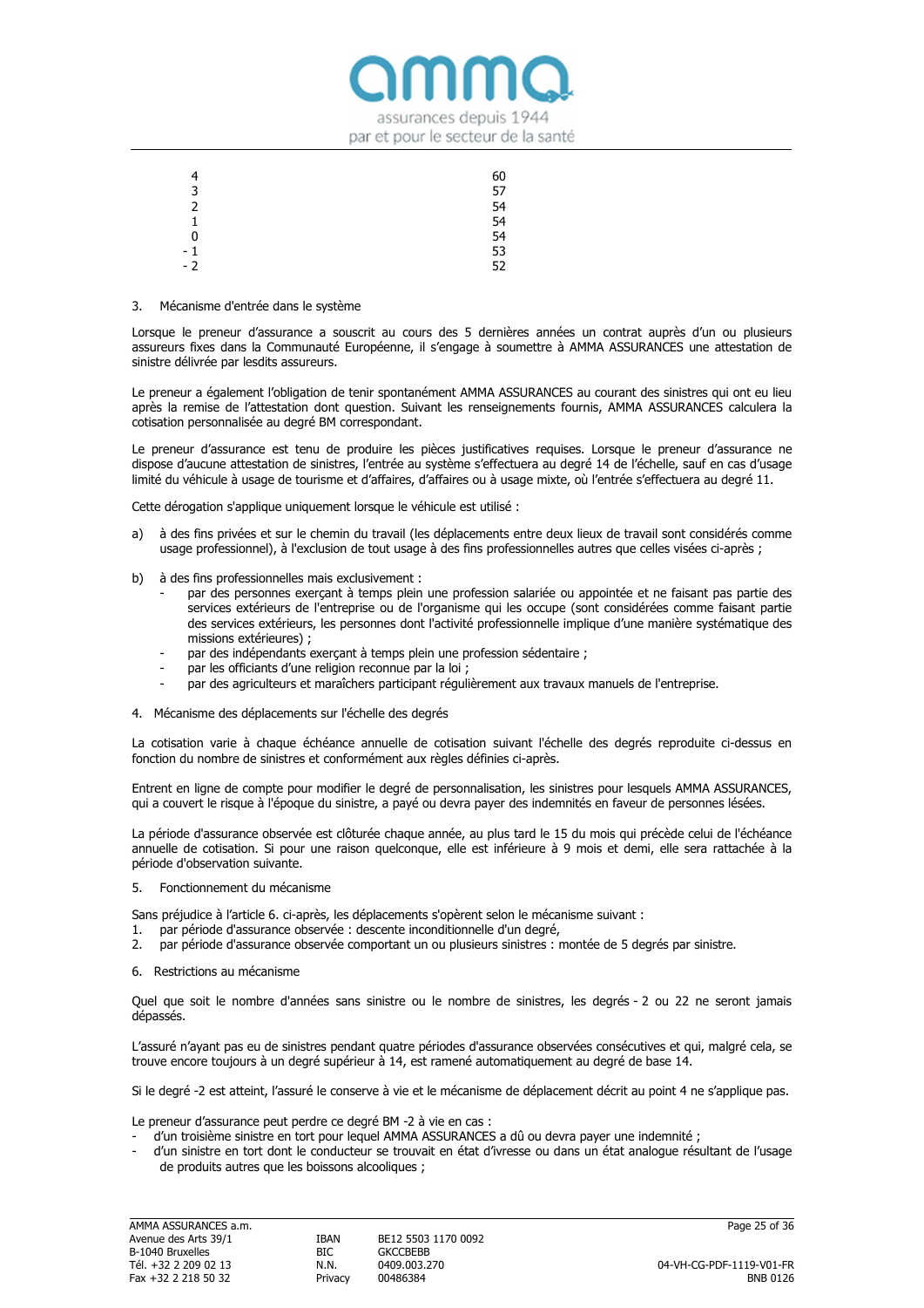| | |
|---|---|
| 4 | 60 |
| 3 | 57 |
| 2 | 54 |
| 1 | 54 |
| 0 | 54 |
| - 1 | 53 |
| - 2 | 52 |

3. Mécanisme d'entrée dans le système

Lorsque le preneur d'assurance a souscrit au cours des 5 dernières années un contrat auprès d'un ou plusieurs assureurs fixes dans la Communauté Européenne, il s'engage à soumettre à AMMA ASSURANCES une attestation de sinistre délivrée par lesdits assureurs.

Le preneur a également l'obligation de tenir spontanément AMMA ASSURANCES au courant des sinistres qui ont eu lieu après la remise de l'attestation dont question. Suivant les renseignements fournis, AMMA ASSURANCES calculera la cotisation personnalisée au degré BM correspondant.

Le preneur d'assurance est tenu de produire les pièces justificatives requises. Lorsque le preneur d'assurance ne dispose d'aucune attestation de sinistres, l'entrée au système s'effectuera au degré 14 de l'échelle, sauf en cas d'usage limité du véhicule à usage de tourisme et d'affaires, d'affaires ou à usage mixte, où l'entrée s'effectuera au degré 11.

Cette dérogation s'applique uniquement lorsque le véhicule est utilisé :

a) à des fins privées et sur le chemin du travail (les déplacements entre deux lieux de travail sont considérés comme usage professionnel), à l'exclusion de tout usage à des fins professionnelles autres que celles visées ci-après ;

b) à des fins professionnelles mais exclusivement :
   - par des personnes exerçant à temps plein une profession salariée ou appointée et ne faisant pas partie des services extérieurs de l'entreprise ou de l'organisme qui les occupe (sont considérées comme faisant partie des services extérieurs, les personnes dont l'activité professionnelle implique d'une manière systématique des missions extérieures) ;
   - par des indépendants exerçant à temps plein une profession sédentaire ;
   - par les officiants d'une religion reconnue par la loi ;
   - par des agriculteurs et maraîchers participant régulièrement aux travaux manuels de l'entreprise.

4. Mécanisme des déplacements sur l'échelle des degrés

La cotisation varie à chaque échéance annuelle de cotisation suivant l'échelle des degrés reproduite ci-dessus en fonction du nombre de sinistres et conformément aux règles définies ci-après.

Entrent en ligne de compte pour modifier le degré de personnalisation, les sinistres pour lesquels AMMA ASSURANCES, qui a couvert le risque à l'époque du sinistre, a payé ou devra payer des indemnités en faveur de personnes lésées.

La période d'assurance observée est clôturée chaque année, au plus tard le 15 du mois qui précède celui de l'échéance annuelle de cotisation. Si pour une raison quelconque, elle est inférieure à 9 mois et demi, elle sera rattachée à la période d'observation suivante.

5. Fonctionnement du mécanisme

Sans préjudice à l'article 6. ci-après, les déplacements s'opèrent selon le mécanisme suivant :

1. par période d'assurance observée : descente inconditionnelle d'un degré,
2. par période d'assurance observée comportant un ou plusieurs sinistres : montée de 5 degrés par sinistre.

6. Restrictions au mécanisme

Quel que soit le nombre d'années sans sinistre ou le nombre de sinistres, les degrés - 2 ou 22 ne seront jamais dépassés.

L'assuré n'ayant pas eu de sinistres pendant quatre périodes d'assurance observées consécutives et qui, malgré cela, se trouve encore toujours à un degré supérieur à 14, est ramené automatiquement au degré de base 14.

Si le degré -2 est atteint, l'assuré le conserve à vie et le mécanisme de déplacement décrit au point 4 ne s'applique pas.

Le preneur d'assurance peut perdre ce degré BM -2 à vie en cas :

- d'un troisième sinistre en tort pour lequel AMMA ASSURANCES a dû ou devra payer une indemnité ;
- d'un sinistre en tort dont le conducteur se trouvait en état d'ivresse ou dans un état analogue résultant de l'usage de produits autres que les boissons alcooliques ;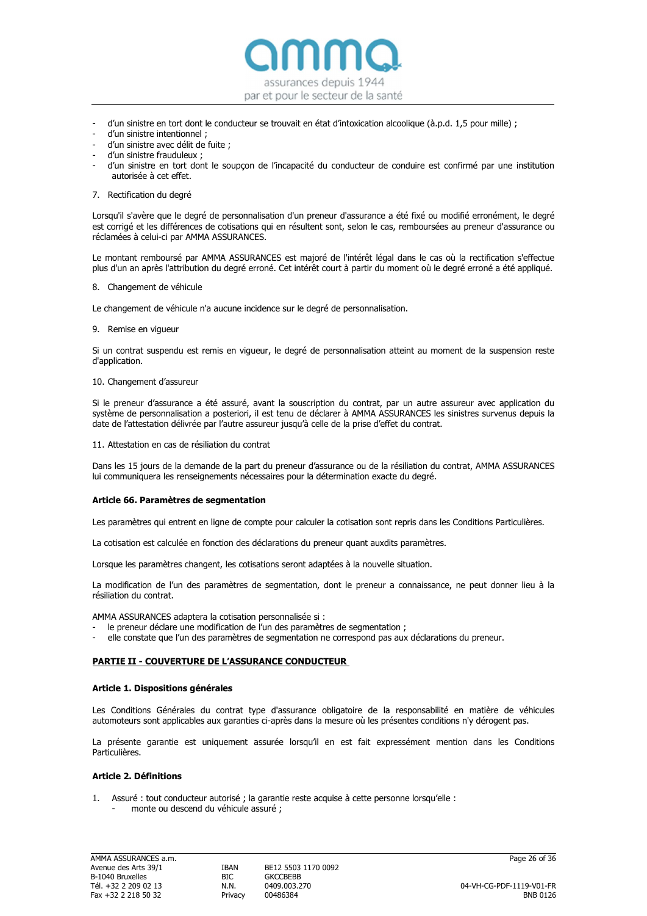- d'un sinistre en tort dont le conducteur se trouvait en état d'intoxication alcoolique (à.p.d. 1,5 pour mille) ;
- d'un sinistre intentionnel ;
- d'un sinistre avec délit de fuite ;
- d'un sinistre frauduleux ;
- d'un sinistre en tort dont le soupçon de l'incapacité du conducteur de conduire est confirmé par une institution autorisée à cet effet.

7. Rectification du degré

Lorsqu'il s'avère que le degré de personnalisation d'un preneur d'assurance a été fixé ou modifié erronément, le degré est corrigé et les différences de cotisations qui en résultent sont, selon le cas, remboursées au preneur d'assurance ou réclamées à celui-ci par AMMA ASSURANCES.

Le montant remboursé par AMMA ASSURANCES est majoré de l'intérêt légal dans le cas où la rectification s'effectue plus d'un an après l'attribution du degré erroné. Cet intérêt court à partir du moment où le degré erroné a été appliqué.

8. Changement de véhicule

Le changement de véhicule n'a aucune incidence sur le degré de personnalisation.

9. Remise en vigueur

Si un contrat suspendu est remis en vigueur, le degré de personnalisation atteint au moment de la suspension reste d'application.

10. Changement d'assureur

Si le preneur d'assurance a été assuré, avant la souscription du contrat, par un autre assureur avec application du système de personnalisation a posteriori, il est tenu de déclarer à AMMA ASSURANCES les sinistres survenus depuis la date de l'attestation délivrée par l'autre assureur jusqu'à celle de la prise d'effet du contrat.

11. Attestation en cas de résiliation du contrat

Dans les 15 jours de la demande de la part du preneur d'assurance ou de la résiliation du contrat, AMMA ASSURANCES lui communiquera les renseignements nécessaires pour la détermination exacte du degré.

### Article 66. Paramètres de segmentation

Les paramètres qui entrent en ligne de compte pour calculer la cotisation sont repris dans les Conditions Particulières.

La cotisation est calculée en fonction des déclarations du preneur quant auxdits paramètres.

Lorsque les paramètres changent, les cotisations seront adaptées à la nouvelle situation.

La modification de l'un des paramètres de segmentation, dont le preneur a connaissance, ne peut donner lieu à la résiliation du contrat.

AMMA ASSURANCES adaptera la cotisation personnalisée si :
- le preneur déclare une modification de l'un des paramètres de segmentation ;
- elle constate que l'un des paramètres de segmentation ne correspond pas aux déclarations du preneur.

## PARTIE II - COUVERTURE DE L'ASSURANCE CONDUCTEUR

### Article 1. Dispositions générales

Les Conditions Générales du contrat type d'assurance obligatoire de la responsabilité en matière de véhicules automoteurs sont applicables aux garanties ci-après dans la mesure où les présentes conditions n'y dérogent pas.

La présente garantie est uniquement assurée lorsqu'il en est fait expressément mention dans les Conditions Particulières.

### Article 2. Définitions

1. Assuré : tout conducteur autorisé ; la garantie reste acquise à cette personne lorsqu'elle :
   - monte ou descend du véhicule assuré ;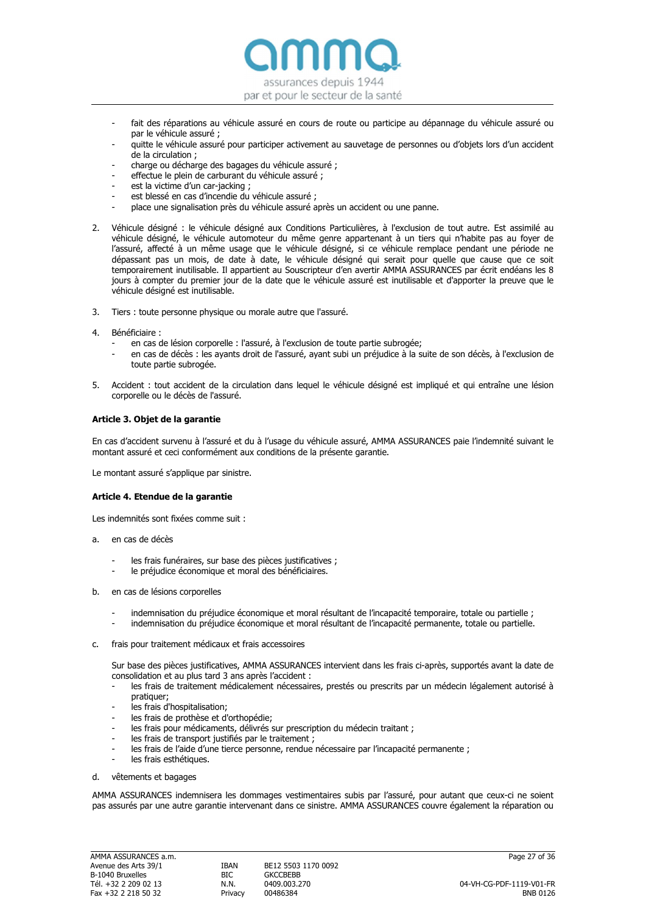- fait des réparations au véhicule assuré en cours de route ou participe au dépannage du véhicule assuré ou par le véhicule assuré ;
- quitte le véhicule assuré pour participer activement au sauvetage de personnes ou d'objets lors d'un accident de la circulation ;
- charge ou décharge des bagages du véhicule assuré ;
- effectue le plein de carburant du véhicule assuré ;
- est la victime d'un car-jacking ;
- est blessé en cas d'incendie du véhicule assuré ;
- place une signalisation près du véhicule assuré après un accident ou une panne.

2. Véhicule désigné : le véhicule désigné aux Conditions Particulières, à l'exclusion de tout autre. Est assimilé au véhicule désigné, le véhicule automoteur du même genre appartenant à un tiers qui n'habite pas au foyer de l'assuré, affecté à un même usage que le véhicule désigné, si ce véhicule remplace pendant une période ne dépassant pas un mois, de date à date, le véhicule désigné qui serait pour quelle que cause que ce soit temporairement inutilisable. Il appartient au Souscripteur d'en avertir AMMA ASSURANCES par écrit endéans les 8 jours à compter du premier jour de la date que le véhicule assuré est inutilisable et d'apporter la preuve que le véhicule désigné est inutilisable.

3. Tiers : toute personne physique ou morale autre que l'assuré.

4. Bénéficiaire :
   - en cas de lésion corporelle : l'assuré, à l'exclusion de toute partie subrogée;
   - en cas de décès : les ayants droit de l'assuré, ayant subi un préjudice à la suite de son décès, à l'exclusion de toute partie subrogée.

5. Accident : tout accident de la circulation dans lequel le véhicule désigné est impliqué et qui entraîne une lésion corporelle ou le décès de l'assuré.

**Article 3. Objet de la garantie**

En cas d'accident survenu à l'assuré et du à l'usage du véhicule assuré, AMMA ASSURANCES paie l'indemnité suivant le montant assuré et ceci conformément aux conditions de la présente garantie.

Le montant assuré s'applique par sinistre.

**Article 4. Etendue de la garantie**

Les indemnités sont fixées comme suit :

a. en cas de décès

   - les frais funéraires, sur base des pièces justificatives ;
   - le préjudice économique et moral des bénéficiaires.

b. en cas de lésions corporelles

   - indemnisation du préjudice économique et moral résultant de l'incapacité temporaire, totale ou partielle ;
   - indemnisation du préjudice économique et moral résultant de l'incapacité permanente, totale ou partielle.

c. frais pour traitement médicaux et frais accessoires

   Sur base des pièces justificatives, AMMA ASSURANCES intervient dans les frais ci-après, supportés avant la date de consolidation et au plus tard 3 ans après l'accident :
   - les frais de traitement médicalement nécessaires, prestés ou prescrits par un médecin légalement autorisé à pratiquer;
   - les frais d'hospitalisation;
   - les frais de prothèse et d'orthopédie;
   - les frais pour médicaments, délivrés sur prescription du médecin traitant ;
   - les frais de transport justifiés par le traitement ;
   - les frais de l'aide d'une tierce personne, rendue nécessaire par l'incapacité permanente ;
   - les frais esthétiques.

d. vêtements et bagages

AMMA ASSURANCES indemnisera les dommages vestimentaires subis par l'assuré, pour autant que ceux-ci ne soient pas assurés par une autre garantie intervenant dans ce sinistre. AMMA ASSURANCES couvre également la réparation ou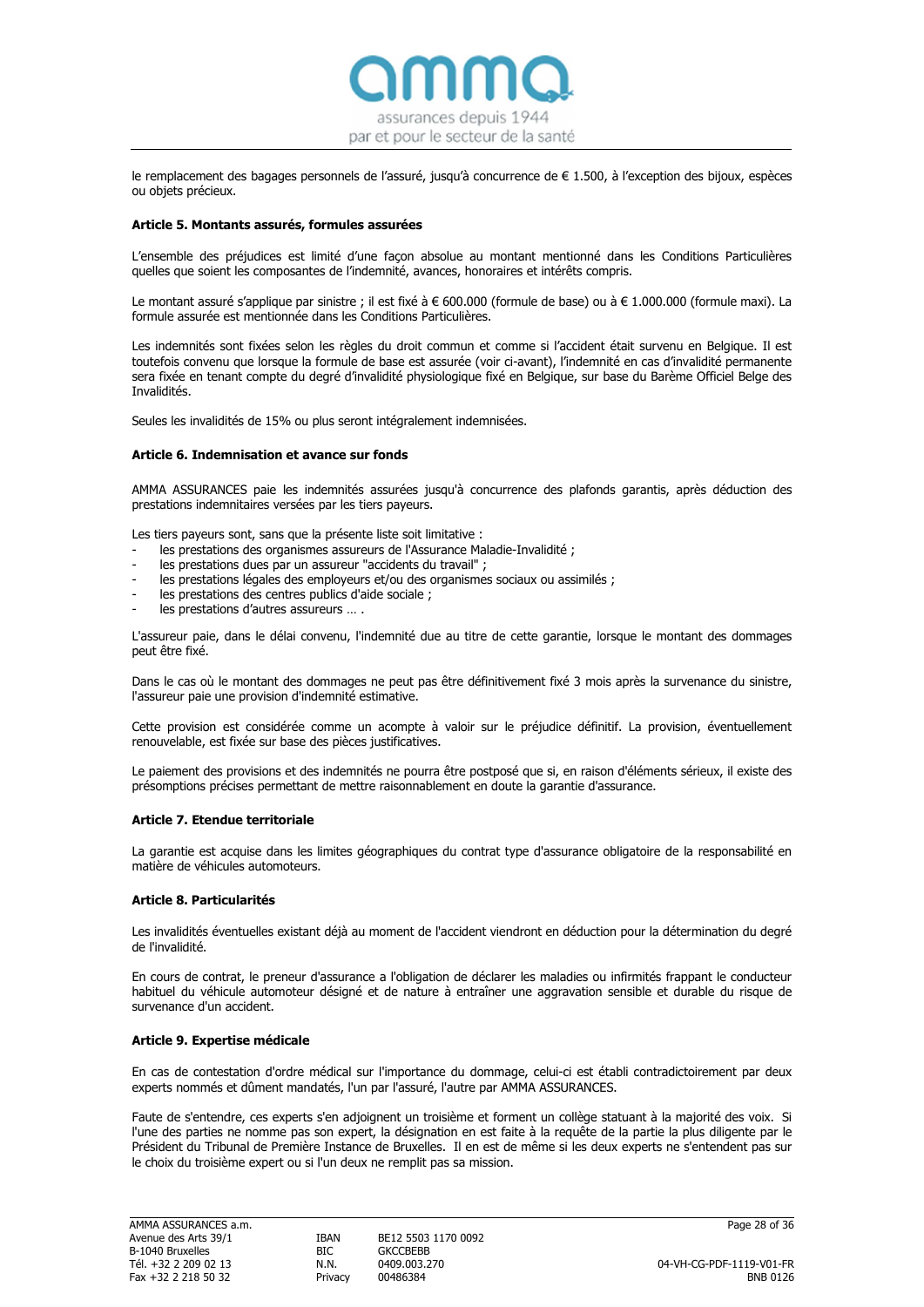le remplacement des bagages personnels de l'assuré, jusqu'à concurrence de € 1.500, à l'exception des bijoux, espèces ou objets précieux.

### Article 5. Montants assurés, formules assurées

L'ensemble des préjudices est limité d'une façon absolue au montant mentionné dans les Conditions Particulières quelles que soient les composantes de l'indemnité, avances, honoraires et intérêts compris.

Le montant assuré s'applique par sinistre ; il est fixé à € 600.000 (formule de base) ou à € 1.000.000 (formule maxi). La formule assurée est mentionnée dans les Conditions Particulières.

Les indemnités sont fixées selon les règles du droit commun et comme si l'accident était survenu en Belgique. Il est toutefois convenu que lorsque la formule de base est assurée (voir ci-avant), l'indemnité en cas d'invalidité permanente sera fixée en tenant compte du degré d'invalidité physiologique fixé en Belgique, sur base du Barème Officiel Belge des Invalidités.

Seules les invalidités de 15% ou plus seront intégralement indemnisées.

### Article 6. Indemnisation et avance sur fonds

AMMA ASSURANCES paie les indemnités assurées jusqu'à concurrence des plafonds garantis, après déduction des prestations indemnitaires versées par les tiers payeurs.

Les tiers payeurs sont, sans que la présente liste soit limitative :

- les prestations des organismes assureurs de l'Assurance Maladie-Invalidité ;
- les prestations dues par un assureur "accidents du travail" ;
- les prestations légales des employeurs et/ou des organismes sociaux ou assimilés ;
- les prestations des centres publics d'aide sociale ;
- les prestations d'autres assureurs … .

L'assureur paie, dans le délai convenu, l'indemnité due au titre de cette garantie, lorsque le montant des dommages peut être fixé.

Dans le cas où le montant des dommages ne peut pas être définitivement fixé 3 mois après la survenance du sinistre, l'assureur paie une provision d'indemnité estimative.

Cette provision est considérée comme un acompte à valoir sur le préjudice définitif. La provision, éventuellement renouvelable, est fixée sur base des pièces justificatives.

Le paiement des provisions et des indemnités ne pourra être postposé que si, en raison d'éléments sérieux, il existe des présomptions précises permettant de mettre raisonnablement en doute la garantie d'assurance.

### Article 7. Etendue territoriale

La garantie est acquise dans les limites géographiques du contrat type d'assurance obligatoire de la responsabilité en matière de véhicules automoteurs.

### Article 8. Particularités

Les invalidités éventuelles existant déjà au moment de l'accident viendront en déduction pour la détermination du degré de l'invalidité.

En cours de contrat, le preneur d'assurance a l'obligation de déclarer les maladies ou infirmités frappant le conducteur habituel du véhicule automoteur désigné et de nature à entraîner une aggravation sensible et durable du risque de survenance d'un accident.

### Article 9. Expertise médicale

En cas de contestation d'ordre médical sur l'importance du dommage, celui-ci est établi contradictoirement par deux experts nommés et dûment mandatés, l'un par l'assuré, l'autre par AMMA ASSURANCES.

Faute de s'entendre, ces experts s'en adjoignent un troisième et forment un collège statuant à la majorité des voix. Si l'une des parties ne nomme pas son expert, la désignation en est faite à la requête de la partie la plus diligente par le Président du Tribunal de Première Instance de Bruxelles. Il en est de même si les deux experts ne s'entendent pas sur le choix du troisième expert ou si l'un deux ne remplit pas sa mission.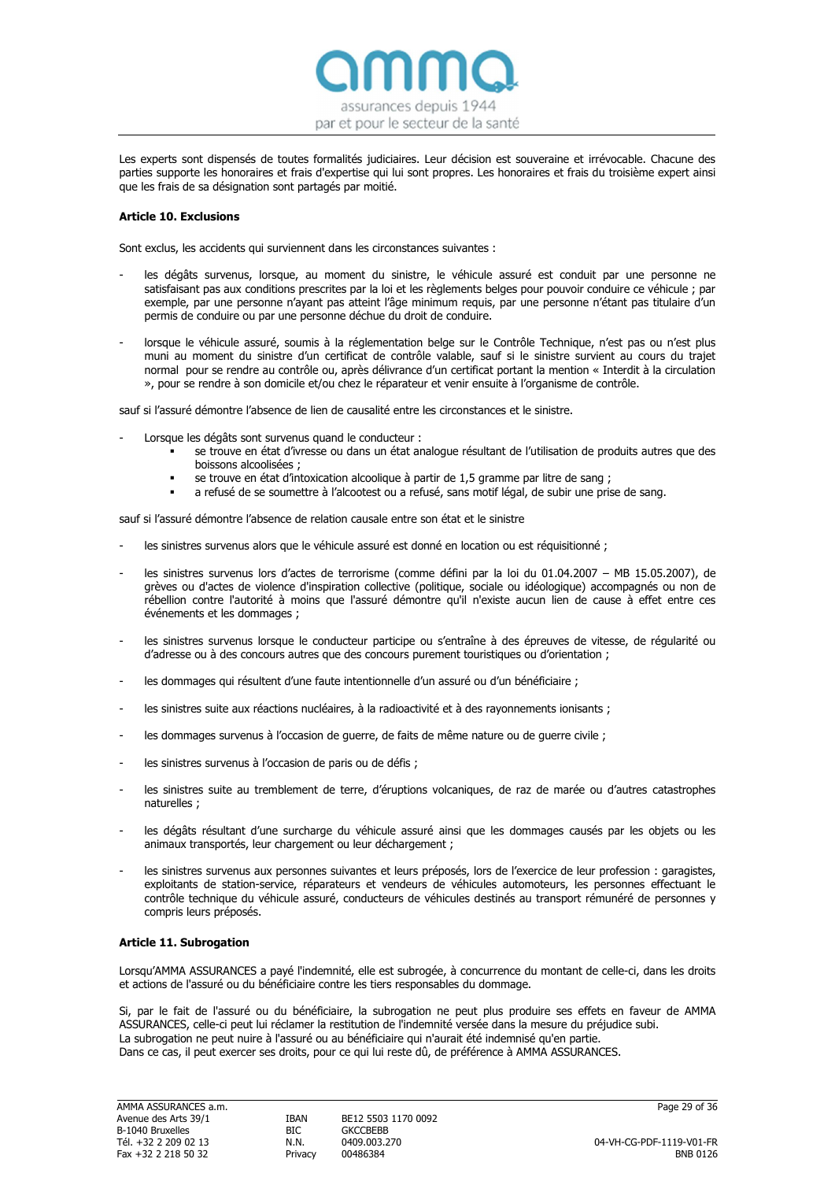Les experts sont dispensés de toutes formalités judiciaires. Leur décision est souveraine et irrévocable. Chacune des parties supporte les honoraires et frais d'expertise qui lui sont propres. Les honoraires et frais du troisième expert ainsi que les frais de sa désignation sont partagés par moitié.

**Article 10. Exclusions**

Sont exclus, les accidents qui surviennent dans les circonstances suivantes :

- les dégâts survenus, lorsque, au moment du sinistre, le véhicule assuré est conduit par une personne ne satisfaisant pas aux conditions prescrites par la loi et les règlements belges pour pouvoir conduire ce véhicule ; par exemple, par une personne n'ayant pas atteint l'âge minimum requis, par une personne n'étant pas titulaire d'un permis de conduire ou par une personne déchue du droit de conduire.

- lorsque le véhicule assuré, soumis à la réglementation belge sur le Contrôle Technique, n'est pas ou n'est plus muni au moment du sinistre d'un certificat de contrôle valable, sauf si le sinistre survient au cours du trajet normal pour se rendre au contrôle ou, après délivrance d'un certificat portant la mention « Interdit à la circulation », pour se rendre à son domicile et/ou chez le réparateur et venir ensuite à l'organisme de contrôle.

sauf si l'assuré démontre l'absence de lien de causalité entre les circonstances et le sinistre.

- Lorsque les dégâts sont survenus quand le conducteur :
  - se trouve en état d'ivresse ou dans un état analogue résultant de l'utilisation de produits autres que des boissons alcoolisées ;
  - se trouve en état d'intoxication alcoolique à partir de 1,5 gramme par litre de sang ;
  - a refusé de se soumettre à l'alcootest ou a refusé, sans motif légal, de subir une prise de sang.

sauf si l'assuré démontre l'absence de relation causale entre son état et le sinistre

- les sinistres survenus alors que le véhicule assuré est donné en location ou est réquisitionné ;

- les sinistres survenus lors d'actes de terrorisme (comme défini par la loi du 01.04.2007 – MB 15.05.2007), de grèves ou d'actes de violence d'inspiration collective (politique, sociale ou idéologique) accompagnés ou non de rébellion contre l'autorité à moins que l'assuré démontre qu'il n'existe aucun lien de cause à effet entre ces événements et les dommages ;

- les sinistres survenus lorsque le conducteur participe ou s'entraîne à des épreuves de vitesse, de régularité ou d'adresse ou à des concours autres que des concours purement touristiques ou d'orientation ;

- les dommages qui résultent d'une faute intentionnelle d'un assuré ou d'un bénéficiaire ;

- les sinistres suite aux réactions nucléaires, à la radioactivité et à des rayonnements ionisants ;

- les dommages survenus à l'occasion de guerre, de faits de même nature ou de guerre civile ;

- les sinistres survenus à l'occasion de paris ou de défis ;

- les sinistres suite au tremblement de terre, d'éruptions volcaniques, de raz de marée ou d'autres catastrophes naturelles ;

- les dégâts résultant d'une surcharge du véhicule assuré ainsi que les dommages causés par les objets ou les animaux transportés, leur chargement ou leur déchargement ;

- les sinistres survenus aux personnes suivantes et leurs préposés, lors de l'exercice de leur profession : garagistes, exploitants de station-service, réparateurs et vendeurs de véhicules automoteurs, les personnes effectuant le contrôle technique du véhicule assuré, conducteurs de véhicules destinés au transport rémunéré de personnes y compris leurs préposés.

**Article 11. Subrogation**

Lorsqu'AMMA ASSURANCES a payé l'indemnité, elle est subrogée, à concurrence du montant de celle-ci, dans les droits et actions de l'assuré ou du bénéficiaire contre les tiers responsables du dommage.

Si, par le fait de l'assuré ou du bénéficiaire, la subrogation ne peut plus produire ses effets en faveur de AMMA ASSURANCES, celle-ci peut lui réclamer la restitution de l'indemnité versée dans la mesure du préjudice subi.
La subrogation ne peut nuire à l'assuré ou au bénéficiaire qui n'aurait été indemnisé qu'en partie.
Dans ce cas, il peut exercer ses droits, pour ce qui lui reste dû, de préférence à AMMA ASSURANCES.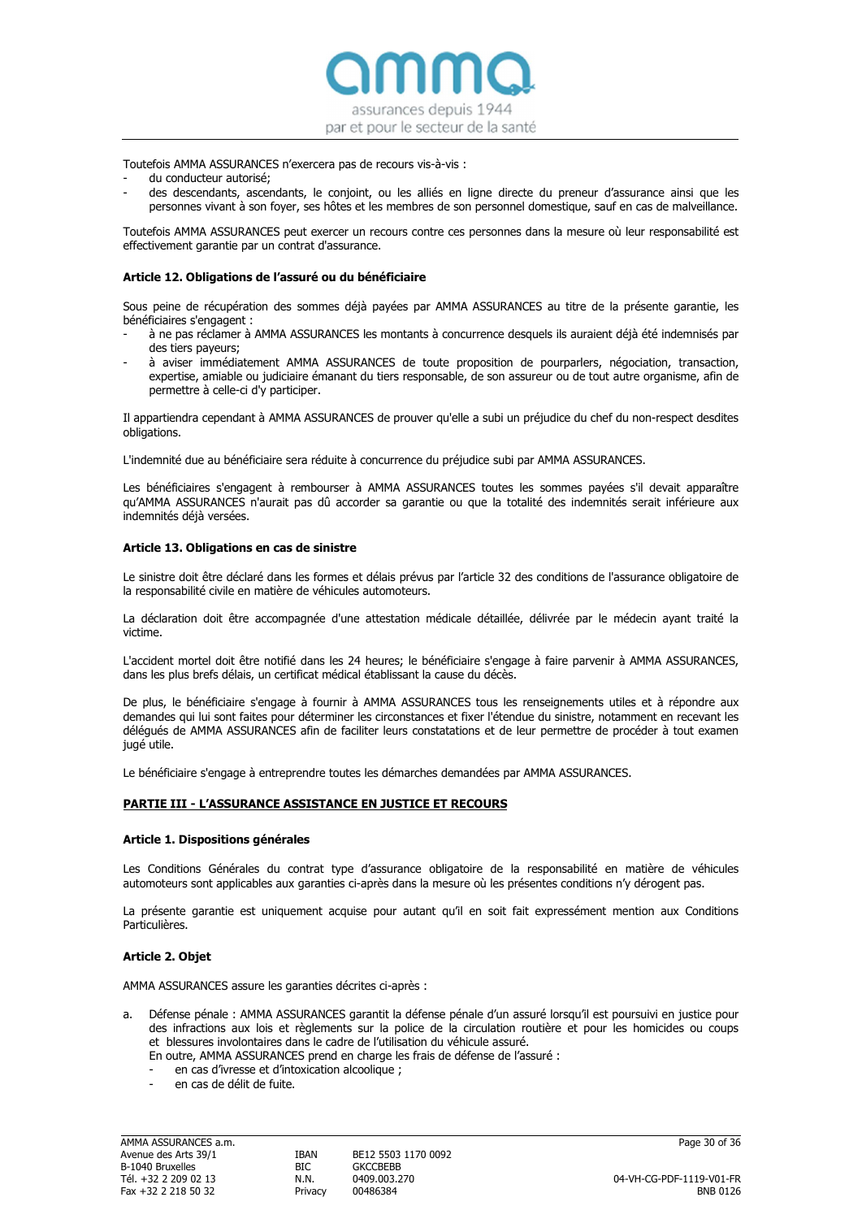Toutefois AMMA ASSURANCES n'exercera pas de recours vis-à-vis :

- du conducteur autorisé;
- des descendants, ascendants, le conjoint, ou les alliés en ligne directe du preneur d'assurance ainsi que les personnes vivant à son foyer, ses hôtes et les membres de son personnel domestique, sauf en cas de malveillance.

Toutefois AMMA ASSURANCES peut exercer un recours contre ces personnes dans la mesure où leur responsabilité est effectivement garantie par un contrat d'assurance.

### Article 12. Obligations de l'assuré ou du bénéficiaire

Sous peine de récupération des sommes déjà payées par AMMA ASSURANCES au titre de la présente garantie, les bénéficiaires s'engagent :

- à ne pas réclamer à AMMA ASSURANCES les montants à concurrence desquels ils auraient déjà été indemnisés par des tiers payeurs;
- à aviser immédiatement AMMA ASSURANCES de toute proposition de pourparlers, négociation, transaction, expertise, amiable ou judiciaire émanant du tiers responsable, de son assureur ou de tout autre organisme, afin de permettre à celle-ci d'y participer.

Il appartiendra cependant à AMMA ASSURANCES de prouver qu'elle a subi un préjudice du chef du non-respect desdites obligations.

L'indemnité due au bénéficiaire sera réduite à concurrence du préjudice subi par AMMA ASSURANCES.

Les bénéficiaires s'engagent à rembourser à AMMA ASSURANCES toutes les sommes payées s'il devait apparaître qu'AMMA ASSURANCES n'aurait pas dû accorder sa garantie ou que la totalité des indemnités serait inférieure aux indemnités déjà versées.

### Article 13. Obligations en cas de sinistre

Le sinistre doit être déclaré dans les formes et délais prévus par l'article 32 des conditions de l'assurance obligatoire de la responsabilité civile en matière de véhicules automoteurs.

La déclaration doit être accompagnée d'une attestation médicale détaillée, délivrée par le médecin ayant traité la victime.

L'accident mortel doit être notifié dans les 24 heures; le bénéficiaire s'engage à faire parvenir à AMMA ASSURANCES, dans les plus brefs délais, un certificat médical établissant la cause du décès.

De plus, le bénéficiaire s'engage à fournir à AMMA ASSURANCES tous les renseignements utiles et à répondre aux demandes qui lui sont faites pour déterminer les circonstances et fixer l'étendue du sinistre, notamment en recevant les délégués de AMMA ASSURANCES afin de faciliter leurs constatations et de leur permettre de procéder à tout examen jugé utile.

Le bénéficiaire s'engage à entreprendre toutes les démarches demandées par AMMA ASSURANCES.

## PARTIE III - L'ASSURANCE ASSISTANCE EN JUSTICE ET RECOURS

### Article 1. Dispositions générales

Les Conditions Générales du contrat type d'assurance obligatoire de la responsabilité en matière de véhicules automoteurs sont applicables aux garanties ci-après dans la mesure où les présentes conditions n'y dérogent pas.

La présente garantie est uniquement acquise pour autant qu'il en soit fait expressément mention aux Conditions Particulières.

### Article 2. Objet

AMMA ASSURANCES assure les garanties décrites ci-après :

a. Défense pénale : AMMA ASSURANCES garantit la défense pénale d'un assuré lorsqu'il est poursuivi en justice pour des infractions aux lois et règlements sur la police de la circulation routière et pour les homicides ou coups et blessures involontaires dans le cadre de l'utilisation du véhicule assuré.
   En outre, AMMA ASSURANCES prend en charge les frais de défense de l'assuré :
   - en cas d'ivresse et d'intoxication alcoolique ;
   - en cas de délit de fuite.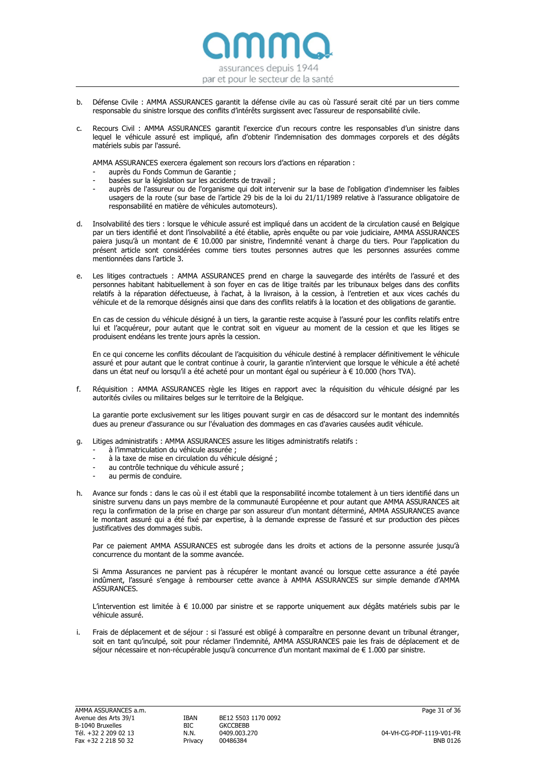b. Défense Civile : AMMA ASSURANCES garantit la défense civile au cas où l'assuré serait cité par un tiers comme responsable du sinistre lorsque des conflits d'intérêts surgissent avec l'assureur de responsabilité civile.

c. Recours Civil : AMMA ASSURANCES garantit l'exercice d'un recours contre les responsables d'un sinistre dans lequel le véhicule assuré est impliqué, afin d'obtenir l'indemnisation des dommages corporels et des dégâts matériels subis par l'assuré.

   AMMA ASSURANCES exercera également son recours lors d'actions en réparation :
   - auprès du Fonds Commun de Garantie ;
   - basées sur la législation sur les accidents de travail ;
   - auprès de l'assureur ou de l'organisme qui doit intervenir sur la base de l'obligation d'indemniser les faibles usagers de la route (sur base de l'article 29 bis de la loi du 21/11/1989 relative à l'assurance obligatoire de responsabilité en matière de véhicules automoteurs).

d. Insolvabilité des tiers : lorsque le véhicule assuré est impliqué dans un accident de la circulation causé en Belgique par un tiers identifié et dont l'insolvabilité a été établie, après enquête ou par voie judiciaire, AMMA ASSURANCES paiera jusqu'à un montant de € 10.000 par sinistre, l'indemnité venant à charge du tiers. Pour l'application du présent article sont considérées comme tiers toutes personnes autres que les personnes assurées comme mentionnées dans l'article 3.

e. Les litiges contractuels : AMMA ASSURANCES prend en charge la sauvegarde des intérêts de l'assuré et des personnes habitant habituellement à son foyer en cas de litige traités par les tribunaux belges dans des conflits relatifs à la réparation défectueuse, à l'achat, à la livraison, à la cession, à l'entretien et aux vices cachés du véhicule et de la remorque désignés ainsi que dans des conflits relatifs à la location et des obligations de garantie.

   En cas de cession du véhicule désigné à un tiers, la garantie reste acquise à l'assuré pour les conflits relatifs entre lui et l'acquéreur, pour autant que le contrat soit en vigueur au moment de la cession et que les litiges se produisent endéans les trente jours après la cession.

   En ce qui concerne les conflits découlant de l'acquisition du véhicule destiné à remplacer définitivement le véhicule assuré et pour autant que le contrat continue à courir, la garantie n'intervient que lorsque le véhicule a été acheté dans un état neuf ou lorsqu'il a été acheté pour un montant égal ou supérieur à € 10.000 (hors TVA).

f. Réquisition : AMMA ASSURANCES règle les litiges en rapport avec la réquisition du véhicule désigné par les autorités civiles ou militaires belges sur le territoire de la Belgique.

   La garantie porte exclusivement sur les litiges pouvant surgir en cas de désaccord sur le montant des indemnités dues au preneur d'assurance ou sur l'évaluation des dommages en cas d'avaries causées audit véhicule.

g. Litiges administratifs : AMMA ASSURANCES assure les litiges administratifs relatifs :
   - à l'immatriculation du véhicule assurée ;
   - à la taxe de mise en circulation du véhicule désigné ;
   - au contrôle technique du véhicule assuré ;
   - au permis de conduire.

h. Avance sur fonds : dans le cas où il est établi que la responsabilité incombe totalement à un tiers identifié dans un sinistre survenu dans un pays membre de la communauté Européenne et pour autant que AMMA ASSURANCES ait reçu la confirmation de la prise en charge par son assureur d'un montant déterminé, AMMA ASSURANCES avance le montant assuré qui a été fixé par expertise, à la demande expresse de l'assuré et sur production des pièces justificatives des dommages subis.

   Par ce paiement AMMA ASSURANCES est subrogée dans les droits et actions de la personne assurée jusqu'à concurrence du montant de la somme avancée.

   Si Amma Assurances ne parvient pas à récupérer le montant avancé ou lorsque cette assurance a été payée indûment, l'assuré s'engage à rembourser cette avance à AMMA ASSURANCES sur simple demande d'AMMA ASSURANCES.

   L'intervention est limitée à € 10.000 par sinistre et se rapporte uniquement aux dégâts matériels subis par le véhicule assuré.

i. Frais de déplacement et de séjour : si l'assuré est obligé à comparaître en personne devant un tribunal étranger, soit en tant qu'inculpé, soit pour réclamer l'indemnité, AMMA ASSURANCES paie les frais de déplacement et de séjour nécessaire et non-récupérable jusqu'à concurrence d'un montant maximal de € 1.000 par sinistre.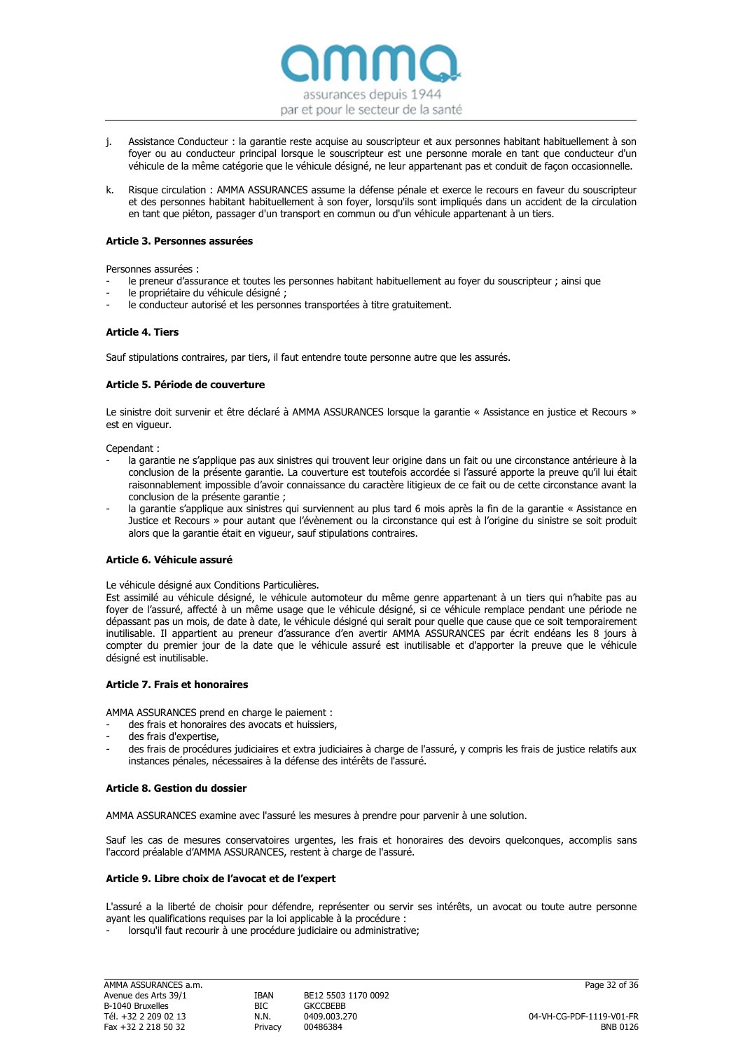j. Assistance Conducteur : la garantie reste acquise au souscripteur et aux personnes habitant habituellement à son foyer ou au conducteur principal lorsque le souscripteur est une personne morale en tant que conducteur d'un véhicule de la même catégorie que le véhicule désigné, ne leur appartenant pas et conduit de façon occasionnelle.

k. Risque circulation : AMMA ASSURANCES assume la défense pénale et exerce le recours en faveur du souscripteur et des personnes habitant habituellement à son foyer, lorsqu'ils sont impliqués dans un accident de la circulation en tant que piéton, passager d'un transport en commun ou d'un véhicule appartenant à un tiers.

#### Article 3. Personnes assurées

Personnes assurées :

- le preneur d'assurance et toutes les personnes habitant habituellement au foyer du souscripteur ; ainsi que
- le propriétaire du véhicule désigné ;
- le conducteur autorisé et les personnes transportées à titre gratuitement.

#### Article 4. Tiers

Sauf stipulations contraires, par tiers, il faut entendre toute personne autre que les assurés.

#### Article 5. Période de couverture

Le sinistre doit survenir et être déclaré à AMMA ASSURANCES lorsque la garantie « Assistance en justice et Recours » est en vigueur.

Cependant :

- la garantie ne s'applique pas aux sinistres qui trouvent leur origine dans un fait ou une circonstance antérieure à la conclusion de la présente garantie. La couverture est toutefois accordée si l'assuré apporte la preuve qu'il lui était raisonnablement impossible d'avoir connaissance du caractère litigieux de ce fait ou de cette circonstance avant la conclusion de la présente garantie ;
- la garantie s'applique aux sinistres qui surviennent au plus tard 6 mois après la fin de la garantie « Assistance en Justice et Recours » pour autant que l'évènement ou la circonstance qui est à l'origine du sinistre se soit produit alors que la garantie était en vigueur, sauf stipulations contraires.

#### Article 6. Véhicule assuré

Le véhicule désigné aux Conditions Particulières.
Est assimilé au véhicule désigné, le véhicule automoteur du même genre appartenant à un tiers qui n'habite pas au foyer de l'assuré, affecté à un même usage que le véhicule désigné, si ce véhicule remplace pendant une période ne dépassant pas un mois, de date à date, le véhicule désigné qui serait pour quelle que cause que ce soit temporairement inutilisable. Il appartient au preneur d'assurance d'en avertir AMMA ASSURANCES par écrit endéans les 8 jours à compter du premier jour de la date que le véhicule assuré est inutilisable et d'apporter la preuve que le véhicule désigné est inutilisable.

#### Article 7. Frais et honoraires

AMMA ASSURANCES prend en charge le paiement :

- des frais et honoraires des avocats et huissiers,
- des frais d'expertise,
- des frais de procédures judiciaires et extra judiciaires à charge de l'assuré, y compris les frais de justice relatifs aux instances pénales, nécessaires à la défense des intérêts de l'assuré.

#### Article 8. Gestion du dossier

AMMA ASSURANCES examine avec l'assuré les mesures à prendre pour parvenir à une solution.

Sauf les cas de mesures conservatoires urgentes, les frais et honoraires des devoirs quelconques, accomplis sans l'accord préalable d'AMMA ASSURANCES, restent à charge de l'assuré.

#### Article 9. Libre choix de l'avocat et de l'expert

L'assuré a la liberté de choisir pour défendre, représenter ou servir ses intérêts, un avocat ou toute autre personne ayant les qualifications requises par la loi applicable à la procédure :

- lorsqu'il faut recourir à une procédure judiciaire ou administrative;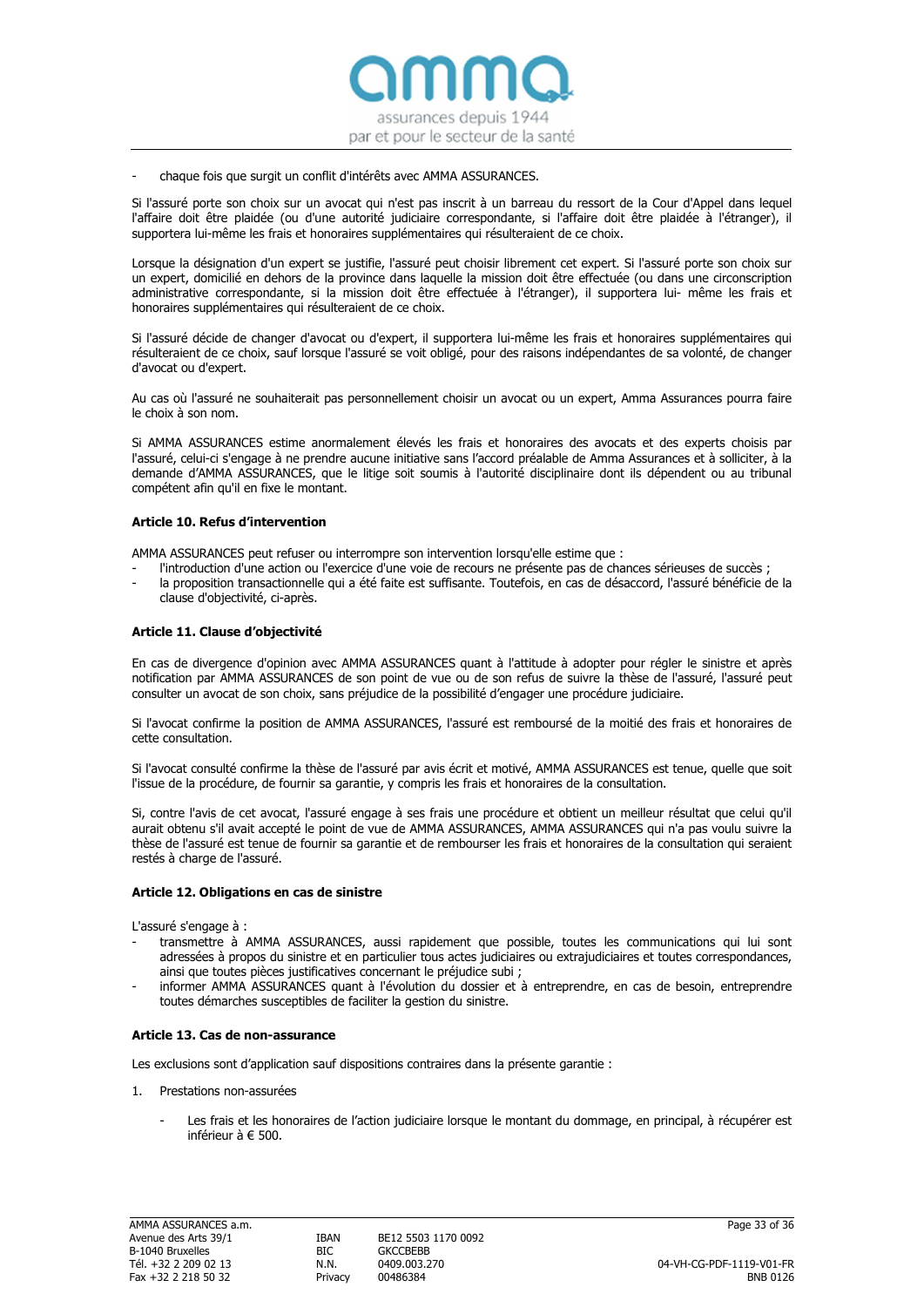- chaque fois que surgit un conflit d'intérêts avec AMMA ASSURANCES.

Si l'assuré porte son choix sur un avocat qui n'est pas inscrit à un barreau du ressort de la Cour d'Appel dans lequel l'affaire doit être plaidée (ou d'une autorité judiciaire correspondante, si l'affaire doit être plaidée à l'étranger), il supportera lui-même les frais et honoraires supplémentaires qui résulteraient de ce choix.

Lorsque la désignation d'un expert se justifie, l'assuré peut choisir librement cet expert. Si l'assuré porte son choix sur un expert, domicilié en dehors de la province dans laquelle la mission doit être effectuée (ou dans une circonscription administrative correspondante, si la mission doit être effectuée à l'étranger), il supportera lui- même les frais et honoraires supplémentaires qui résulteraient de ce choix.

Si l'assuré décide de changer d'avocat ou d'expert, il supportera lui-même les frais et honoraires supplémentaires qui résulteraient de ce choix, sauf lorsque l'assuré se voit obligé, pour des raisons indépendantes de sa volonté, de changer d'avocat ou d'expert.

Au cas où l'assuré ne souhaiterait pas personnellement choisir un avocat ou un expert, Amma Assurances pourra faire le choix à son nom.

Si AMMA ASSURANCES estime anormalement élevés les frais et honoraires des avocats et des experts choisis par l'assuré, celui-ci s'engage à ne prendre aucune initiative sans l'accord préalable de Amma Assurances et à solliciter, à la demande d'AMMA ASSURANCES, que le litige soit soumis à l'autorité disciplinaire dont ils dépendent ou au tribunal compétent afin qu'il en fixe le montant.

### Article 10. Refus d'intervention

AMMA ASSURANCES peut refuser ou interrompre son intervention lorsqu'elle estime que :

- l'introduction d'une action ou l'exercice d'une voie de recours ne présente pas de chances sérieuses de succès ;
- la proposition transactionnelle qui a été faite est suffisante. Toutefois, en cas de désaccord, l'assuré bénéficie de la clause d'objectivité, ci-après.

### Article 11. Clause d'objectivité

En cas de divergence d'opinion avec AMMA ASSURANCES quant à l'attitude à adopter pour régler le sinistre et après notification par AMMA ASSURANCES de son point de vue ou de son refus de suivre la thèse de l'assuré, l'assuré peut consulter un avocat de son choix, sans préjudice de la possibilité d'engager une procédure judiciaire.

Si l'avocat confirme la position de AMMA ASSURANCES, l'assuré est remboursé de la moitié des frais et honoraires de cette consultation.

Si l'avocat consulté confirme la thèse de l'assuré par avis écrit et motivé, AMMA ASSURANCES est tenue, quelle que soit l'issue de la procédure, de fournir sa garantie, y compris les frais et honoraires de la consultation.

Si, contre l'avis de cet avocat, l'assuré engage à ses frais une procédure et obtient un meilleur résultat que celui qu'il aurait obtenu s'il avait accepté le point de vue de AMMA ASSURANCES, AMMA ASSURANCES qui n'a pas voulu suivre la thèse de l'assuré est tenue de fournir sa garantie et de rembourser les frais et honoraires de la consultation qui seraient restés à charge de l'assuré.

### Article 12. Obligations en cas de sinistre

L'assuré s'engage à :

- transmettre à AMMA ASSURANCES, aussi rapidement que possible, toutes les communications qui lui sont adressées à propos du sinistre et en particulier tous actes judiciaires ou extrajudiciaires et toutes correspondances, ainsi que toutes pièces justificatives concernant le préjudice subi ;
- informer AMMA ASSURANCES quant à l'évolution du dossier et à entreprendre, en cas de besoin, entreprendre toutes démarches susceptibles de faciliter la gestion du sinistre.

### Article 13. Cas de non-assurance

Les exclusions sont d'application sauf dispositions contraires dans la présente garantie :

1. Prestations non-assurées

   - Les frais et les honoraires de l'action judiciaire lorsque le montant du dommage, en principal, à récupérer est inférieur à € 500.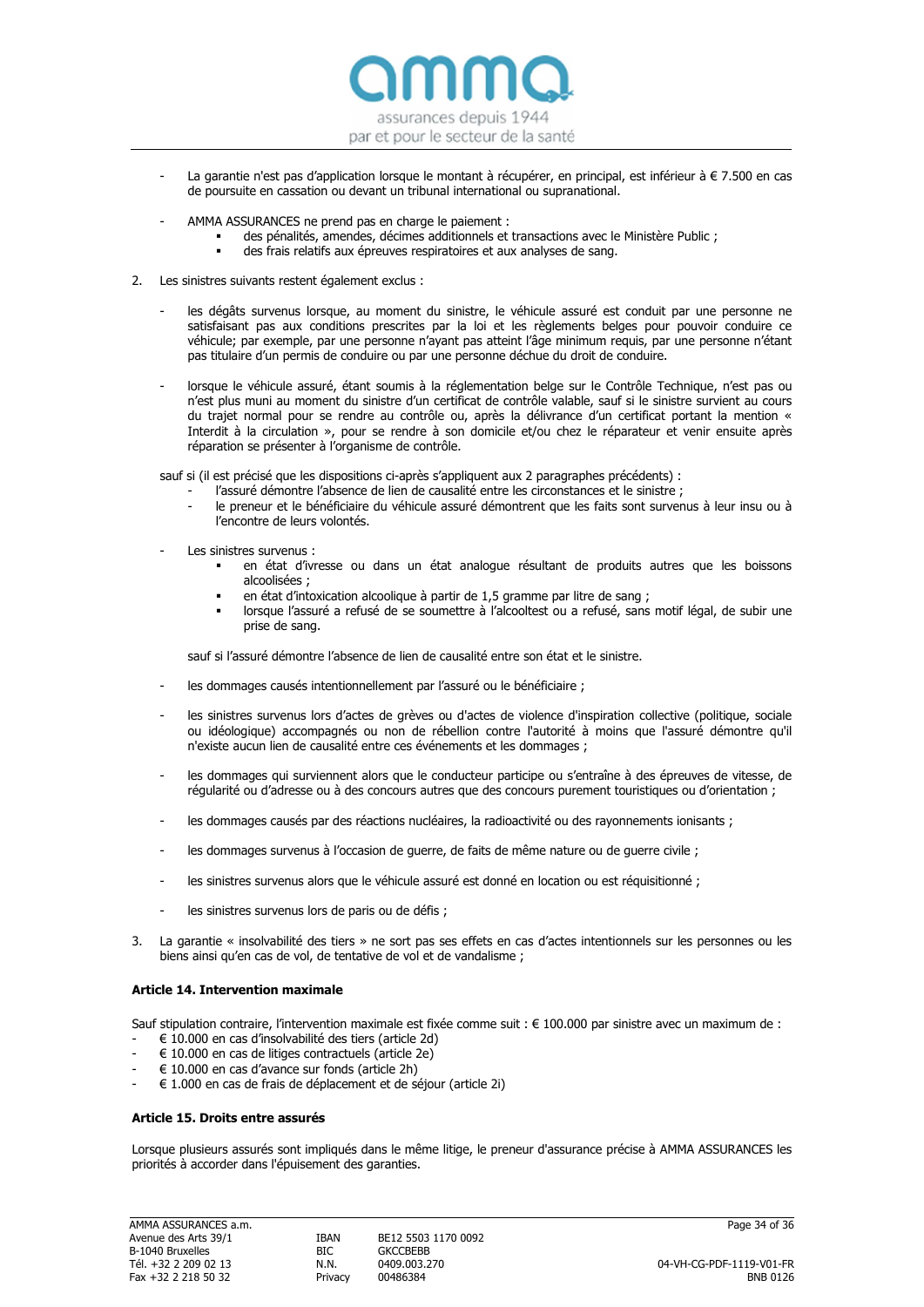- La garantie n'est pas d'application lorsque le montant à récupérer, en principal, est inférieur à € 7.500 en cas de poursuite en cassation ou devant un tribunal international ou supranational.

- AMMA ASSURANCES ne prend pas en charge le paiement :
  - des pénalités, amendes, décimes additionnels et transactions avec le Ministère Public ;
  - des frais relatifs aux épreuves respiratoires et aux analyses de sang.

2. Les sinistres suivants restent également exclus :

   - les dégâts survenus lorsque, au moment du sinistre, le véhicule assuré est conduit par une personne ne satisfaisant pas aux conditions prescrites par la loi et les règlements belges pour pouvoir conduire ce véhicule; par exemple, par une personne n'ayant pas atteint l'âge minimum requis, par une personne n'étant pas titulaire d'un permis de conduire ou par une personne déchue du droit de conduire.

   - lorsque le véhicule assuré, étant soumis à la réglementation belge sur le Contrôle Technique, n'est pas ou n'est plus muni au moment du sinistre d'un certificat de contrôle valable, sauf si le sinistre survient au cours du trajet normal pour se rendre au contrôle ou, après la délivrance d'un certificat portant la mention « Interdit à la circulation », pour se rendre à son domicile et/ou chez le réparateur et venir ensuite après réparation se présenter à l'organisme de contrôle.

   sauf si (il est précisé que les dispositions ci-après s'appliquent aux 2 paragraphes précédents) :
   - l'assuré démontre l'absence de lien de causalité entre les circonstances et le sinistre ;
   - le preneur et le bénéficiaire du véhicule assuré démontrent que les faits sont survenus à leur insu ou à l'encontre de leurs volontés.

   - Les sinistres survenus :
     - en état d'ivresse ou dans un état analogue résultant de produits autres que les boissons alcoolisées ;
     - en état d'intoxication alcoolique à partir de 1,5 gramme par litre de sang ;
     - lorsque l'assuré a refusé de se soumettre à l'alcooltest ou a refusé, sans motif légal, de subir une prise de sang.

     sauf si l'assuré démontre l'absence de lien de causalité entre son état et le sinistre.

   - les dommages causés intentionnellement par l'assuré ou le bénéficiaire ;

   - les sinistres survenus lors d'actes de grèves ou d'actes de violence d'inspiration collective (politique, sociale ou idéologique) accompagnés ou non de rébellion contre l'autorité à moins que l'assuré démontre qu'il n'existe aucun lien de causalité entre ces événements et les dommages ;

   - les dommages qui surviennent alors que le conducteur participe ou s'entraîne à des épreuves de vitesse, de régularité ou d'adresse ou à des concours autres que des concours purement touristiques ou d'orientation ;

   - les dommages causés par des réactions nucléaires, la radioactivité ou des rayonnements ionisants ;

   - les dommages survenus à l'occasion de guerre, de faits de même nature ou de guerre civile ;

   - les sinistres survenus alors que le véhicule assuré est donné en location ou est réquisitionné ;

   - les sinistres survenus lors de paris ou de défis ;

3. La garantie « insolvabilité des tiers » ne sort pas ses effets en cas d'actes intentionnels sur les personnes ou les biens ainsi qu'en cas de vol, de tentative de vol et de vandalisme ;

### Article 14. Intervention maximale

Sauf stipulation contraire, l'intervention maximale est fixée comme suit : € 100.000 par sinistre avec un maximum de :
- € 10.000 en cas d'insolvabilité des tiers (article 2d)
- € 10.000 en cas de litiges contractuels (article 2e)
- € 10.000 en cas d'avance sur fonds (article 2h)
- € 1.000 en cas de frais de déplacement et de séjour (article 2i)

### Article 15. Droits entre assurés

Lorsque plusieurs assurés sont impliqués dans le même litige, le preneur d'assurance précise à AMMA ASSURANCES les priorités à accorder dans l'épuisement des garanties.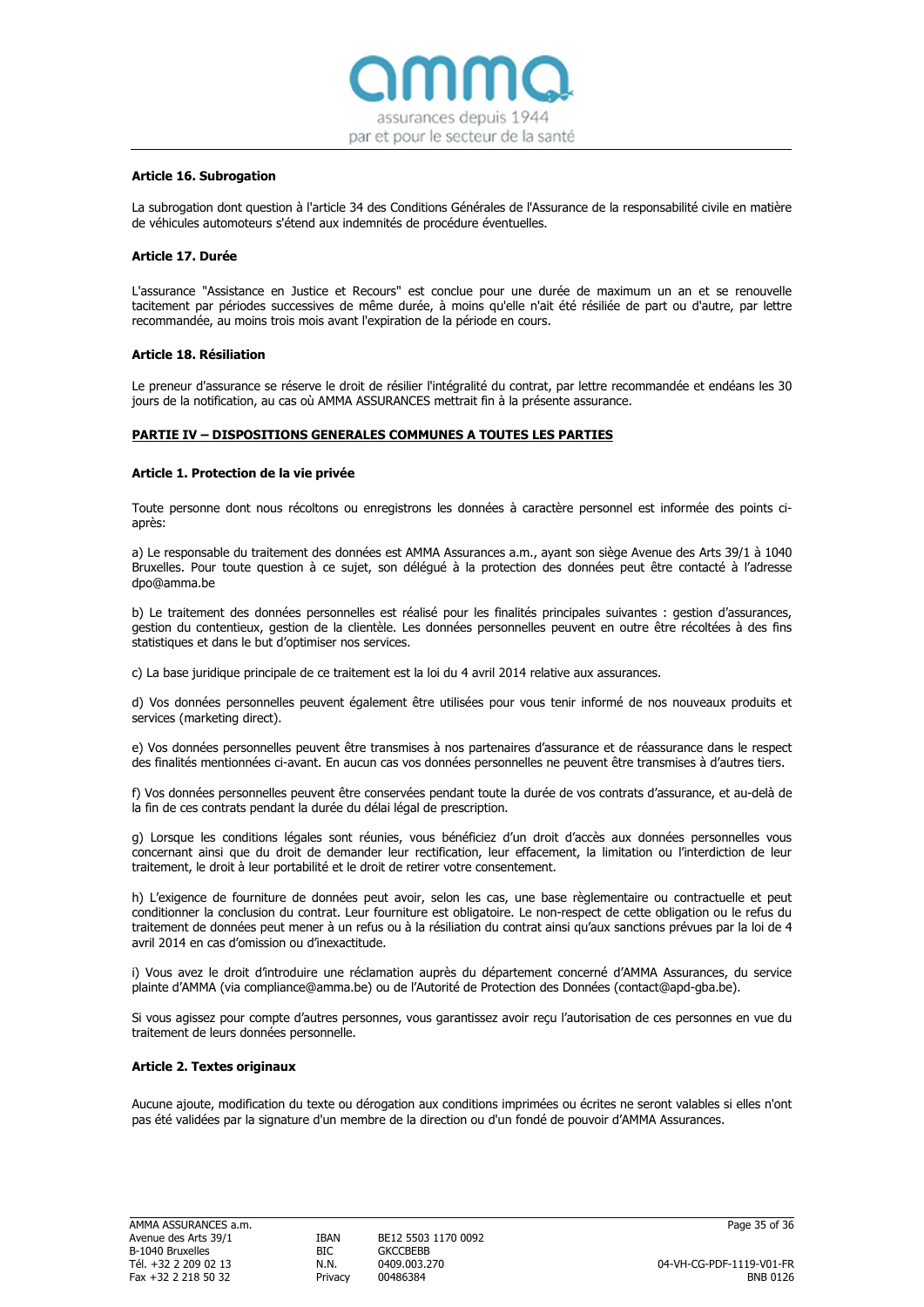### Article 16. Subrogation

La subrogation dont question à l'article 34 des Conditions Générales de l'Assurance de la responsabilité civile en matière de véhicules automoteurs s'étend aux indemnités de procédure éventuelles.

### Article 17. Durée

L'assurance "Assistance en Justice et Recours" est conclue pour une durée de maximum un an et se renouvelle tacitement par périodes successives de même durée, à moins qu'elle n'ait été résiliée de part ou d'autre, par lettre recommandée, au moins trois mois avant l'expiration de la période en cours.

### Article 18. Résiliation

Le preneur d'assurance se réserve le droit de résilier l'intégralité du contrat, par lettre recommandée et endéans les 30 jours de la notification, au cas où AMMA ASSURANCES mettrait fin à la présente assurance.

## PARTIE IV – DISPOSITIONS GENERALES COMMUNES A TOUTES LES PARTIES

### Article 1. Protection de la vie privée

Toute personne dont nous récoltons ou enregistrons les données à caractère personnel est informée des points ci-après:

a) Le responsable du traitement des données est AMMA Assurances a.m., ayant son siège Avenue des Arts 39/1 à 1040 Bruxelles. Pour toute question à ce sujet, son délégué à la protection des données peut être contacté à l'adresse dpo@amma.be

b) Le traitement des données personnelles est réalisé pour les finalités principales suivantes : gestion d'assurances, gestion du contentieux, gestion de la clientèle. Les données personnelles peuvent en outre être récoltées à des fins statistiques et dans le but d'optimiser nos services.

c) La base juridique principale de ce traitement est la loi du 4 avril 2014 relative aux assurances.

d) Vos données personnelles peuvent également être utilisées pour vous tenir informé de nos nouveaux produits et services (marketing direct).

e) Vos données personnelles peuvent être transmises à nos partenaires d'assurance et de réassurance dans le respect des finalités mentionnées ci-avant. En aucun cas vos données personnelles ne peuvent être transmises à d'autres tiers.

f) Vos données personnelles peuvent être conservées pendant toute la durée de vos contrats d'assurance, et au-delà de la fin de ces contrats pendant la durée du délai légal de prescription.

g) Lorsque les conditions légales sont réunies, vous bénéficiez d'un droit d'accès aux données personnelles vous concernant ainsi que du droit de demander leur rectification, leur effacement, la limitation ou l'interdiction de leur traitement, le droit à leur portabilité et le droit de retirer votre consentement.

h) L'exigence de fourniture de données peut avoir, selon les cas, une base règlementaire ou contractuelle et peut conditionner la conclusion du contrat. Leur fourniture est obligatoire. Le non-respect de cette obligation ou le refus du traitement de données peut mener à un refus ou à la résiliation du contrat ainsi qu'aux sanctions prévues par la loi de 4 avril 2014 en cas d'omission ou d'inexactitude.

i) Vous avez le droit d'introduire une réclamation auprès du département concerné d'AMMA Assurances, du service plainte d'AMMA (via compliance@amma.be) ou de l'Autorité de Protection des Données (contact@apd-gba.be).

Si vous agissez pour compte d'autres personnes, vous garantissez avoir reçu l'autorisation de ces personnes en vue du traitement de leurs données personnelle.

### Article 2. Textes originaux

Aucune ajoute, modification du texte ou dérogation aux conditions imprimées ou écrites ne seront valables si elles n'ont pas été validées par la signature d'un membre de la direction ou d'un fondé de pouvoir d'AMMA Assurances.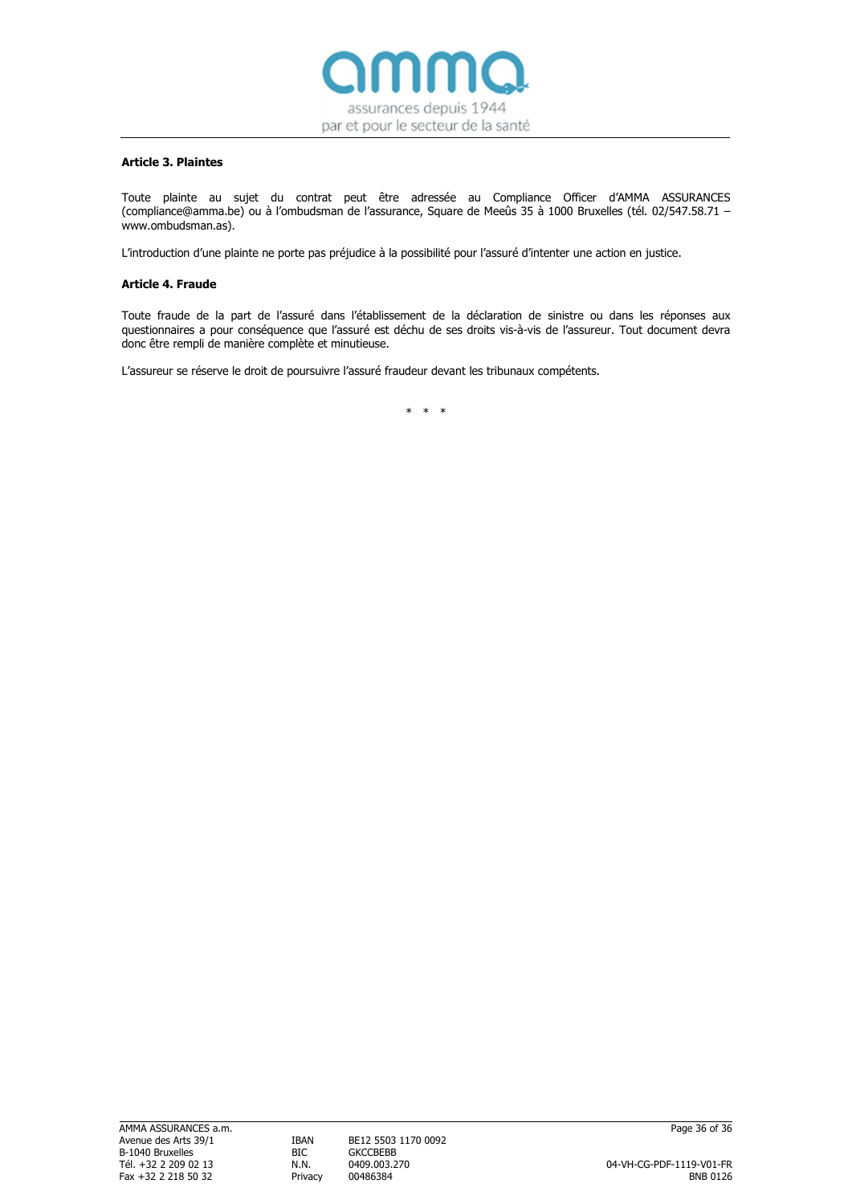**Article 3. Plaintes**

Toute plainte au sujet du contrat peut être adressée au Compliance Officer d'AMMA ASSURANCES (compliance@amma.be) ou à l'ombudsman de l'assurance, Square de Meeûs 35 à 1000 Bruxelles (tél. 02/547.58.71 – www.ombudsman.as).

L'introduction d'une plainte ne porte pas préjudice à la possibilité pour l'assuré d'intenter une action en justice.

**Article 4. Fraude**

Toute fraude de la part de l'assuré dans l'établissement de la déclaration de sinistre ou dans les réponses aux questionnaires a pour conséquence que l'assuré est déchu de ses droits vis-à-vis de l'assureur. Tout document devra donc être rempli de manière complète et minutieuse.

L'assureur se réserve le droit de poursuivre l'assuré fraudeur devant les tribunaux compétents.

\* \* \*